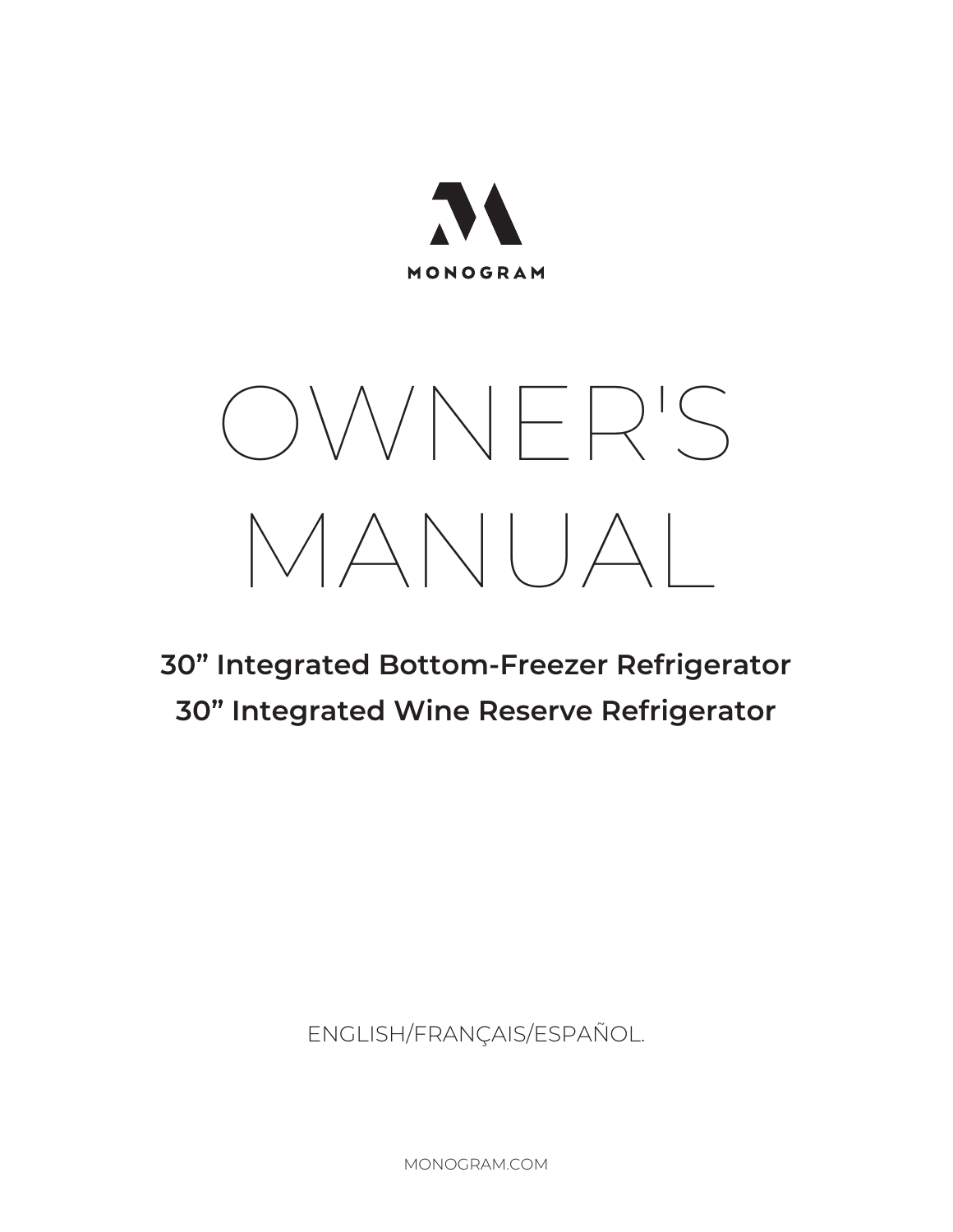MONOGRAM

# OWNER'S MANUAL

**30” Integrated Bottom-Freezer Refrigerator**

**30” Integrated Wine Reserve Refrigerator**

ENGLISH/FRANÇAIS/ESPAÑOL.

MONOGRAM.COM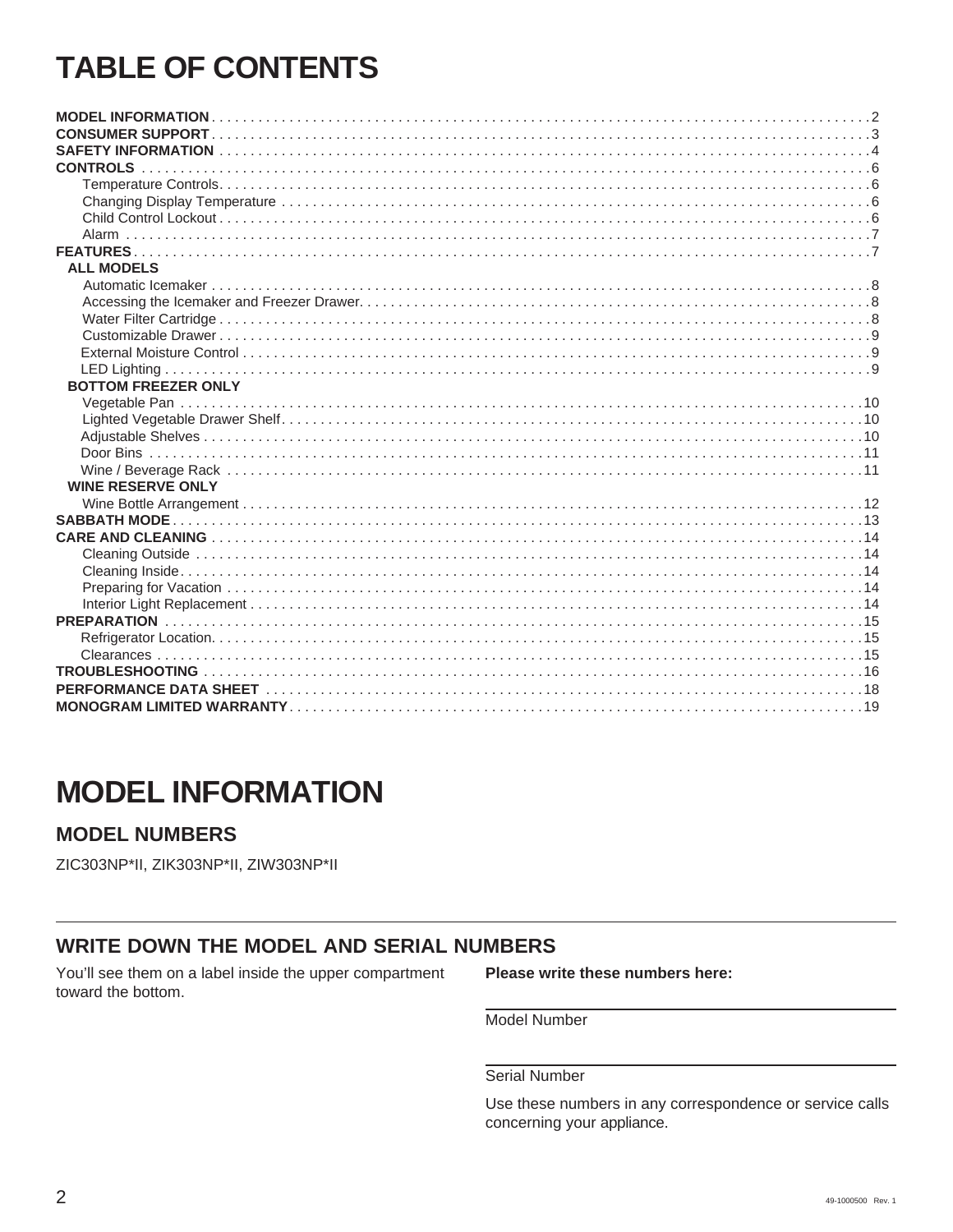# TABLE OF CONTENTS

**MODEL INFORMATION** . . . . . 2
**CONSUMER SUPPORT** . . . . . 3
**SAFETY INFORMATION** . . . . . 4
**CONTROLS** . . . . . 6
- Temperature Controls . . . . . 6
- Changing Display Temperature . . . . . 6
- Child Control Lockout . . . . . 6
- Alarm . . . . . 7

**FEATURES** . . . . . 7

**ALL MODELS**
- Automatic Icemaker . . . . . 8
- Accessing the Icemaker and Freezer Drawer . . . . . 8
- Water Filter Cartridge . . . . . 8
- Customizable Drawer . . . . . 9
- External Moisture Control . . . . . 9
- LED Lighting . . . . . 9

**BOTTOM FREEZER ONLY**
- Vegetable Pan . . . . . 10
- Lighted Vegetable Drawer Shelf . . . . . 10
- Adjustable Shelves . . . . . 10
- Door Bins . . . . . 11
- Wine / Beverage Rack . . . . . 11

**WINE RESERVE ONLY**
- Wine Bottle Arrangement . . . . . 12

**SABBATH MODE** . . . . . 13
**CARE AND CLEANING** . . . . . 14
- Cleaning Outside . . . . . 14
- Cleaning Inside . . . . . 14
- Preparing for Vacation . . . . . 14
- Interior Light Replacement . . . . . 14

**PREPARATION** . . . . . 15
- Refrigerator Location . . . . . 15
- Clearances . . . . . 15

**TROUBLESHOOTING** . . . . . 16
**PERFORMANCE DATA SHEET** . . . . . 18
**MONOGRAM LIMITED WARRANTY** . . . . . 19

# MODEL INFORMATION

## MODEL NUMBERS

ZIC303NP*II, ZIK303NP*II, ZIW303NP*II

## WRITE DOWN THE MODEL AND SERIAL NUMBERS

You'll see them on a label inside the upper compartment toward the bottom.

**Please write these numbers here:**

Model Number ____________________

Serial Number ____________________

Use these numbers in any correspondence or service calls concerning your appliance.

49-1000500 Rev. 1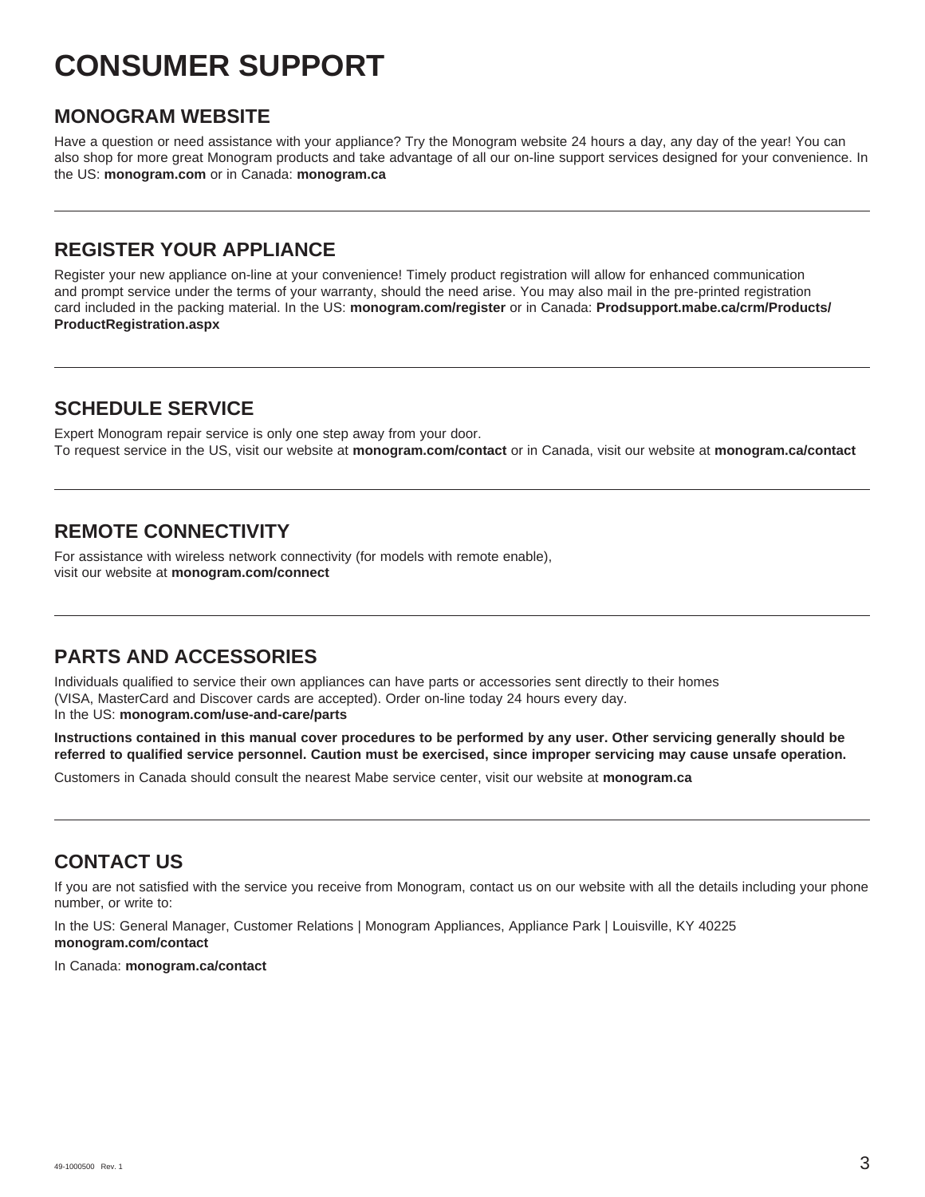# CONSUMER SUPPORT

## MONOGRAM WEBSITE

Have a question or need assistance with your appliance? Try the Monogram website 24 hours a day, any day of the year! You can also shop for more great Monogram products and take advantage of all our on-line support services designed for your convenience. In the US: **monogram.com** or in Canada: **monogram.ca**

---

## REGISTER YOUR APPLIANCE

Register your new appliance on-line at your convenience! Timely product registration will allow for enhanced communication and prompt service under the terms of your warranty, should the need arise. You may also mail in the pre-printed registration card included in the packing material. In the US: **monogram.com/register** or in Canada: **Prodsupport.mabe.ca/crm/Products/ProductRegistration.aspx**

---

## SCHEDULE SERVICE

Expert Monogram repair service is only one step away from your door.
To request service in the US, visit our website at **monogram.com/contact** or in Canada, visit our website at **monogram.ca/contact**

---

## REMOTE CONNECTIVITY

For assistance with wireless network connectivity (for models with remote enable), visit our website at **monogram.com/connect**

---

## PARTS AND ACCESSORIES

Individuals qualified to service their own appliances can have parts or accessories sent directly to their homes (VISA, MasterCard and Discover cards are accepted). Order on-line today 24 hours every day.
In the US: **monogram.com/use-and-care/parts**

**Instructions contained in this manual cover procedures to be performed by any user. Other servicing generally should be referred to qualified service personnel. Caution must be exercised, since improper servicing may cause unsafe operation.**

Customers in Canada should consult the nearest Mabe service center, visit our website at **monogram.ca**

---

## CONTACT US

If you are not satisfied with the service you receive from Monogram, contact us on our website with all the details including your phone number, or write to:

In the US: General Manager, Customer Relations | Monogram Appliances, Appliance Park | Louisville, KY 40225
**monogram.com/contact**

In Canada: **monogram.ca/contact**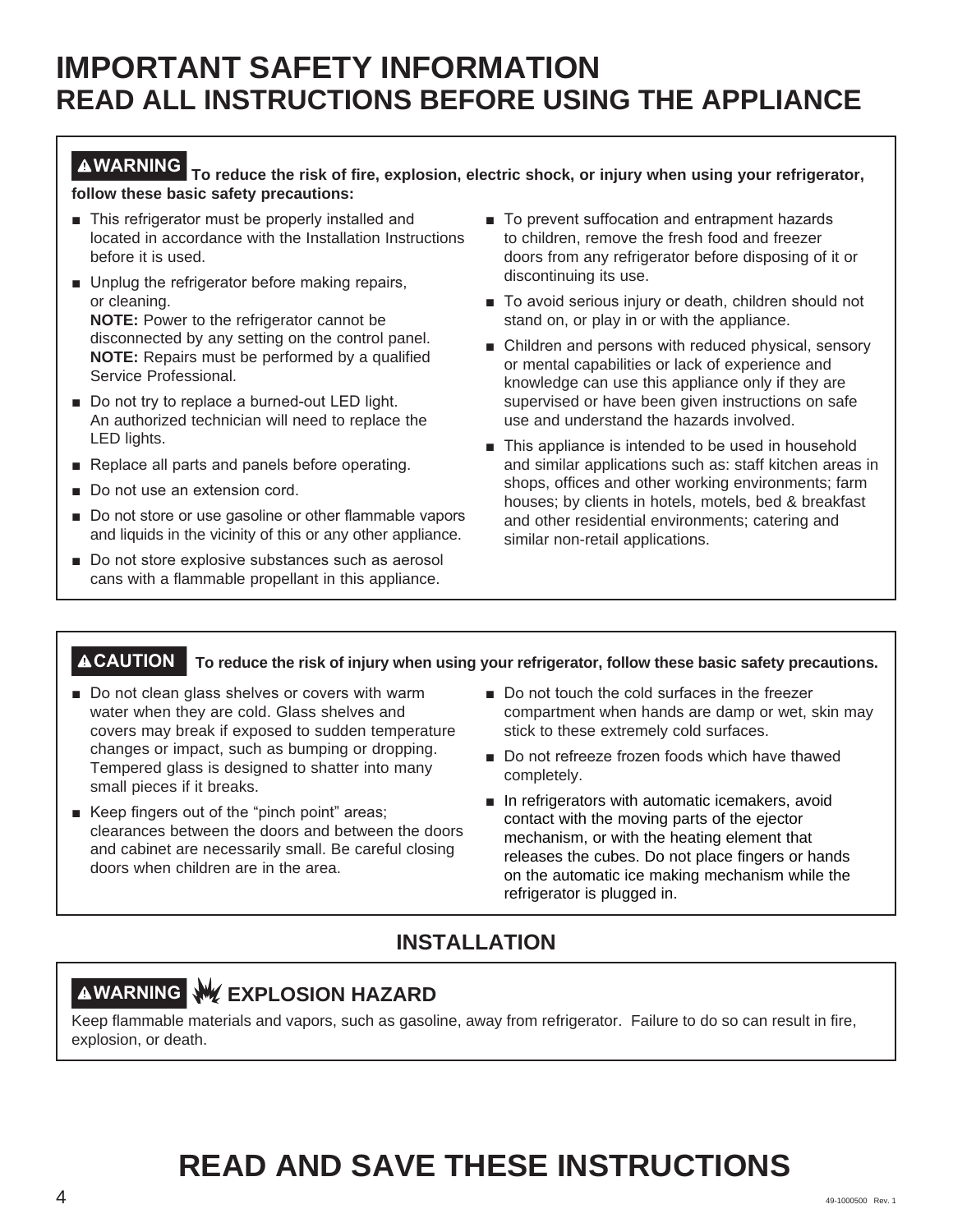# IMPORTANT SAFETY INFORMATION
## READ ALL INSTRUCTIONS BEFORE USING THE APPLIANCE

**⚠WARNING To reduce the risk of fire, explosion, electric shock, or injury when using your refrigerator, follow these basic safety precautions:**

- This refrigerator must be properly installed and located in accordance with the Installation Instructions before it is used.
- Unplug the refrigerator before making repairs, or cleaning.
  **NOTE:** Power to the refrigerator cannot be disconnected by any setting on the control panel.
  **NOTE:** Repairs must be performed by a qualified Service Professional.
- Do not try to replace a burned-out LED light. An authorized technician will need to replace the LED lights.
- Replace all parts and panels before operating.
- Do not use an extension cord.
- Do not store or use gasoline or other flammable vapors and liquids in the vicinity of this or any other appliance.
- Do not store explosive substances such as aerosol cans with a flammable propellant in this appliance.
- To prevent suffocation and entrapment hazards to children, remove the fresh food and freezer doors from any refrigerator before disposing of it or discontinuing its use.
- To avoid serious injury or death, children should not stand on, or play in or with the appliance.
- Children and persons with reduced physical, sensory or mental capabilities or lack of experience and knowledge can use this appliance only if they are supervised or have been given instructions on safe use and understand the hazards involved.
- This appliance is intended to be used in household and similar applications such as: staff kitchen areas in shops, offices and other working environments; farm houses; by clients in hotels, motels, bed & breakfast and other residential environments; catering and similar non-retail applications.

**⚠CAUTION To reduce the risk of injury when using your refrigerator, follow these basic safety precautions.**

- Do not clean glass shelves or covers with warm water when they are cold. Glass shelves and covers may break if exposed to sudden temperature changes or impact, such as bumping or dropping. Tempered glass is designed to shatter into many small pieces if it breaks.
- Keep fingers out of the "pinch point" areas; clearances between the doors and between the doors and cabinet are necessarily small. Be careful closing doors when children are in the area.
- Do not touch the cold surfaces in the freezer compartment when hands are damp or wet, skin may stick to these extremely cold surfaces.
- Do not refreeze frozen foods which have thawed completely.
- In refrigerators with automatic icemakers, avoid contact with the moving parts of the ejector mechanism, or with the heating element that releases the cubes. Do not place fingers or hands on the automatic ice making mechanism while the refrigerator is plugged in.

## INSTALLATION

**⚠WARNING EXPLOSION HAZARD**

Keep flammable materials and vapors, such as gasoline, away from refrigerator. Failure to do so can result in fire, explosion, or death.

# READ AND SAVE THESE INSTRUCTIONS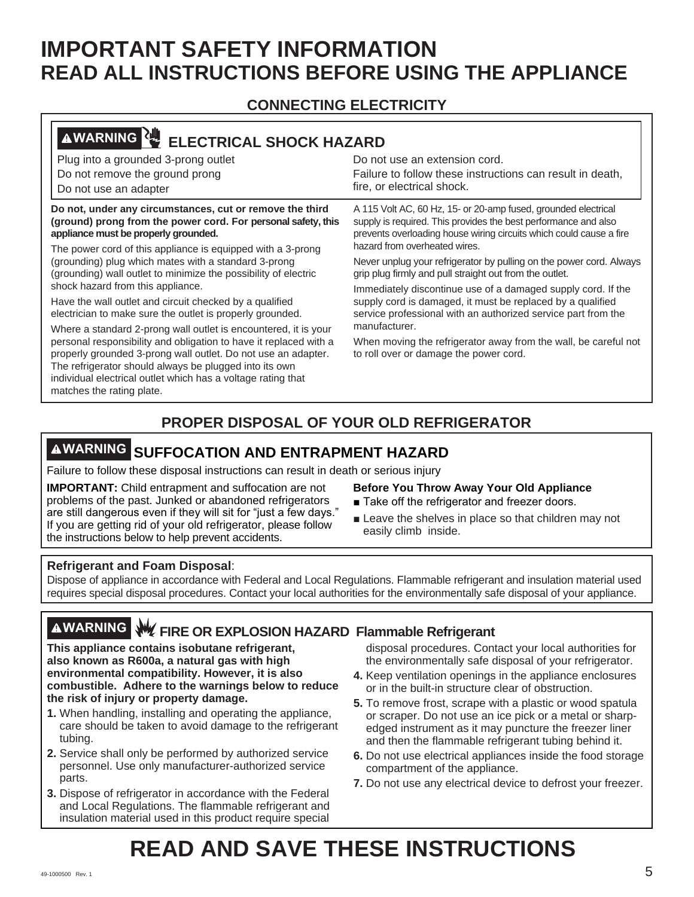# IMPORTANT SAFETY INFORMATION
## READ ALL INSTRUCTIONS BEFORE USING THE APPLIANCE

### CONNECTING ELECTRICITY

**⚠WARNING** **ELECTRICAL SHOCK HAZARD**

Plug into a grounded 3-prong outlet
Do not remove the ground prong
Do not use an adapter
Do not use an extension cord.
Failure to follow these instructions can result in death, fire, or electrical shock.

**Do not, under any circumstances, cut or remove the third (ground) prong from the power cord. For personal safety, this appliance must be properly grounded.**

The power cord of this appliance is equipped with a 3-prong (grounding) plug which mates with a standard 3-prong (grounding) wall outlet to minimize the possibility of electric shock hazard from this appliance.

Have the wall outlet and circuit checked by a qualified electrician to make sure the outlet is properly grounded.

Where a standard 2-prong wall outlet is encountered, it is your personal responsibility and obligation to have it replaced with a properly grounded 3-prong wall outlet. Do not use an adapter. The refrigerator should always be plugged into its own individual electrical outlet which has a voltage rating that matches the rating plate.

A 115 Volt AC, 60 Hz, 15- or 20-amp fused, grounded electrical supply is required. This provides the best performance and also prevents overloading house wiring circuits which could cause a fire hazard from overheated wires.

Never unplug your refrigerator by pulling on the power cord. Always grip plug firmly and pull straight out from the outlet.

Immediately discontinue use of a damaged supply cord. If the supply cord is damaged, it must be replaced by a qualified service professional with an authorized service part from the manufacturer.

When moving the refrigerator away from the wall, be careful not to roll over or damage the power cord.

### PROPER DISPOSAL OF YOUR OLD REFRIGERATOR

**⚠WARNING** **SUFFOCATION AND ENTRAPMENT HAZARD**

Failure to follow these disposal instructions can result in death or serious injury

**IMPORTANT:** Child entrapment and suffocation are not problems of the past. Junked or abandoned refrigerators are still dangerous even if they will sit for "just a few days." If you are getting rid of your old refrigerator, please follow the instructions below to help prevent accidents.

**Before You Throw Away Your Old Appliance**

- Take off the refrigerator and freezer doors.
- Leave the shelves in place so that children may not easily climb inside.

**Refrigerant and Foam Disposal**:
Dispose of appliance in accordance with Federal and Local Regulations. Flammable refrigerant and insulation material used requires special disposal procedures. Contact your local authorities for the environmentally safe disposal of your appliance.

**⚠WARNING** **FIRE OR EXPLOSION HAZARD Flammable Refrigerant**

**This appliance contains isobutane refrigerant, also known as R600a, a natural gas with high environmental compatibility. However, it is also combustible. Adhere to the warnings below to reduce the risk of injury or property damage.**

1. When handling, installing and operating the appliance, care should be taken to avoid damage to the refrigerant tubing.
2. Service shall only be performed by authorized service personnel. Use only manufacturer-authorized service parts.
3. Dispose of refrigerator in accordance with the Federal and Local Regulations. The flammable refrigerant and insulation material used in this product require special disposal procedures. Contact your local authorities for the environmentally safe disposal of your refrigerator.
4. Keep ventilation openings in the appliance enclosures or in the built-in structure clear of obstruction.
5. To remove frost, scrape with a plastic or wood spatula or scraper. Do not use an ice pick or a metal or sharp-edged instrument as it may puncture the freezer liner and then the flammable refrigerant tubing behind it.
6. Do not use electrical appliances inside the food storage compartment of the appliance.
7. Do not use any electrical device to defrost your freezer.

# READ AND SAVE THESE INSTRUCTIONS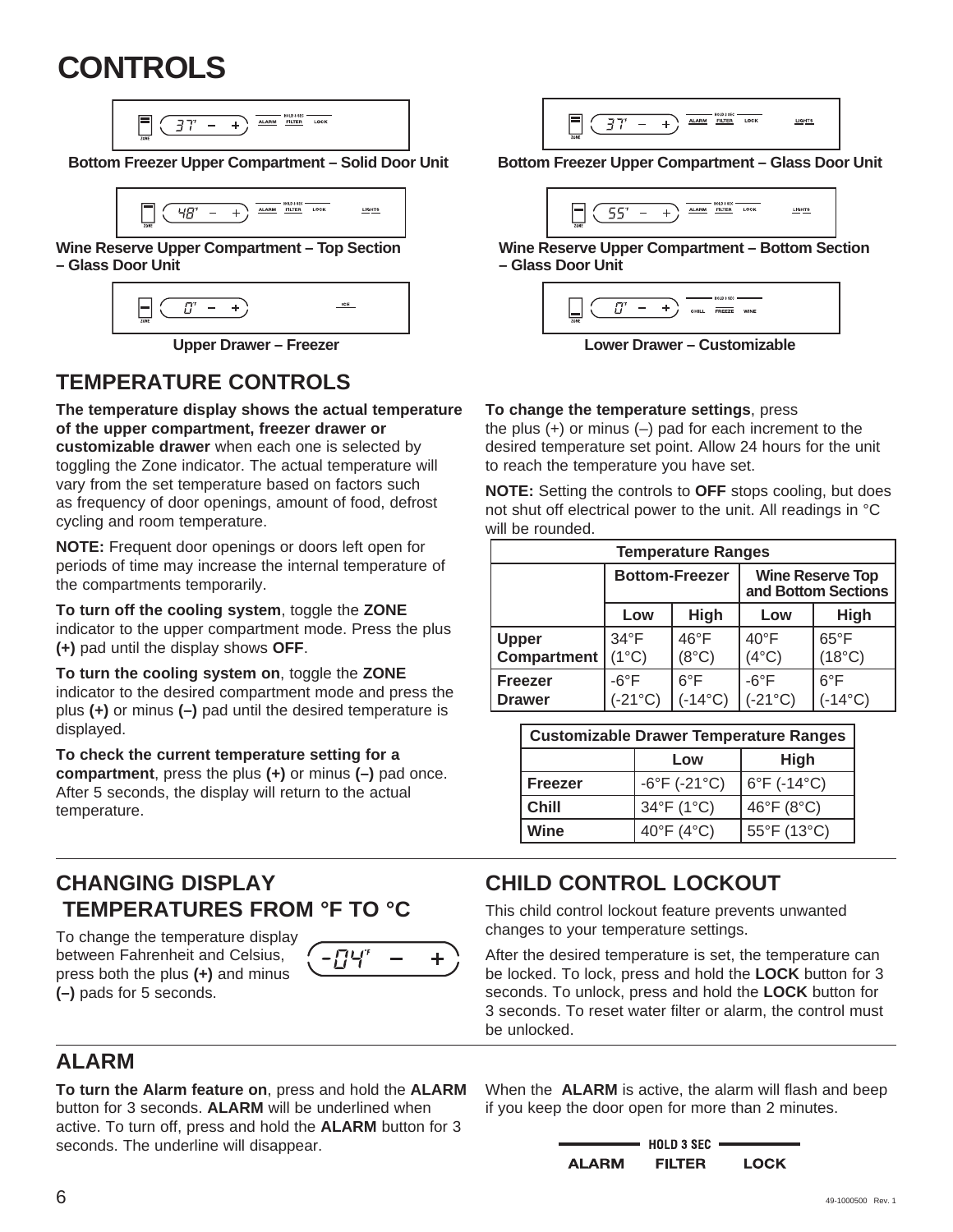# CONTROLS

Bottom Freezer Upper Compartment – Solid Door Unit

Bottom Freezer Upper Compartment – Glass Door Unit

Wine Reserve Upper Compartment – Top Section – Glass Door Unit

Wine Reserve Upper Compartment – Bottom Section – Glass Door Unit

Upper Drawer – Freezer

Lower Drawer – Customizable

## TEMPERATURE CONTROLS

**The temperature display shows the actual temperature of the upper compartment, freezer drawer or customizable drawer** when each one is selected by toggling the Zone indicator. The actual temperature will vary from the set temperature based on factors such as frequency of door openings, amount of food, defrost cycling and room temperature.

**NOTE:** Frequent door openings or doors left open for periods of time may increase the internal temperature of the compartments temporarily.

**To turn off the cooling system**, toggle the **ZONE** indicator to the upper compartment mode. Press the plus **(+)** pad until the display shows **OFF**.

**To turn the cooling system on**, toggle the **ZONE** indicator to the desired compartment mode and press the plus **(+)** or minus **(–)** pad until the desired temperature is displayed.

**To check the current temperature setting for a compartment**, press the plus **(+)** or minus **(–)** pad once. After 5 seconds, the display will return to the actual temperature.

**To change the temperature settings**, press the plus (+) or minus (–) pad for each increment to the desired temperature set point. Allow 24 hours for the unit to reach the temperature you have set.

**NOTE:** Setting the controls to **OFF** stops cooling, but does not shut off electrical power to the unit. All readings in °C will be rounded.

| Temperature Ranges | | | | |
|---|---|---|---|---|
| | Bottom-Freezer | | Wine Reserve Top and Bottom Sections | |
| | Low | High | Low | High |
| Upper Compartment | 34°F (1°C) | 46°F (8°C) | 40°F (4°C) | 65°F (18°C) |
| Freezer Drawer | -6°F (-21°C) | 6°F (-14°C) | -6°F (-21°C) | 6°F (-14°C) |

| Customizable Drawer Temperature Ranges | | |
|---|---|---|
| | Low | High |
| Freezer | -6°F (-21°C) | 6°F (-14°C) |
| Chill | 34°F (1°C) | 46°F (8°C) |
| Wine | 40°F (4°C) | 55°F (13°C) |

## CHANGING DISPLAY TEMPERATURES FROM °F TO °C

To change the temperature display between Fahrenheit and Celsius, press both the plus **(+)** and minus **(–)** pads for 5 seconds.

## CHILD CONTROL LOCKOUT

This child control lockout feature prevents unwanted changes to your temperature settings.

After the desired temperature is set, the temperature can be locked. To lock, press and hold the **LOCK** button for 3 seconds. To unlock, press and hold the **LOCK** button for 3 seconds. To reset water filter or alarm, the control must be unlocked.

## ALARM

**To turn the Alarm feature on**, press and hold the **ALARM** button for 3 seconds. **ALARM** will be underlined when active. To turn off, press and hold the **ALARM** button for 3 seconds. The underline will disappear.

When the **ALARM** is active, the alarm will flash and beep if you keep the door open for more than 2 minutes.

HOLD 3 SEC
ALARM FILTER LOCK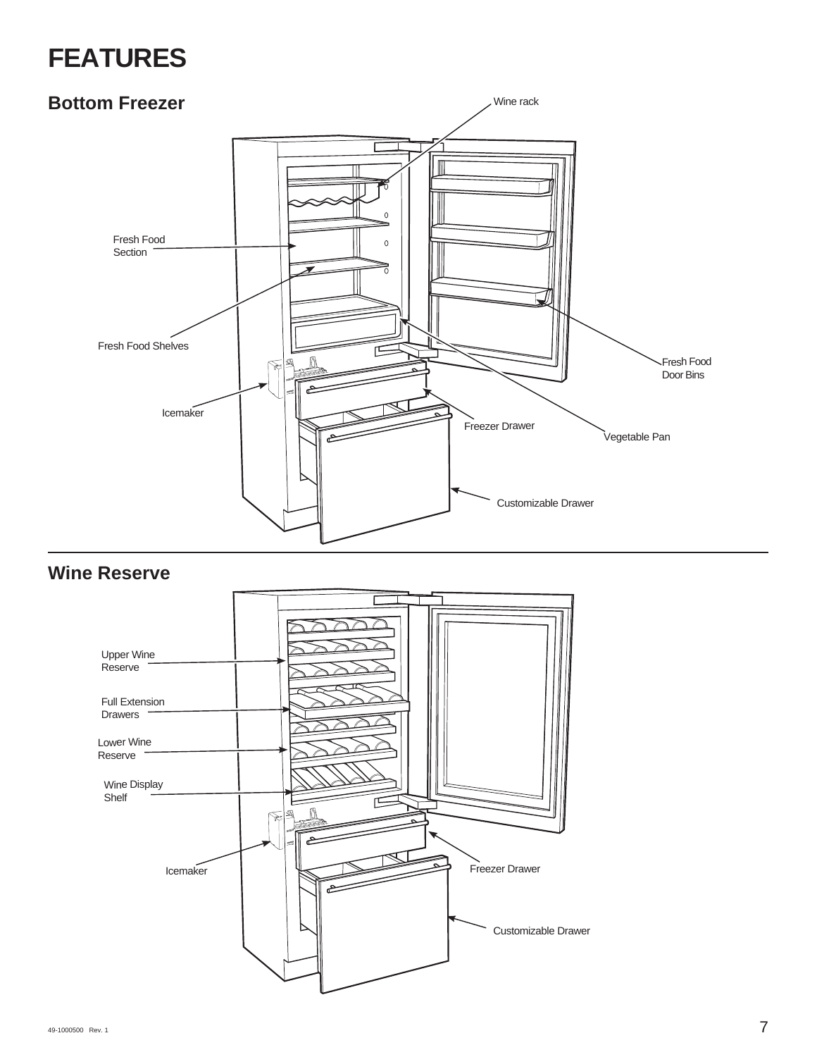# FEATURES

## Bottom Freezer

Wine rack

Fresh Food Section

Fresh Food Shelves

Icemaker

Fresh Food Door Bins

Freezer Drawer

Vegetable Pan

Customizable Drawer

## Wine Reserve

Upper Wine Reserve

Full Extension Drawers

Lower Wine Reserve

Wine Display Shelf

Icemaker

Freezer Drawer

Customizable Drawer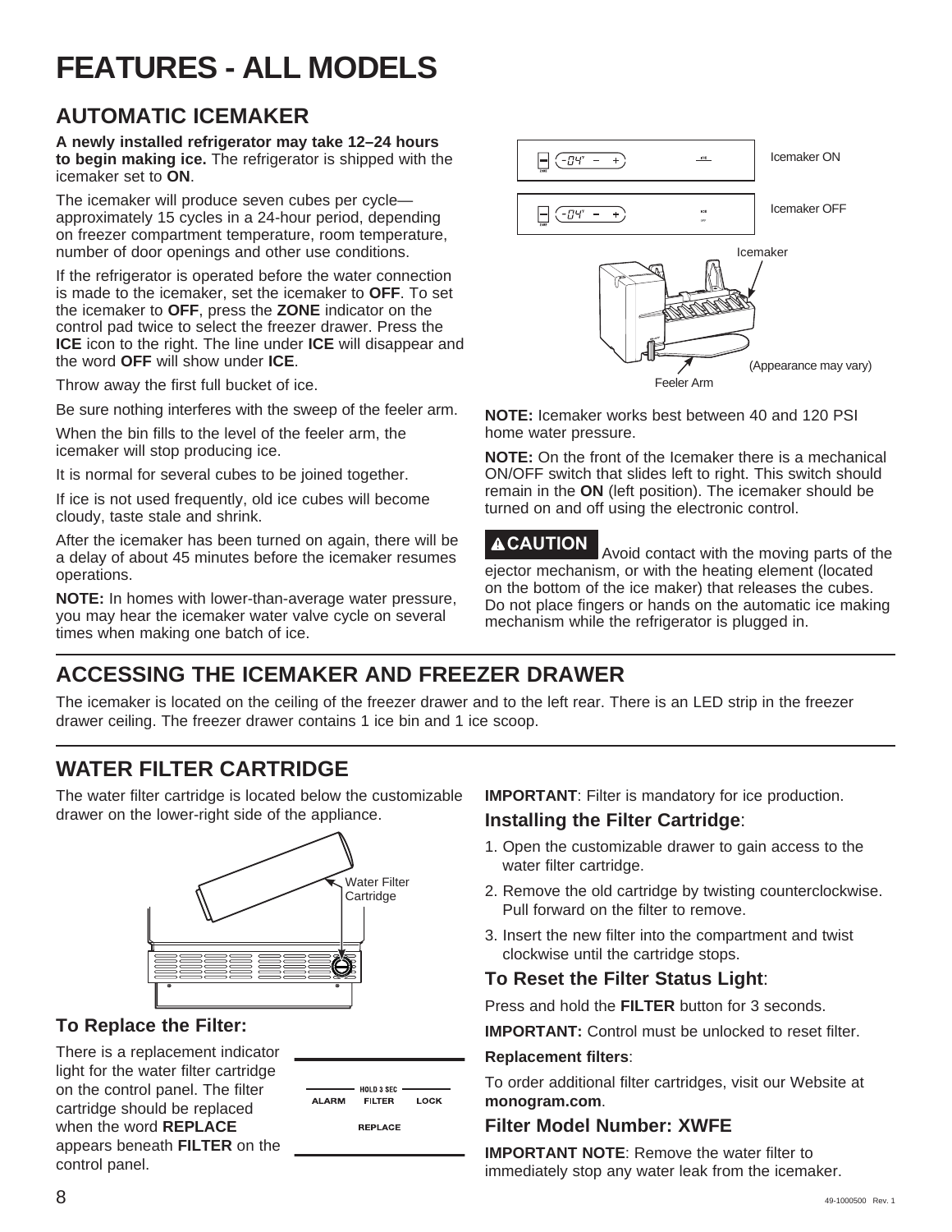# FEATURES - ALL MODELS

## AUTOMATIC ICEMAKER

**A newly installed refrigerator may take 12–24 hours to begin making ice.** The refrigerator is shipped with the icemaker set to **ON**.

The icemaker will produce seven cubes per cycle—approximately 15 cycles in a 24-hour period, depending on freezer compartment temperature, room temperature, number of door openings and other use conditions.

If the refrigerator is operated before the water connection is made to the icemaker, set the icemaker to **OFF**. To set the icemaker to **OFF**, press the **ZONE** indicator on the control pad twice to select the freezer drawer. Press the **ICE** icon to the right. The line under **ICE** will disappear and the word **OFF** will show under **ICE**.

Throw away the first full bucket of ice.

Be sure nothing interferes with the sweep of the feeler arm.

When the bin fills to the level of the feeler arm, the icemaker will stop producing ice.

It is normal for several cubes to be joined together.

If ice is not used frequently, old ice cubes will become cloudy, taste stale and shrink.

After the icemaker has been turned on again, there will be a delay of about 45 minutes before the icemaker resumes operations.

**NOTE:** In homes with lower-than-average water pressure, you may hear the icemaker water valve cycle on several times when making one batch of ice.

Icemaker ON

Icemaker OFF

Icemaker

Feeler Arm

(Appearance may vary)

**NOTE:** Icemaker works best between 40 and 120 PSI home water pressure.

**NOTE:** On the front of the Icemaker there is a mechanical ON/OFF switch that slides left to right. This switch should remain in the **ON** (left position). The icemaker should be turned on and off using the electronic control.

**⚠CAUTION** Avoid contact with the moving parts of the ejector mechanism, or with the heating element (located on the bottom of the ice maker) that releases the cubes. Do not place fingers or hands on the automatic ice making mechanism while the refrigerator is plugged in.

## ACCESSING THE ICEMAKER AND FREEZER DRAWER

The icemaker is located on the ceiling of the freezer drawer and to the left rear. There is an LED strip in the freezer drawer ceiling. The freezer drawer contains 1 ice bin and 1 ice scoop.

## WATER FILTER CARTRIDGE

The water filter cartridge is located below the customizable drawer on the lower-right side of the appliance.

Water Filter Cartridge

### To Replace the Filter:

There is a replacement indicator light for the water filter cartridge on the control panel. The filter cartridge should be replaced when the word **REPLACE** appears beneath **FILTER** on the control panel.

HOLD 3 SEC
ALARM FILTER LOCK
REPLACE

**IMPORTANT**: Filter is mandatory for ice production.

### Installing the Filter Cartridge:

1. Open the customizable drawer to gain access to the water filter cartridge.
2. Remove the old cartridge by twisting counterclockwise. Pull forward on the filter to remove.
3. Insert the new filter into the compartment and twist clockwise until the cartridge stops.

### To Reset the Filter Status Light:

Press and hold the **FILTER** button for 3 seconds.

**IMPORTANT:** Control must be unlocked to reset filter.

**Replacement filters**:

To order additional filter cartridges, visit our Website at **monogram.com**.

### Filter Model Number: XWFE

**IMPORTANT NOTE**: Remove the water filter to immediately stop any water leak from the icemaker.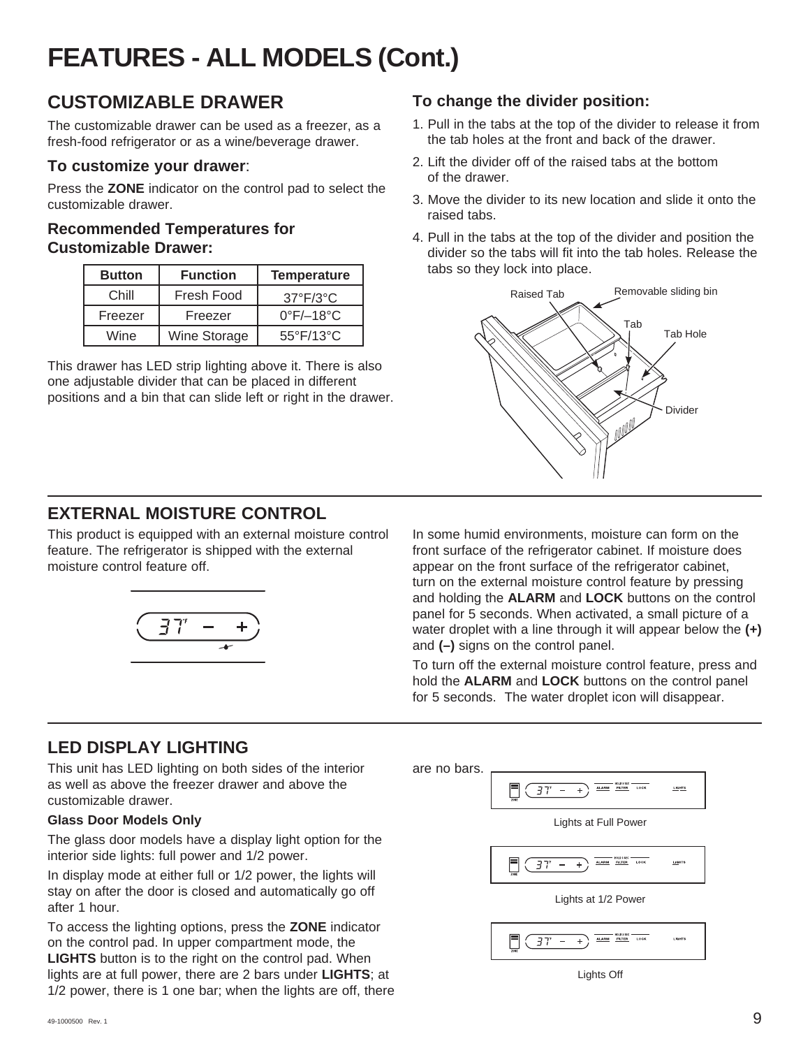# FEATURES - ALL MODELS (Cont.)

## CUSTOMIZABLE DRAWER

The customizable drawer can be used as a freezer, as a fresh-food refrigerator or as a wine/beverage drawer.

### To customize your drawer:

Press the **ZONE** indicator on the control pad to select the customizable drawer.

### Recommended Temperatures for Customizable Drawer:

| Button | Function | Temperature |
|---|---|---|
| Chill | Fresh Food | 37°F/3°C |
| Freezer | Freezer | 0°F/–18°C |
| Wine | Wine Storage | 55°F/13°C |

This drawer has LED strip lighting above it. There is also one adjustable divider that can be placed in different positions and a bin that can slide left or right in the drawer.

### To change the divider position:

1. Pull in the tabs at the top of the divider to release it from the tab holes at the front and back of the drawer.
2. Lift the divider off of the raised tabs at the bottom of the drawer.
3. Move the divider to its new location and slide it onto the raised tabs.
4. Pull in the tabs at the top of the divider and position the divider so the tabs will fit into the tab holes. Release the tabs so they lock into place.

Raised Tab, Removable sliding bin, Tab, Tab Hole, Divider

## EXTERNAL MOISTURE CONTROL

This product is equipped with an external moisture control feature. The refrigerator is shipped with the external moisture control feature off.

In some humid environments, moisture can form on the front surface of the refrigerator cabinet. If moisture does appear on the front surface of the refrigerator cabinet, turn on the external moisture control feature by pressing and holding the **ALARM** and **LOCK** buttons on the control panel for 5 seconds. When activated, a small picture of a water droplet with a line through it will appear below the **(+)** and **(–)** signs on the control panel.

To turn off the external moisture control feature, press and hold the **ALARM** and **LOCK** buttons on the control panel for 5 seconds. The water droplet icon will disappear.

## LED DISPLAY LIGHTING

This unit has LED lighting on both sides of the interior as well as above the freezer drawer and above the customizable drawer.

**Glass Door Models Only**

The glass door models have a display light option for the interior side lights: full power and 1/2 power.

In display mode at either full or 1/2 power, the lights will stay on after the door is closed and automatically go off after 1 hour.

To access the lighting options, press the **ZONE** indicator on the control pad. In upper compartment mode, the **LIGHTS** button is to the right on the control pad. When lights are at full power, there are 2 bars under **LIGHTS**; at 1/2 power, there is 1 one bar; when the lights are off, there are no bars.

Lights at Full Power

Lights at 1/2 Power

Lights Off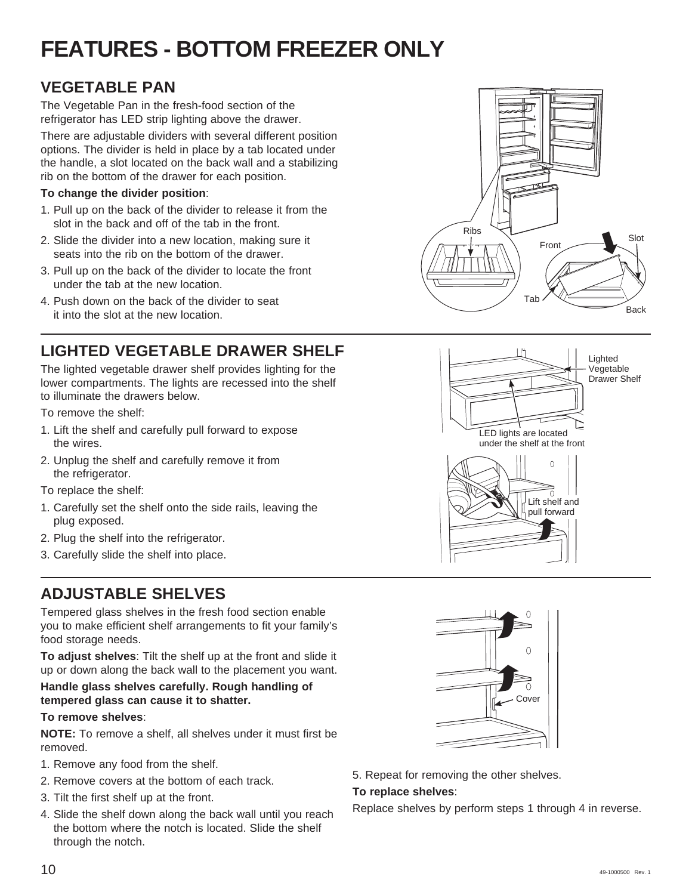# FEATURES - BOTTOM FREEZER ONLY

## VEGETABLE PAN

The Vegetable Pan in the fresh-food section of the refrigerator has LED strip lighting above the drawer.

There are adjustable dividers with several different position options. The divider is held in place by a tab located under the handle, a slot located on the back wall and a stabilizing rib on the bottom of the drawer for each position.

**To change the divider position**:

1. Pull up on the back of the divider to release it from the slot in the back and off of the tab in the front.
2. Slide the divider into a new location, making sure it seats into the rib on the bottom of the drawer.
3. Pull up on the back of the divider to locate the front under the tab at the new location.
4. Push down on the back of the divider to seat it into the slot at the new location.

Ribs

Front

Slot

Tab

Back

## LIGHTED VEGETABLE DRAWER SHELF

The lighted vegetable drawer shelf provides lighting for the lower compartments. The lights are recessed into the shelf to illuminate the drawers below.

To remove the shelf:

1. Lift the shelf and carefully pull forward to expose the wires.
2. Unplug the shelf and carefully remove it from the refrigerator.

To replace the shelf:

1. Carefully set the shelf onto the side rails, leaving the plug exposed.
2. Plug the shelf into the refrigerator.
3. Carefully slide the shelf into place.

Lighted Vegetable Drawer Shelf

LED lights are located under the shelf at the front

Lift shelf and pull forward

## ADJUSTABLE SHELVES

Tempered glass shelves in the fresh food section enable you to make efficient shelf arrangements to fit your family's food storage needs.

**To adjust shelves**: Tilt the shelf up at the front and slide it up or down along the back wall to the placement you want.

**Handle glass shelves carefully. Rough handling of tempered glass can cause it to shatter.**

**To remove shelves**:

**NOTE:** To remove a shelf, all shelves under it must first be removed.

1. Remove any food from the shelf.
2. Remove covers at the bottom of each track.
3. Tilt the first shelf up at the front.
4. Slide the shelf down along the back wall until you reach the bottom where the notch is located. Slide the shelf through the notch.
5. Repeat for removing the other shelves.

Cover

**To replace shelves**:

Replace shelves by perform steps 1 through 4 in reverse.

49-1000500 Rev. 1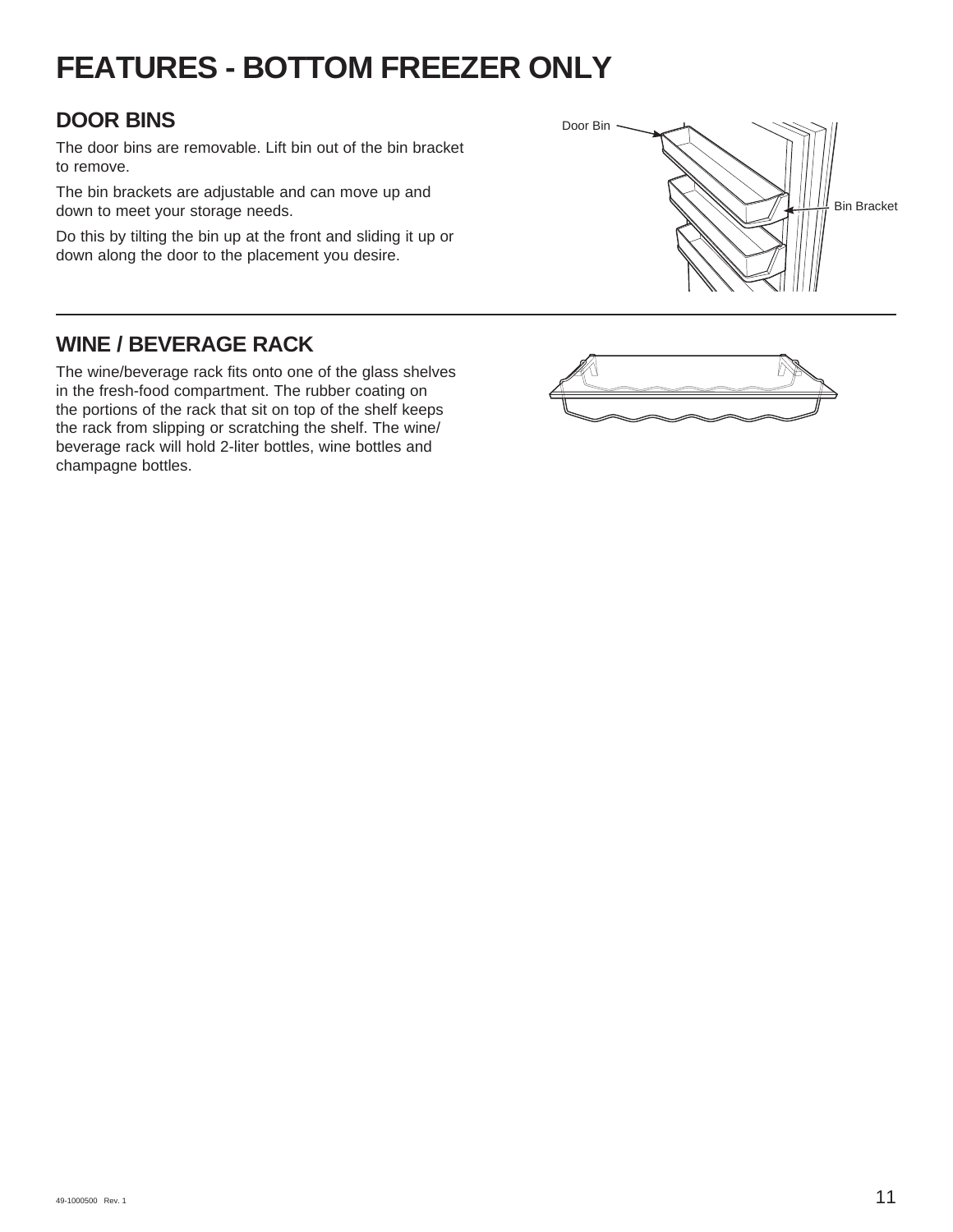# FEATURES - BOTTOM FREEZER ONLY

## DOOR BINS

The door bins are removable. Lift bin out of the bin bracket to remove.

The bin brackets are adjustable and can move up and down to meet your storage needs.

Do this by tilting the bin up at the front and sliding it up or down along the door to the placement you desire.

## WINE / BEVERAGE RACK

The wine/beverage rack fits onto one of the glass shelves in the fresh-food compartment. The rubber coating on the portions of the rack that sit on top of the shelf keeps the rack from slipping or scratching the shelf. The wine/beverage rack will hold 2-liter bottles, wine bottles and champagne bottles.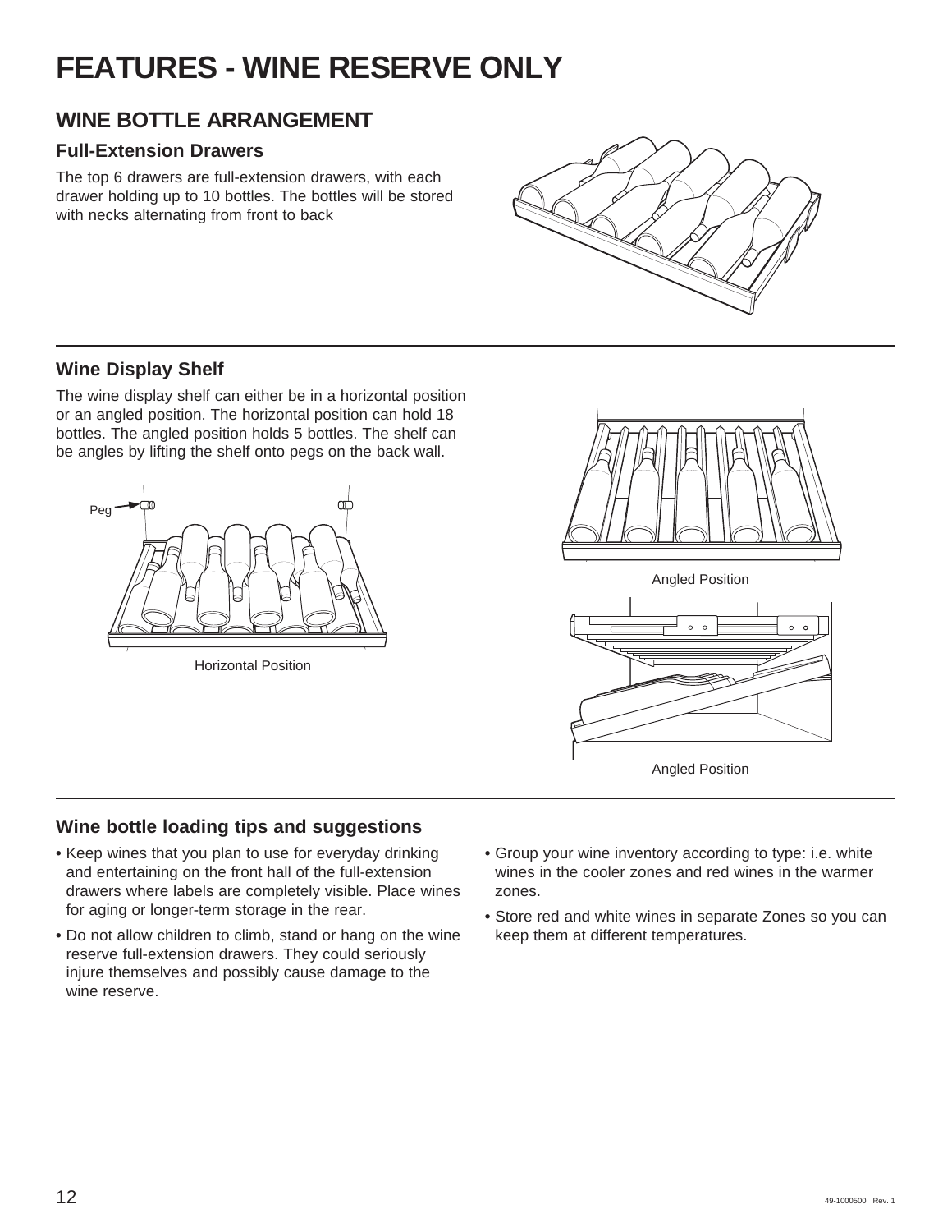# FEATURES - WINE RESERVE ONLY

## WINE BOTTLE ARRANGEMENT

### Full-Extension Drawers

The top 6 drawers are full-extension drawers, with each drawer holding up to 10 bottles. The bottles will be stored with necks alternating from front to back

### Wine Display Shelf

The wine display shelf can either be in a horizontal position or an angled position. The horizontal position can hold 18 bottles. The angled position holds 5 bottles. The shelf can be angles by lifting the shelf onto pegs on the back wall.

Peg

Horizontal Position

Angled Position

Angled Position

### Wine bottle loading tips and suggestions

- Keep wines that you plan to use for everyday drinking and entertaining on the front hall of the full-extension drawers where labels are completely visible. Place wines for aging or longer-term storage in the rear.
- Do not allow children to climb, stand or hang on the wine reserve full-extension drawers. They could seriously injure themselves and possibly cause damage to the wine reserve.
- Group your wine inventory according to type: i.e. white wines in the cooler zones and red wines in the warmer zones.
- Store red and white wines in separate Zones so you can keep them at different temperatures.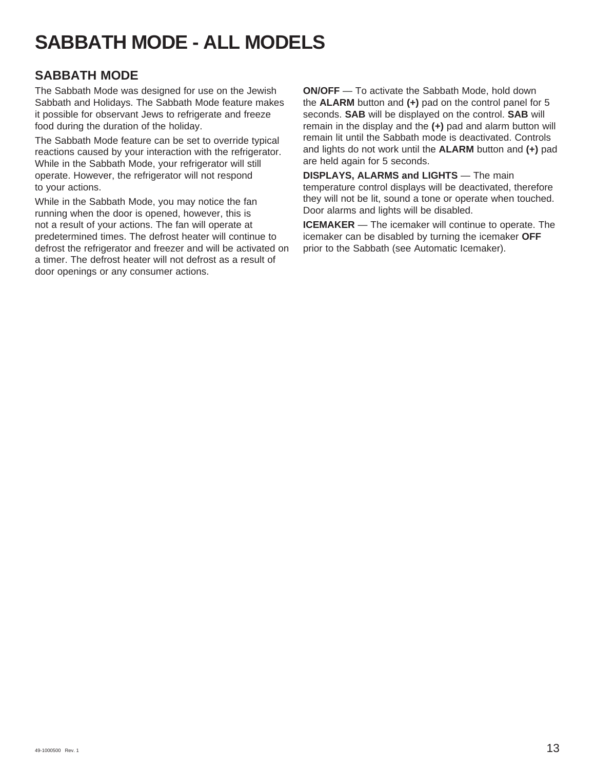# SABBATH MODE - ALL MODELS

## SABBATH MODE

The Sabbath Mode was designed for use on the Jewish Sabbath and Holidays. The Sabbath Mode feature makes it possible for observant Jews to refrigerate and freeze food during the duration of the holiday.

The Sabbath Mode feature can be set to override typical reactions caused by your interaction with the refrigerator. While in the Sabbath Mode, your refrigerator will still operate. However, the refrigerator will not respond to your actions.

While in the Sabbath Mode, you may notice the fan running when the door is opened, however, this is not a result of your actions. The fan will operate at predetermined times. The defrost heater will continue to defrost the refrigerator and freezer and will be activated on a timer. The defrost heater will not defrost as a result of door openings or any consumer actions.

**ON/OFF** — To activate the Sabbath Mode, hold down the **ALARM** button and **(+)** pad on the control panel for 5 seconds. **SAB** will be displayed on the control. **SAB** will remain in the display and the **(+)** pad and alarm button will remain lit until the Sabbath mode is deactivated. Controls and lights do not work until the **ALARM** button and **(+)** pad are held again for 5 seconds.

**DISPLAYS, ALARMS and LIGHTS** — The main temperature control displays will be deactivated, therefore they will not be lit, sound a tone or operate when touched. Door alarms and lights will be disabled.

**ICEMAKER** — The icemaker will continue to operate. The icemaker can be disabled by turning the icemaker **OFF** prior to the Sabbath (see Automatic Icemaker).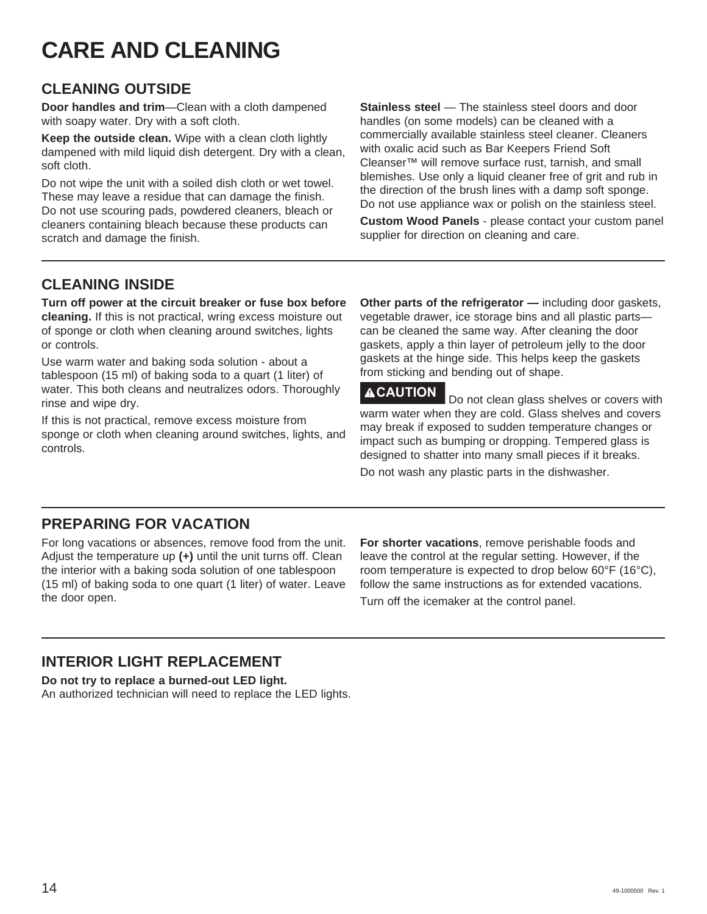# CARE AND CLEANING

## CLEANING OUTSIDE

**Door handles and trim**—Clean with a cloth dampened with soapy water. Dry with a soft cloth.

**Keep the outside clean.** Wipe with a clean cloth lightly dampened with mild liquid dish detergent. Dry with a clean, soft cloth.

Do not wipe the unit with a soiled dish cloth or wet towel. These may leave a residue that can damage the finish. Do not use scouring pads, powdered cleaners, bleach or cleaners containing bleach because these products can scratch and damage the finish.

**Stainless steel** — The stainless steel doors and door handles (on some models) can be cleaned with a commercially available stainless steel cleaner. Cleaners with oxalic acid such as Bar Keepers Friend Soft Cleanser™ will remove surface rust, tarnish, and small blemishes. Use only a liquid cleaner free of grit and rub in the direction of the brush lines with a damp soft sponge. Do not use appliance wax or polish on the stainless steel.

**Custom Wood Panels** - please contact your custom panel supplier for direction on cleaning and care.

## CLEANING INSIDE

**Turn off power at the circuit breaker or fuse box before cleaning.** If this is not practical, wring excess moisture out of sponge or cloth when cleaning around switches, lights or controls.

Use warm water and baking soda solution - about a tablespoon (15 ml) of baking soda to a quart (1 liter) of water. This both cleans and neutralizes odors. Thoroughly rinse and wipe dry.

If this is not practical, remove excess moisture from sponge or cloth when cleaning around switches, lights, and controls.

**Other parts of the refrigerator —** including door gaskets, vegetable drawer, ice storage bins and all plastic parts—can be cleaned the same way. After cleaning the door gaskets, apply a thin layer of petroleum jelly to the door gaskets at the hinge side. This helps keep the gaskets from sticking and bending out of shape.

**⚠CAUTION** Do not clean glass shelves or covers with warm water when they are cold. Glass shelves and covers may break if exposed to sudden temperature changes or impact such as bumping or dropping. Tempered glass is designed to shatter into many small pieces if it breaks.

Do not wash any plastic parts in the dishwasher.

## PREPARING FOR VACATION

For long vacations or absences, remove food from the unit. Adjust the temperature up **(+)** until the unit turns off. Clean the interior with a baking soda solution of one tablespoon (15 ml) of baking soda to one quart (1 liter) of water. Leave the door open.

**For shorter vacations**, remove perishable foods and leave the control at the regular setting. However, if the room temperature is expected to drop below 60°F (16°C), follow the same instructions as for extended vacations.

Turn off the icemaker at the control panel.

## INTERIOR LIGHT REPLACEMENT

**Do not try to replace a burned-out LED light.**
An authorized technician will need to replace the LED lights.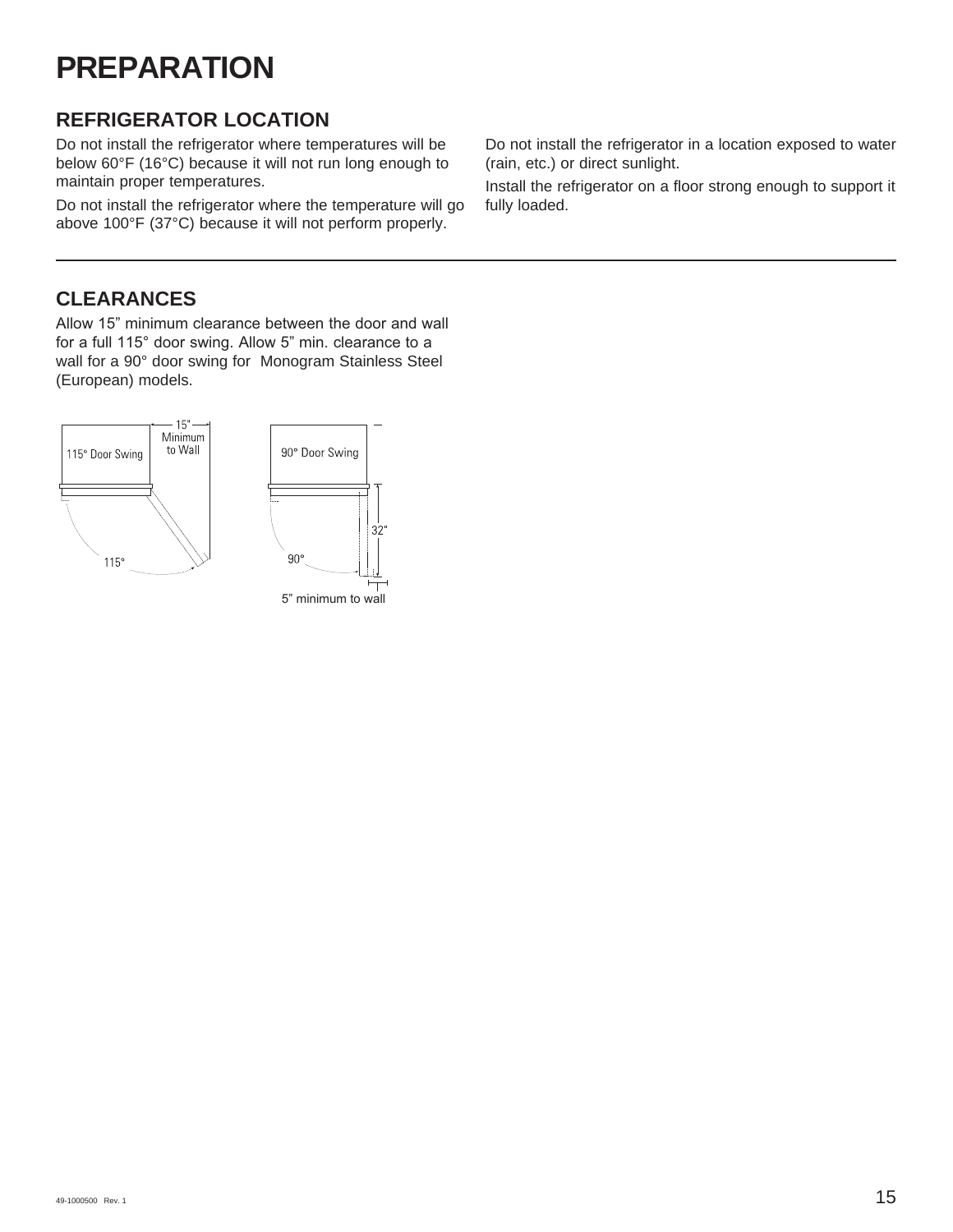# PREPARATION

## REFRIGERATOR LOCATION

Do not install the refrigerator where temperatures will be below 60°F (16°C) because it will not run long enough to maintain proper temperatures.

Do not install the refrigerator where the temperature will go above 100°F (37°C) because it will not perform properly.

Do not install the refrigerator in a location exposed to water (rain, etc.) or direct sunlight.

Install the refrigerator on a floor strong enough to support it fully loaded.

---

## CLEARANCES

Allow 15" minimum clearance between the door and wall for a full 115° door swing. Allow 5" min. clearance to a wall for a 90° door swing for Monogram Stainless Steel (European) models.

115° Door Swing — 15" Minimum to Wall — 115°

90° Door Swing — 32" — 90° — 5" minimum to wall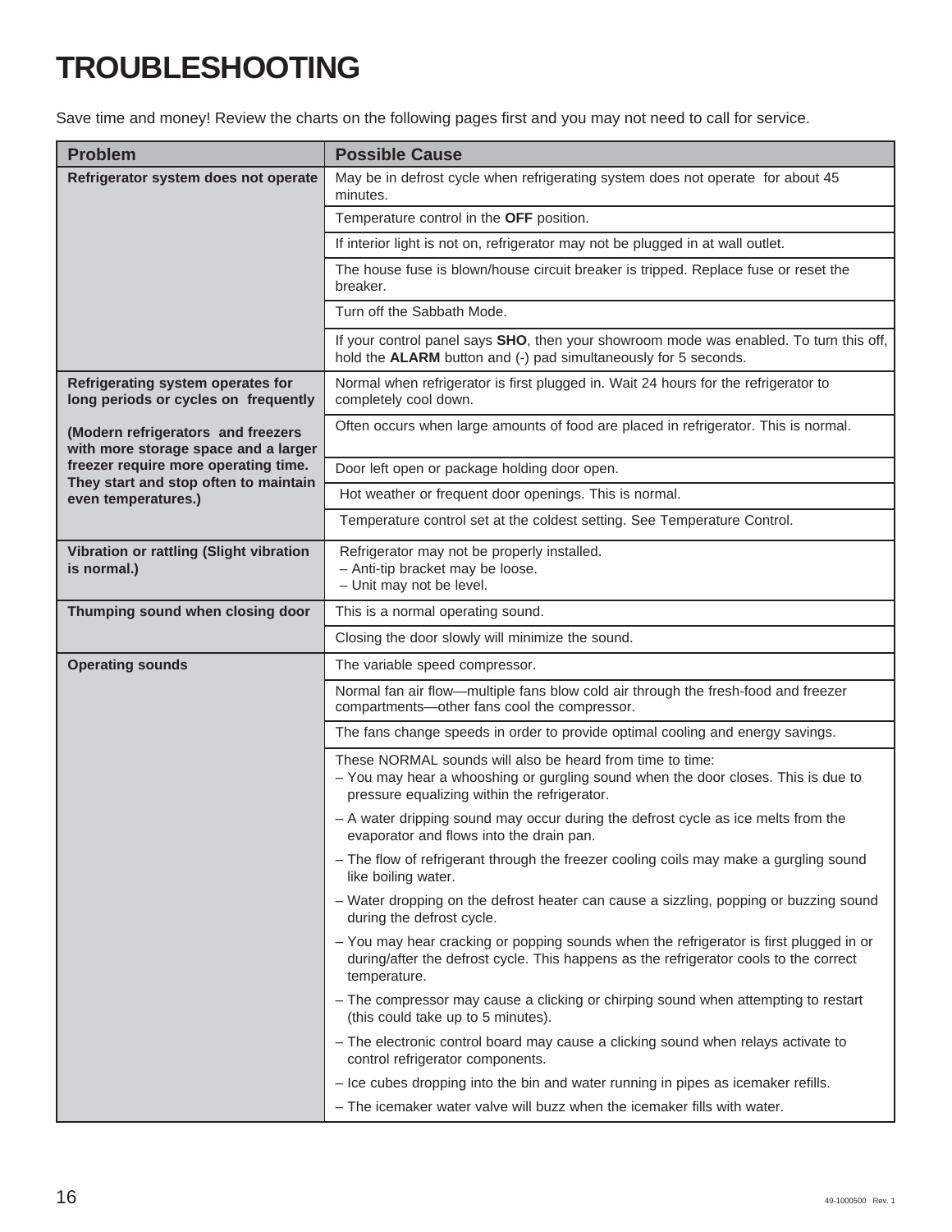# TROUBLESHOOTING

Save time and money! Review the charts on the following pages first and you may not need to call for service.

| Problem | Possible Cause |
|---|---|
| **Refrigerator system does not operate** | May be in defrost cycle when refrigerating system does not operate for about 45 minutes. |
| | Temperature control in the **OFF** position. |
| | If interior light is not on, refrigerator may not be plugged in at wall outlet. |
| | The house fuse is blown/house circuit breaker is tripped. Replace fuse or reset the breaker. |
| | Turn off the Sabbath Mode. |
| | If your control panel says **SHO**, then your showroom mode was enabled. To turn this off, hold the **ALARM** button and (-) pad simultaneously for 5 seconds. |
| **Refrigerating system operates for long periods or cycles on frequently** | Normal when refrigerator is first plugged in. Wait 24 hours for the refrigerator to completely cool down. |
| **(Modern refrigerators and freezers with more storage space and a larger freezer require more operating time. They start and stop often to maintain even temperatures.)** | Often occurs when large amounts of food are placed in refrigerator. This is normal. |
| | Door left open or package holding door open. |
| | Hot weather or frequent door openings. This is normal. |
| | Temperature control set at the coldest setting. See Temperature Control. |
| **Vibration or rattling (Slight vibration is normal.)** | Refrigerator may not be properly installed.<br>– Anti-tip bracket may be loose.<br>– Unit may not be level. |
| **Thumping sound when closing door** | This is a normal operating sound. |
| | Closing the door slowly will minimize the sound. |
| **Operating sounds** | The variable speed compressor. |
| | Normal fan air flow—multiple fans blow cold air through the fresh-food and freezer compartments—other fans cool the compressor. |
| | The fans change speeds in order to provide optimal cooling and energy savings. |
| | These NORMAL sounds will also be heard from time to time:<br>– You may hear a whooshing or gurgling sound when the door closes. This is due to pressure equalizing within the refrigerator.<br>– A water dripping sound may occur during the defrost cycle as ice melts from the evaporator and flows into the drain pan.<br>– The flow of refrigerant through the freezer cooling coils may make a gurgling sound like boiling water.<br>– Water dropping on the defrost heater can cause a sizzling, popping or buzzing sound during the defrost cycle.<br>– You may hear cracking or popping sounds when the refrigerator is first plugged in or during/after the defrost cycle. This happens as the refrigerator cools to the correct temperature.<br>– The compressor may cause a clicking or chirping sound when attempting to restart (this could take up to 5 minutes).<br>– The electronic control board may cause a clicking sound when relays activate to control refrigerator components.<br>– Ice cubes dropping into the bin and water running in pipes as icemaker refills.<br>– The icemaker water valve will buzz when the icemaker fills with water. |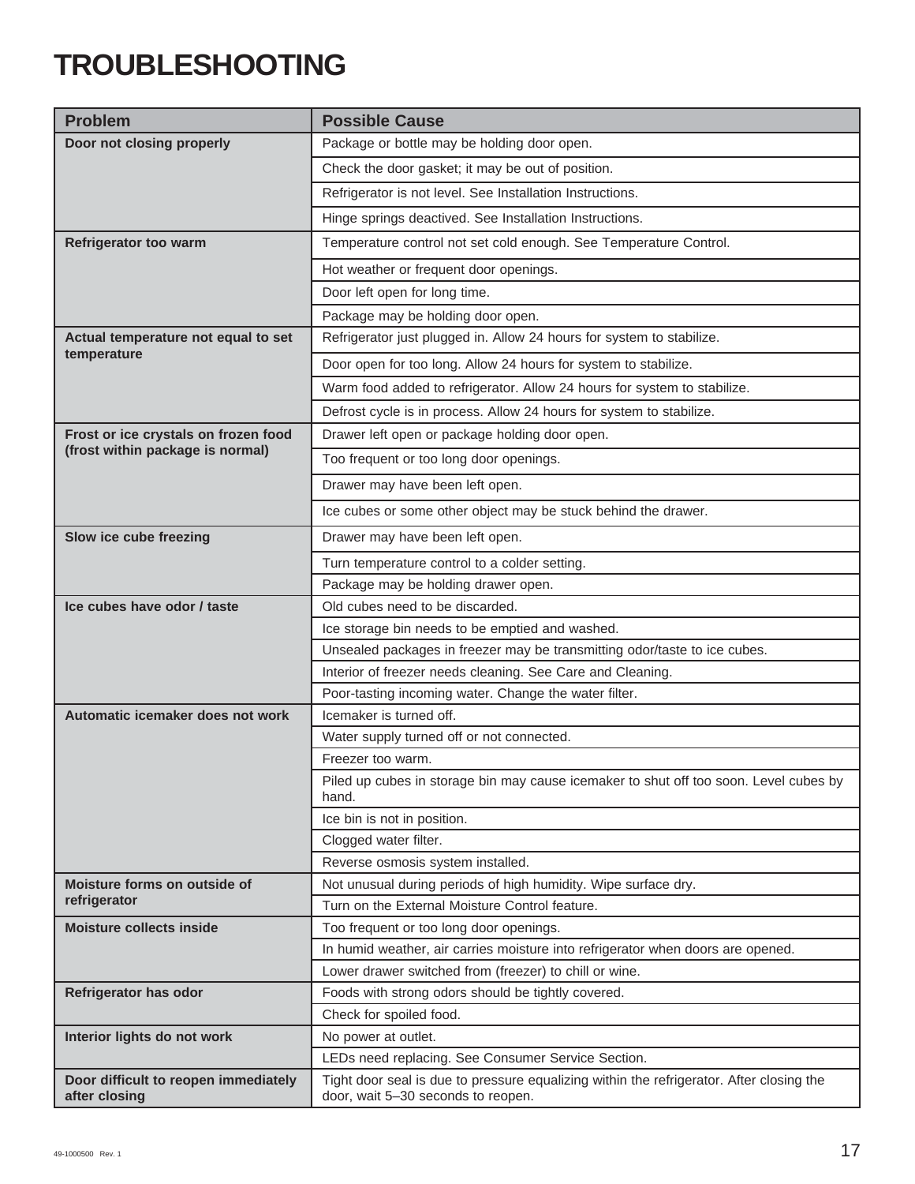# TROUBLESHOOTING

| Problem | Possible Cause |
|---|---|
| **Door not closing properly** | Package or bottle may be holding door open. |
| | Check the door gasket; it may be out of position. |
| | Refrigerator is not level. See Installation Instructions. |
| | Hinge springs deactived. See Installation Instructions. |
| **Refrigerator too warm** | Temperature control not set cold enough. See Temperature Control. |
| | Hot weather or frequent door openings. |
| | Door left open for long time. |
| | Package may be holding door open. |
| **Actual temperature not equal to set temperature** | Refrigerator just plugged in. Allow 24 hours for system to stabilize. |
| | Door open for too long. Allow 24 hours for system to stabilize. |
| | Warm food added to refrigerator. Allow 24 hours for system to stabilize. |
| | Defrost cycle is in process. Allow 24 hours for system to stabilize. |
| **Frost or ice crystals on frozen food (frost within package is normal)** | Drawer left open or package holding door open. |
| | Too frequent or too long door openings. |
| | Drawer may have been left open. |
| | Ice cubes or some other object may be stuck behind the drawer. |
| **Slow ice cube freezing** | Drawer may have been left open. |
| | Turn temperature control to a colder setting. |
| | Package may be holding drawer open. |
| **Ice cubes have odor / taste** | Old cubes need to be discarded. |
| | Ice storage bin needs to be emptied and washed. |
| | Unsealed packages in freezer may be transmitting odor/taste to ice cubes. |
| | Interior of freezer needs cleaning. See Care and Cleaning. |
| | Poor-tasting incoming water. Change the water filter. |
| **Automatic icemaker does not work** | Icemaker is turned off. |
| | Water supply turned off or not connected. |
| | Freezer too warm. |
| | Piled up cubes in storage bin may cause icemaker to shut off too soon. Level cubes by hand. |
| | Ice bin is not in position. |
| | Clogged water filter. |
| | Reverse osmosis system installed. |
| **Moisture forms on outside of refrigerator** | Not unusual during periods of high humidity. Wipe surface dry. |
| | Turn on the External Moisture Control feature. |
| **Moisture collects inside** | Too frequent or too long door openings. |
| | In humid weather, air carries moisture into refrigerator when doors are opened. |
| | Lower drawer switched from (freezer) to chill or wine. |
| **Refrigerator has odor** | Foods with strong odors should be tightly covered. |
| | Check for spoiled food. |
| **Interior lights do not work** | No power at outlet. |
| | LEDs need replacing. See Consumer Service Section. |
| **Door difficult to reopen immediately after closing** | Tight door seal is due to pressure equalizing within the refrigerator. After closing the door, wait 5–30 seconds to reopen. |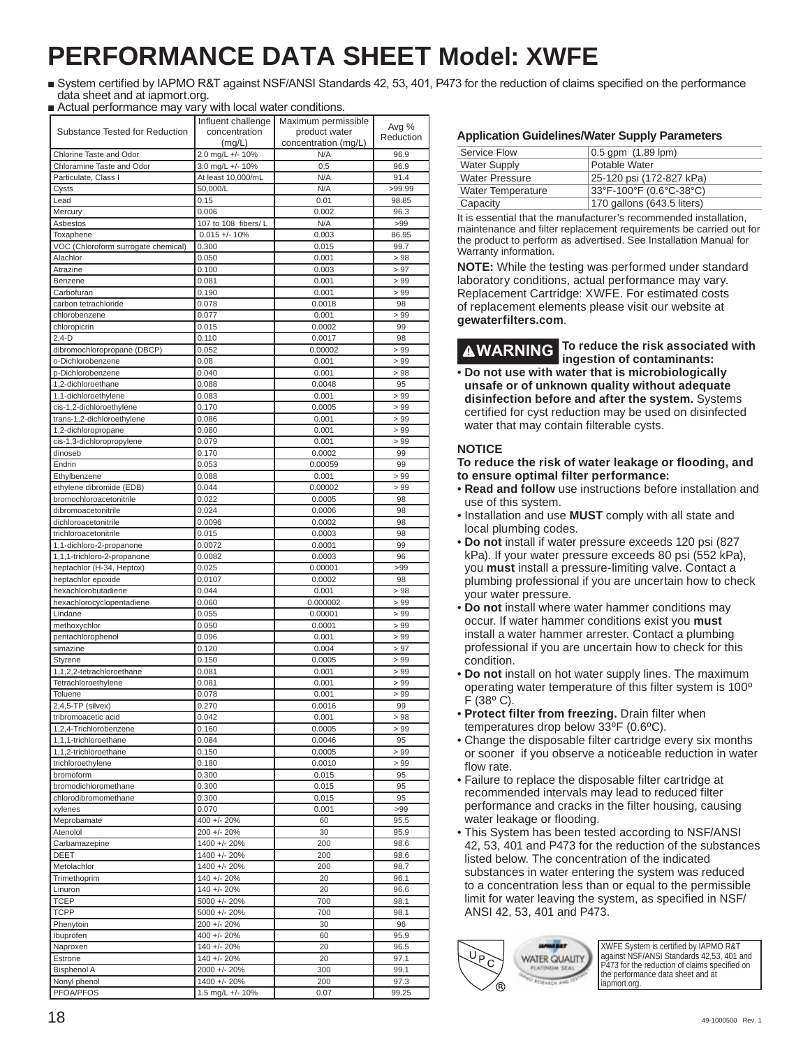# PERFORMANCE DATA SHEET Model: XWFE

- System certified by IAPMO R&T against NSF/ANSI Standards 42, 53, 401, P473 for the reduction of claims specified on the performance data sheet and at iapmort.org.
- Actual performance may vary with local water conditions.

| Substance Tested for Reduction | Influent challenge concentration (mg/L) | Maximum permissible product water concentration (mg/L) | Avg % Reduction |
|---|---|---|---|
| Chlorine Taste and Odor | 2.0 mg/L +/- 10% | N/A | 96.9 |
| Chloramine Taste and Odor | 3.0 mg/L +/- 10% | 0.5 | 96.9 |
| Particulate, Class I | At least 10,000/mL | N/A | 91.4 |
| Cysts | 50,000/L | N/A | >99.99 |
| Lead | 0.15 | 0.01 | 98.85 |
| Mercury | 0.006 | 0.002 | 96.3 |
| Asbestos | 107 to 108 fibers/ L | N/A | >99 |
| Toxaphene | 0.015 +/- 10% | 0.003 | 86.95 |
| VOC (Chloroform surrogate chemical) | 0.300 | 0.015 | 99.7 |
| Alachlor | 0.050 | 0.001 | > 98 |
| Atrazine | 0.100 | 0.003 | > 97 |
| Benzene | 0.081 | 0.001 | > 99 |
| Carbofuran | 0.190 | 0.001 | > 99 |
| carbon tetrachloride | 0.078 | 0.0018 | 98 |
| chlorobenzene | 0.077 | 0.001 | > 99 |
| chloropicrin | 0.015 | 0.0002 | 99 |
| 2,4-D | 0.110 | 0.0017 | 98 |
| dibromochloropropane (DBCP) | 0.052 | 0.00002 | > 99 |
| o-Dichlorobenzene | 0.08 | 0.001 | > 99 |
| p-Dichlorobenzene | 0.040 | 0.001 | > 98 |
| 1,2-dichloroethane | 0.088 | 0.0048 | 95 |
| 1,1-dichloroethylene | 0.083 | 0.001 | > 99 |
| cis-1,2-dichloroethylene | 0.170 | 0.0005 | > 99 |
| trans-1,2-dichloroethylene | 0.086 | 0.001 | > 99 |
| 1,2-dichloropropane | 0.080 | 0.001 | > 99 |
| cis-1,3-dichloropropylene | 0.079 | 0.001 | > 99 |
| dinoseb | 0.170 | 0.0002 | 99 |
| Endrin | 0.053 | 0.00059 | 99 |
| Ethylbenzene | 0.088 | 0.001 | > 99 |
| ethylene dibromide (EDB) | 0.044 | 0.00002 | > 99 |
| bromochloroacetonitrile | 0.022 | 0.0005 | 98 |
| dibromoacetonitrile | 0.024 | 0.0006 | 98 |
| dichloroacetonitrile | 0.0096 | 0.0002 | 98 |
| trichloroacetonitrile | 0.015 | 0.0003 | 98 |
| 1,1-dichloro-2-propanone | 0.0072 | 0.0001 | 99 |
| 1,1,1-trichloro-2-propanone | 0.0082 | 0.0003 | 96 |
| heptachlor (H-34, Heptox) | 0.025 | 0.00001 | >99 |
| heptachlor epoxide | 0.0107 | 0.0002 | 98 |
| hexachlorobutadiene | 0.044 | 0.001 | > 98 |
| hexachlorocyclopentadiene | 0.060 | 0.000002 | > 99 |
| Lindane | 0.055 | 0.00001 | > 99 |
| methoxychlor | 0.050 | 0.0001 | > 99 |
| pentachlorophenol | 0.096 | 0.001 | > 99 |
| simazine | 0.120 | 0.004 | > 97 |
| Styrene | 0.150 | 0.0005 | > 99 |
| 1,1,2,2-tetrachloroethane | 0.081 | 0.001 | > 99 |
| Tetrachloroethylene | 0.081 | 0.001 | > 99 |
| Toluene | 0.078 | 0.001 | > 99 |
| 2,4,5-TP (silvex) | 0.270 | 0.0016 | 99 |
| tribromoacetic acid | 0.042 | 0.001 | > 98 |
| 1,2,4-Trichlorobenzene | 0.160 | 0.0005 | > 99 |
| 1,1,1-trichloroethane | 0.084 | 0.0046 | 95 |
| 1,1,2-trichloroethane | 0.150 | 0.0005 | > 99 |
| trichloroethylene | 0.180 | 0.0010 | > 99 |
| bromoform | 0.300 | 0.015 | 95 |
| bromodichloromethane | 0.300 | 0.015 | 95 |
| chlorodibromomethane | 0.300 | 0.015 | 95 |
| xylenes | 0.070 | 0.001 | >99 |
| Meprobamate | 400 +/- 20% | 60 | 95.5 |
| Atenolol | 200 +/- 20% | 30 | 95.9 |
| Carbamazepine | 1400 +/- 20% | 200 | 98.6 |
| DEET | 1400 +/- 20% | 200 | 98.6 |
| Metolachlor | 1400 +/- 20% | 200 | 98.7 |
| Trimethoprim | 140 +/- 20% | 20 | 96.1 |
| Linuron | 140 +/- 20% | 20 | 96.6 |
| TCEP | 5000 +/- 20% | 700 | 98.1 |
| TCPP | 5000 +/- 20% | 700 | 98.1 |
| Phenytoin | 200 +/- 20% | 30 | 96 |
| Ibuprofen | 400 +/- 20% | 60 | 95.9 |
| Naproxen | 140 +/- 20% | 20 | 96.5 |
| Estrone | 140 +/- 20% | 20 | 97.1 |
| Bisphenol A | 2000 +/- 20% | 300 | 99.1 |
| Nonyl phenol | 1400 +/- 20% | 200 | 97.3 |
| PFOA/PFOS | 1.5 mg/L +/- 10% | 0.07 | 99.25 |

### Application Guidelines/Water Supply Parameters

| | |
|---|---|
| Service Flow | 0.5 gpm (1.89 lpm) |
| Water Supply | Potable Water |
| Water Pressure | 25-120 psi (172-827 kPa) |
| Water Temperature | 33°F-100°F (0.6°C-38°C) |
| Capacity | 170 gallons (643.5 liters) |

It is essential that the manufacturer's recommended installation, maintenance and filter replacement requirements be carried out for the product to perform as advertised. See Installation Manual for Warranty information.

**NOTE:** While the testing was performed under standard laboratory conditions, actual performance may vary. Replacement Cartridge: XWFE. For estimated costs of replacement elements please visit our website at **gewaterfilters.com**.

**⚠WARNING To reduce the risk associated with ingestion of contaminants:**

- **Do not use with water that is microbiologically unsafe or of unknown quality without adequate disinfection before and after the system.** Systems certified for cyst reduction may be used on disinfected water that may contain filterable cysts.

**NOTICE**

**To reduce the risk of water leakage or flooding, and to ensure optimal filter performance:**

- **Read and follow** use instructions before installation and use of this system.
- Installation and use **MUST** comply with all state and local plumbing codes.
- **Do not** install if water pressure exceeds 120 psi (827 kPa). If your water pressure exceeds 80 psi (552 kPa), you **must** install a pressure-limiting valve. Contact a plumbing professional if you are uncertain how to check your water pressure.
- **Do not** install where water hammer conditions may occur. If water hammer conditions exist you **must** install a water hammer arrester. Contact a plumbing professional if you are uncertain how to check for this condition.
- **Do not** install on hot water supply lines. The maximum operating water temperature of this filter system is 100º F (38º C).
- **Protect filter from freezing.** Drain filter when temperatures drop below 33ºF (0.6ºC).
- Change the disposable filter cartridge every six months or sooner if you observe a noticeable reduction in water flow rate.
- Failure to replace the disposable filter cartridge at recommended intervals may lead to reduced filter performance and cracks in the filter housing, causing water leakage or flooding.
- This System has been tested according to NSF/ANSI 42, 53, 401 and P473 for the reduction of the substances listed below. The concentration of the indicated substances in water entering the system was reduced to a concentration less than or equal to the permissible limit for water leaving the system, as specified in NSF/ANSI 42, 53, 401 and P473.

XWFE System is certified by IAPMO R&T against NSF/ANSI Standards 42,53, 401 and P473 for the reduction of claims specified on the performance data sheet and at iapmort.org.

49-1000500 Rev. 1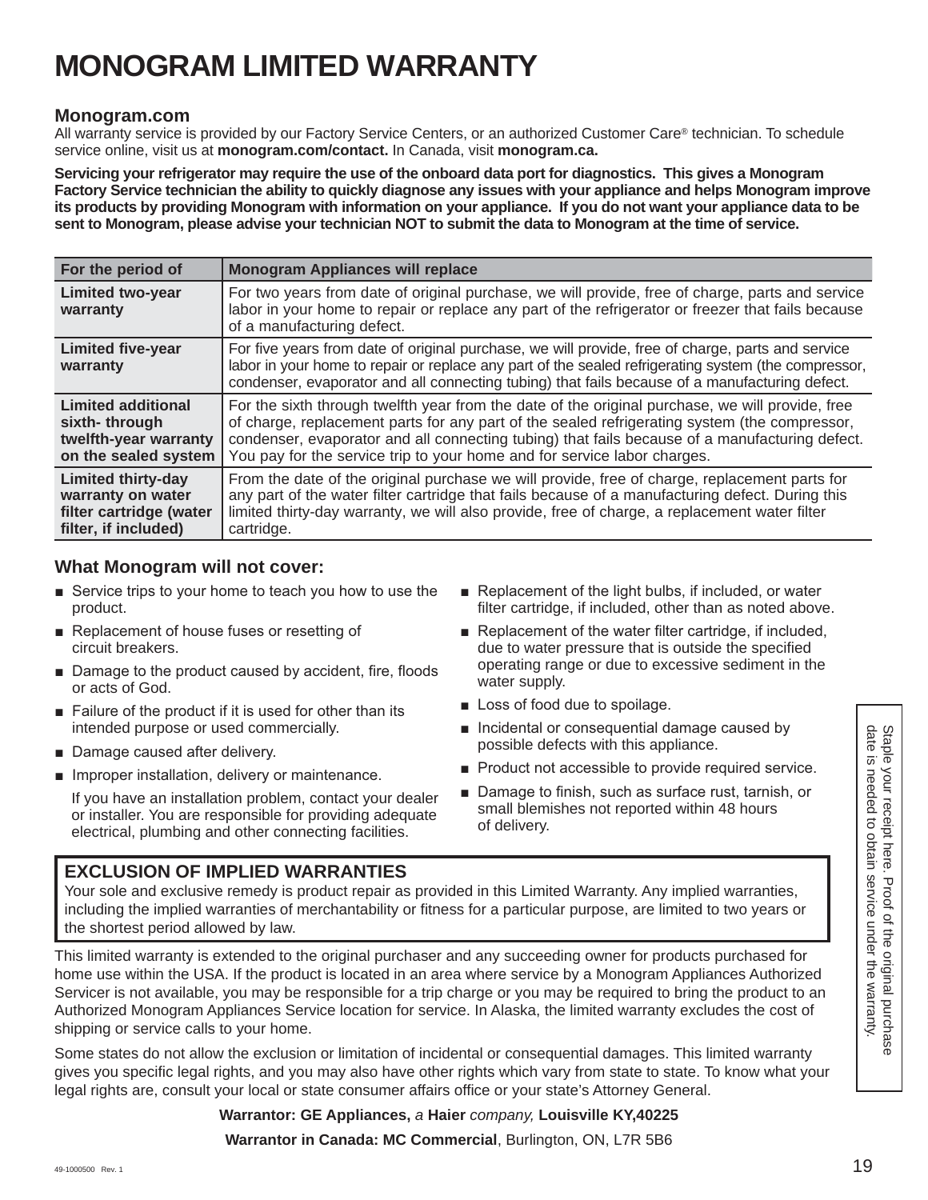# MONOGRAM LIMITED WARRANTY

### Monogram.com

All warranty service is provided by our Factory Service Centers, or an authorized Customer Care® technician. To schedule service online, visit us at **monogram.com/contact.** In Canada, visit **monogram.ca.**

**Servicing your refrigerator may require the use of the onboard data port for diagnostics. This gives a Monogram Factory Service technician the ability to quickly diagnose any issues with your appliance and helps Monogram improve its products by providing Monogram with information on your appliance. If you do not want your appliance data to be sent to Monogram, please advise your technician NOT to submit the data to Monogram at the time of service.**

| For the period of | Monogram Appliances will replace |
|---|---|
| **Limited two-year warranty** | For two years from date of original purchase, we will provide, free of charge, parts and service labor in your home to repair or replace any part of the refrigerator or freezer that fails because of a manufacturing defect. |
| **Limited five-year warranty** | For five years from date of original purchase, we will provide, free of charge, parts and service labor in your home to repair or replace any part of the sealed refrigerating system (the compressor, condenser, evaporator and all connecting tubing) that fails because of a manufacturing defect. |
| **Limited additional sixth- through twelfth-year warranty on the sealed system** | For the sixth through twelfth year from the date of the original purchase, we will provide, free of charge, replacement parts for any part of the sealed refrigerating system (the compressor, condenser, evaporator and all connecting tubing) that fails because of a manufacturing defect. You pay for the service trip to your home and for service labor charges. |
| **Limited thirty-day warranty on water filter cartridge (water filter, if included)** | From the date of the original purchase we will provide, free of charge, replacement parts for any part of the water filter cartridge that fails because of a manufacturing defect. During this limited thirty-day warranty, we will also provide, free of charge, a replacement water filter cartridge. |

### What Monogram will not cover:

- Service trips to your home to teach you how to use the product.
- Replacement of house fuses or resetting of circuit breakers.
- Damage to the product caused by accident, fire, floods or acts of God.
- Failure of the product if it is used for other than its intended purpose or used commercially.
- Damage caused after delivery.
- Improper installation, delivery or maintenance.

  If you have an installation problem, contact your dealer or installer. You are responsible for providing adequate electrical, plumbing and other connecting facilities.
- Replacement of the light bulbs, if included, or water filter cartridge, if included, other than as noted above.
- Replacement of the water filter cartridge, if included, due to water pressure that is outside the specified operating range or due to excessive sediment in the water supply.
- Loss of food due to spoilage.
- Incidental or consequential damage caused by possible defects with this appliance.
- Product not accessible to provide required service.
- Damage to finish, such as surface rust, tarnish, or small blemishes not reported within 48 hours of delivery.

Staple your receipt here. Proof of the original purchase date is needed to obtain service under the warranty.

### EXCLUSION OF IMPLIED WARRANTIES

Your sole and exclusive remedy is product repair as provided in this Limited Warranty. Any implied warranties, including the implied warranties of merchantability or fitness for a particular purpose, are limited to two years or the shortest period allowed by law.

This limited warranty is extended to the original purchaser and any succeeding owner for products purchased for home use within the USA. If the product is located in an area where service by a Monogram Appliances Authorized Servicer is not available, you may be responsible for a trip charge or you may be required to bring the product to an Authorized Monogram Appliances Service location for service. In Alaska, the limited warranty excludes the cost of shipping or service calls to your home.

Some states do not allow the exclusion or limitation of incidental or consequential damages. This limited warranty gives you specific legal rights, and you may also have other rights which vary from state to state. To know what your legal rights are, consult your local or state consumer affairs office or your state's Attorney General.

**Warrantor: GE Appliances,** *a* **Haier** *company,* **Louisville KY,40225**

**Warrantor in Canada: MC Commercial**, Burlington, ON, L7R 5B6

49-1000500 Rev. 1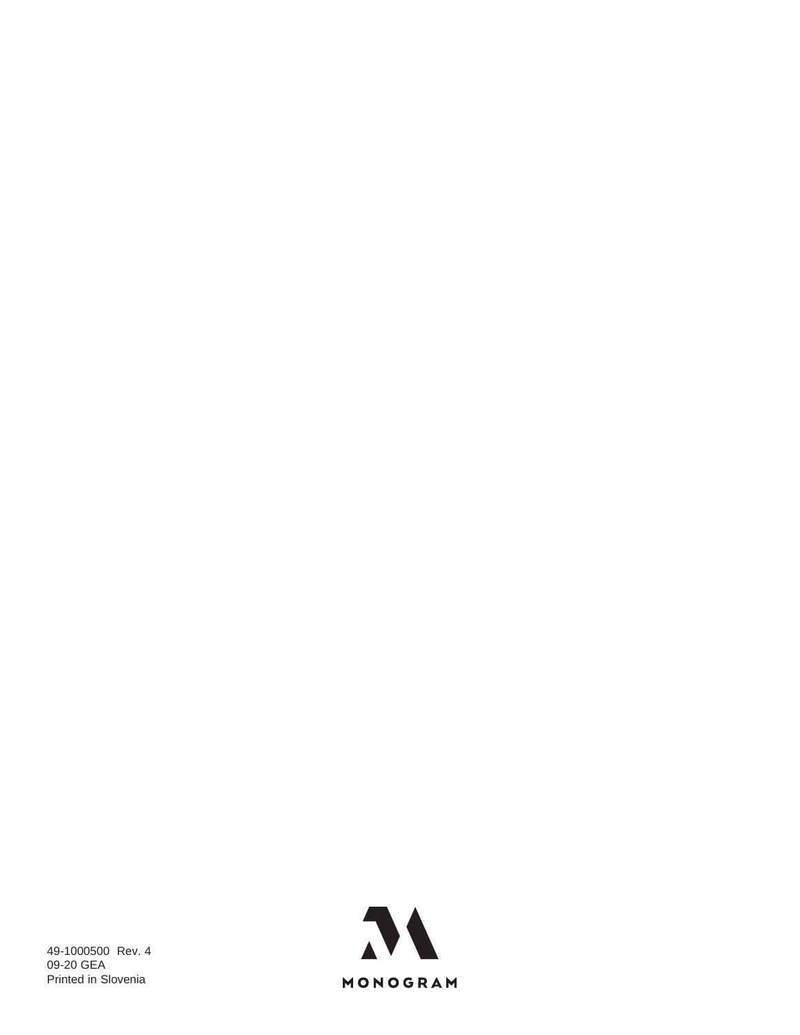49-1000500 Rev. 4
09-20 GEA
Printed in Slovenia

MONOGRAM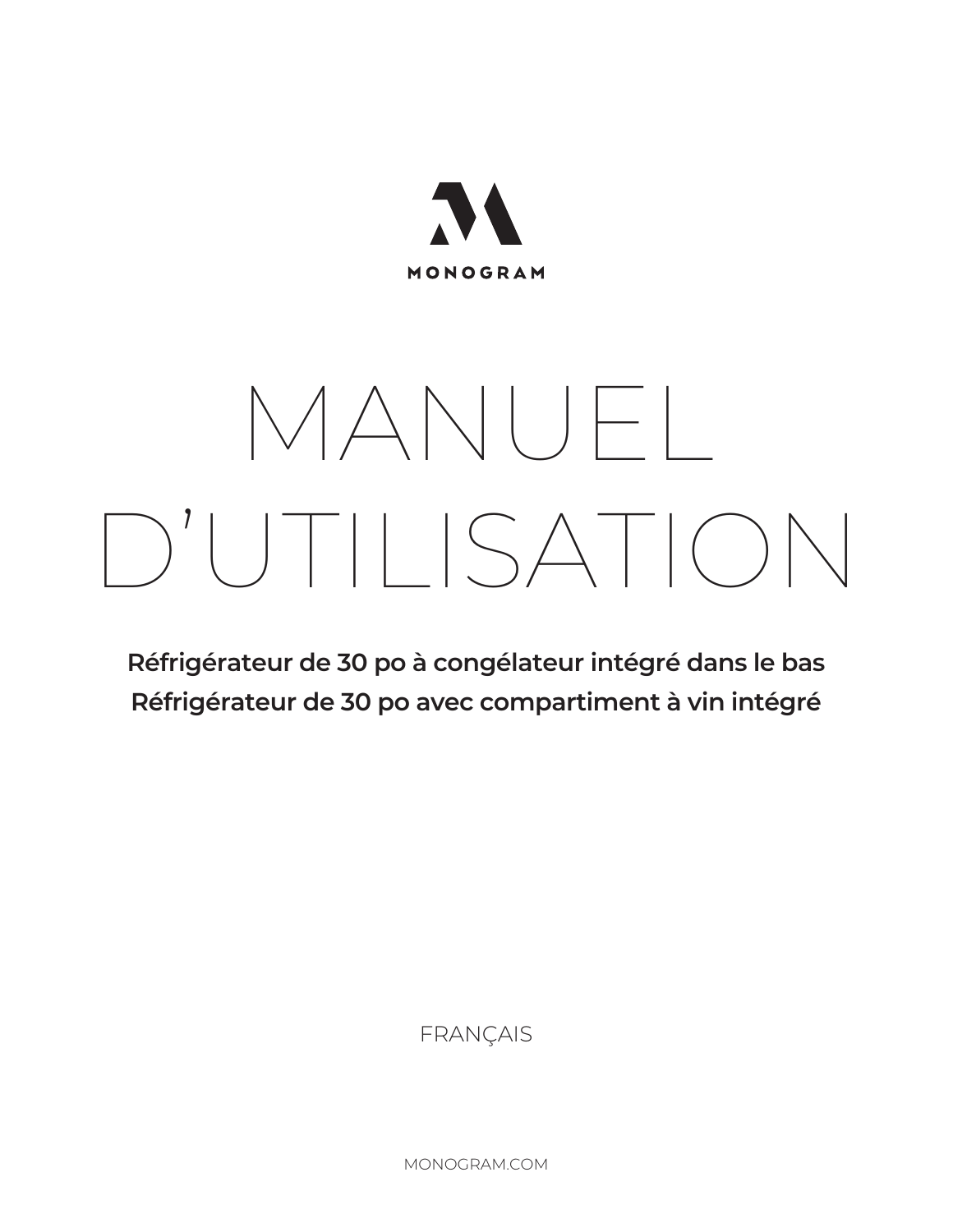MONOGRAM

# MANUEL D'UTILISATION

**Réfrigérateur de 30 po à congélateur intégré dans le bas**
**Réfrigérateur de 30 po avec compartiment à vin intégré**

FRANÇAIS

MONOGRAM.COM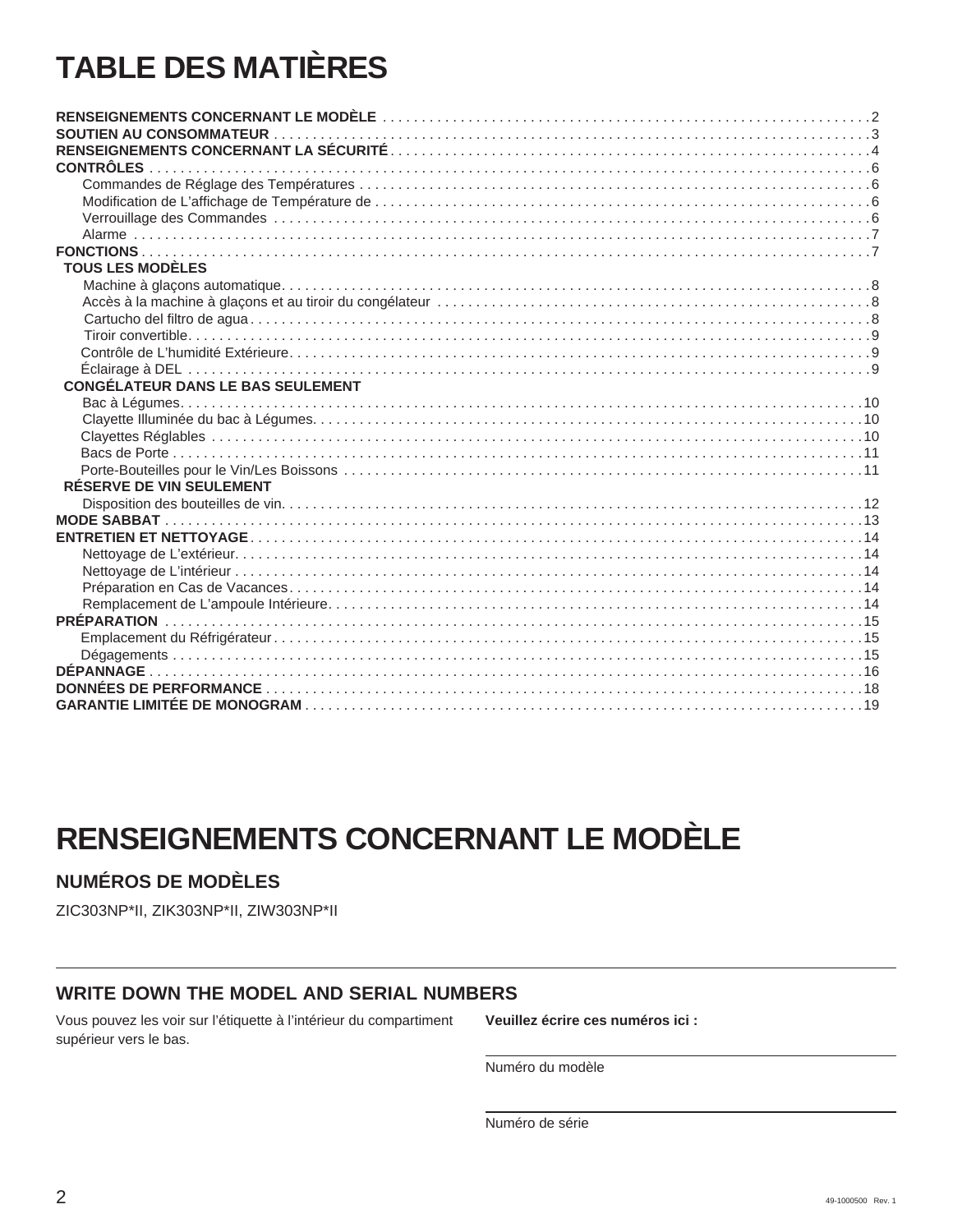# TABLE DES MATIÈRES

**RENSEIGNEMENTS CONCERNANT LE MODÈLE** . . . . . . . . . . 2
**SOUTIEN AU CONSOMMATEUR** . . . . . . . . . . 3
**RENSEIGNEMENTS CONCERNANT LA SÉCURITÉ** . . . . . . . . . . 4
**CONTRÔLES** . . . . . . . . . . 6
- Commandes de Réglage des Températures . . . . . . . . . . 6
- Modification de L'affichage de Température de . . . . . . . . . . 6
- Verrouillage des Commandes . . . . . . . . . . 6
- Alarme . . . . . . . . . . 7

**FONCTIONS** . . . . . . . . . . 7

**TOUS LES MODÈLES**
- Machine à glaçons automatique . . . . . . . . . . 8
- Accès à la machine à glaçons et au tiroir du congélateur . . . . . . . . . . 8
- Cartucho del filtro de agua . . . . . . . . . . 8
- Tiroir convertible . . . . . . . . . . 9
- Contrôle de L'humidité Extérieure . . . . . . . . . . 9
- Éclairage à DEL . . . . . . . . . . 9

**CONGÉLATEUR DANS LE BAS SEULEMENT**
- Bac à Légumes . . . . . . . . . . 10
- Clayette Illuminée du bac à Légumes . . . . . . . . . . 10
- Clayettes Réglables . . . . . . . . . . 10
- Bacs de Porte . . . . . . . . . . 11
- Porte-Bouteilles pour le Vin/Les Boissons . . . . . . . . . . 11

**RÉSERVE DE VIN SEULEMENT**
- Disposition des bouteilles de vin . . . . . . . . . . 12

**MODE SABBAT** . . . . . . . . . . 13
**ENTRETIEN ET NETTOYAGE** . . . . . . . . . . 14
- Nettoyage de L'extérieur . . . . . . . . . . 14
- Nettoyage de L'intérieur . . . . . . . . . . 14
- Préparation en Cas de Vacances . . . . . . . . . . 14
- Remplacement de L'ampoule Intérieure . . . . . . . . . . 14

**PRÉPARATION** . . . . . . . . . . 15
- Emplacement du Réfrigérateur . . . . . . . . . . 15
- Dégagements . . . . . . . . . . 15

**DÉPANNAGE** . . . . . . . . . . 16
**DONNÉES DE PERFORMANCE** . . . . . . . . . . 18
**GARANTIE LIMITÉE DE MONOGRAM** . . . . . . . . . . 19

# RENSEIGNEMENTS CONCERNANT LE MODÈLE

## NUMÉROS DE MODÈLES

ZIC303NP*II, ZIK303NP*II, ZIW303NP*II

## WRITE DOWN THE MODEL AND SERIAL NUMBERS

Vous pouvez les voir sur l'étiquette à l'intérieur du compartiment supérieur vers le bas.

**Veuillez écrire ces numéros ici :**

\_\_\_\_\_\_\_\_\_\_\_\_\_\_\_\_\_\_\_\_\_\_\_\_\_\_\_\_\_\_
Numéro du modèle

\_\_\_\_\_\_\_\_\_\_\_\_\_\_\_\_\_\_\_\_\_\_\_\_\_\_\_\_\_\_
Numéro de série

49-1000500 Rev. 1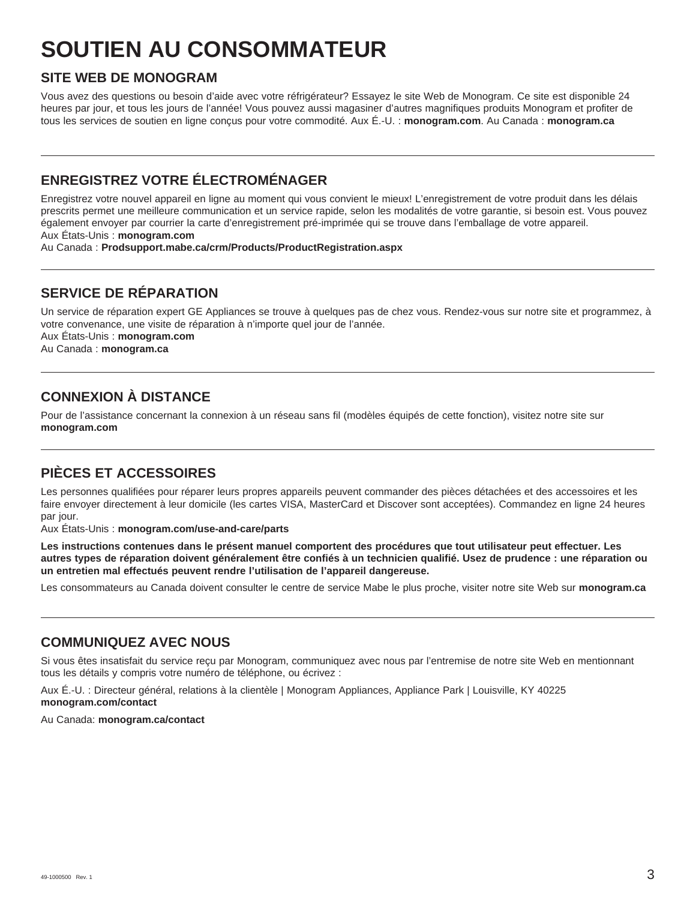# SOUTIEN AU CONSOMMATEUR

## SITE WEB DE MONOGRAM

Vous avez des questions ou besoin d'aide avec votre réfrigérateur? Essayez le site Web de Monogram. Ce site est disponible 24 heures par jour, et tous les jours de l'année! Vous pouvez aussi magasiner d'autres magnifiques produits Monogram et profiter de tous les services de soutien en ligne conçus pour votre commodité. Aux É.-U. : **monogram.com**. Au Canada : **monogram.ca**

---

## ENREGISTREZ VOTRE ÉLECTROMÉNAGER

Enregistrez votre nouvel appareil en ligne au moment qui vous convient le mieux! L'enregistrement de votre produit dans les délais prescrits permet une meilleure communication et un service rapide, selon les modalités de votre garantie, si besoin est. Vous pouvez également envoyer par courrier la carte d'enregistrement pré-imprimée qui se trouve dans l'emballage de votre appareil.
Aux États-Unis : **monogram.com**
Au Canada : **Prodsupport.mabe.ca/crm/Products/ProductRegistration.aspx**

---

## SERVICE DE RÉPARATION

Un service de réparation expert GE Appliances se trouve à quelques pas de chez vous. Rendez-vous sur notre site et programmez, à votre convenance, une visite de réparation à n'importe quel jour de l'année.
Aux États-Unis : **monogram.com**
Au Canada : **monogram.ca**

---

## CONNEXION À DISTANCE

Pour de l'assistance concernant la connexion à un réseau sans fil (modèles équipés de cette fonction), visitez notre site sur **monogram.com**

---

## PIÈCES ET ACCESSOIRES

Les personnes qualifiées pour réparer leurs propres appareils peuvent commander des pièces détachées et des accessoires et les faire envoyer directement à leur domicile (les cartes VISA, MasterCard et Discover sont acceptées). Commandez en ligne 24 heures par jour.
Aux États-Unis : **monogram.com/use-and-care/parts**

**Les instructions contenues dans le présent manuel comportent des procédures que tout utilisateur peut effectuer. Les autres types de réparation doivent généralement être confiés à un technicien qualifié. Usez de prudence : une réparation ou un entretien mal effectués peuvent rendre l'utilisation de l'appareil dangereuse.**

Les consommateurs au Canada doivent consulter le centre de service Mabe le plus proche, visiter notre site Web sur **monogram.ca**

---

## COMMUNIQUEZ AVEC NOUS

Si vous êtes insatisfait du service reçu par Monogram, communiquez avec nous par l'entremise de notre site Web en mentionnant tous les détails y compris votre numéro de téléphone, ou écrivez :

Aux É.-U. : Directeur général, relations à la clientèle | Monogram Appliances, Appliance Park | Louisville, KY 40225
**monogram.com/contact**

Au Canada: **monogram.ca/contact**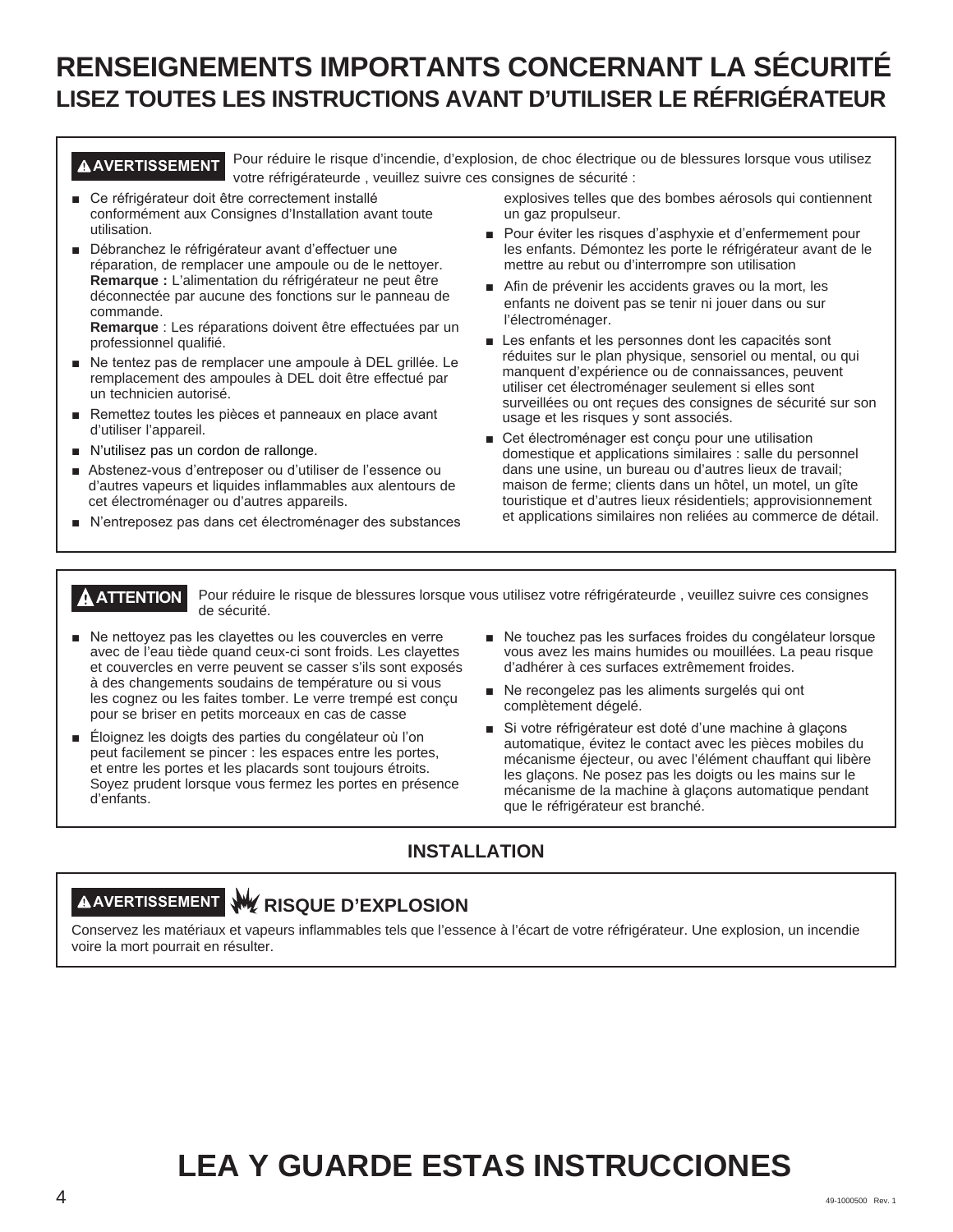# RENSEIGNEMENTS IMPORTANTS CONCERNANT LA SÉCURITÉ

## LISEZ TOUTES LES INSTRUCTIONS AVANT D'UTILISER LE RÉFRIGÉRATEUR

**⚠ AVERTISSEMENT** Pour réduire le risque d'incendie, d'explosion, de choc électrique ou de blessures lorsque vous utilisez votre réfrigérateurde , veuillez suivre ces consignes de sécurité :

- Ce réfrigérateur doit être correctement installé conformément aux Consignes d'Installation avant toute utilisation.
- Débranchez le réfrigérateur avant d'effectuer une réparation, de remplacer une ampoule ou de le nettoyer. **Remarque :** L'alimentation du réfrigérateur ne peut être déconnectée par aucune des fonctions sur le panneau de commande.
  **Remarque** : Les réparations doivent être effectuées par un professionnel qualifié.
- Ne tentez pas de remplacer une ampoule à DEL grillée. Le remplacement des ampoules à DEL doit être effectué par un technicien autorisé.
- Remettez toutes les pièces et panneaux en place avant d'utiliser l'appareil.
- N'utilisez pas un cordon de rallonge.
- Abstenez-vous d'entreposer ou d'utiliser de l'essence ou d'autres vapeurs et liquides inflammables aux alentours de cet électroménager ou d'autres appareils.
- N'entreposez pas dans cet électroménager des substances explosives telles que des bombes aérosols qui contiennent un gaz propulseur.
- Pour éviter les risques d'asphyxie et d'enfermement pour les enfants. Démontez les porte le réfrigérateur avant de le mettre au rebut ou d'interrompre son utilisation
- Afin de prévenir les accidents graves ou la mort, les enfants ne doivent pas se tenir ni jouer dans ou sur l'électroménager.
- Les enfants et les personnes dont les capacités sont réduites sur le plan physique, sensoriel ou mental, ou qui manquent d'expérience ou de connaissances, peuvent utiliser cet électroménager seulement si elles sont surveillées ou ont reçues des consignes de sécurité sur son usage et les risques y sont associés.
- Cet électroménager est conçu pour une utilisation domestique et applications similaires : salle du personnel dans une usine, un bureau ou d'autres lieux de travail; maison de ferme; clients dans un hôtel, un motel, un gîte touristique et d'autres lieux résidentiels; approvisionnement et applications similaires non reliées au commerce de détail.

**⚠ ATTENTION** Pour réduire le risque de blessures lorsque vous utilisez votre réfrigérateurde , veuillez suivre ces consignes de sécurité.

- Ne nettoyez pas les clayettes ou les couvercles en verre avec de l'eau tiède quand ceux-ci sont froids. Les clayettes et couvercles en verre peuvent se casser s'ils sont exposés à des changements soudains de température ou si vous les cognez ou les faites tomber. Le verre trempé est conçu pour se briser en petits morceaux en cas de casse
- Éloignez les doigts des parties du congélateur où l'on peut facilement se pincer : les espaces entre les portes, et entre les portes et les placards sont toujours étroits. Soyez prudent lorsque vous fermez les portes en présence d'enfants.
- Ne touchez pas les surfaces froides du congélateur lorsque vous avez les mains humides ou mouillées. La peau risque d'adhérer à ces surfaces extrêmement froides.
- Ne recongelez pas les aliments surgelés qui ont complètement dégelé.
- Si votre réfrigérateur est doté d'une machine à glaçons automatique, évitez le contact avec les pièces mobiles du mécanisme éjecteur, ou avec l'élément chauffant qui libère les glaçons. Ne posez pas les doigts ou les mains sur le mécanisme de la machine à glaçons automatique pendant que le réfrigérateur est branché.

### INSTALLATION

**⚠ AVERTISSEMENT** **RISQUE D'EXPLOSION**

Conservez les matériaux et vapeurs inflammables tels que l'essence à l'écart de votre réfrigérateur. Une explosion, un incendie voire la mort pourrait en résulter.

# LEA Y GUARDE ESTAS INSTRUCCIONES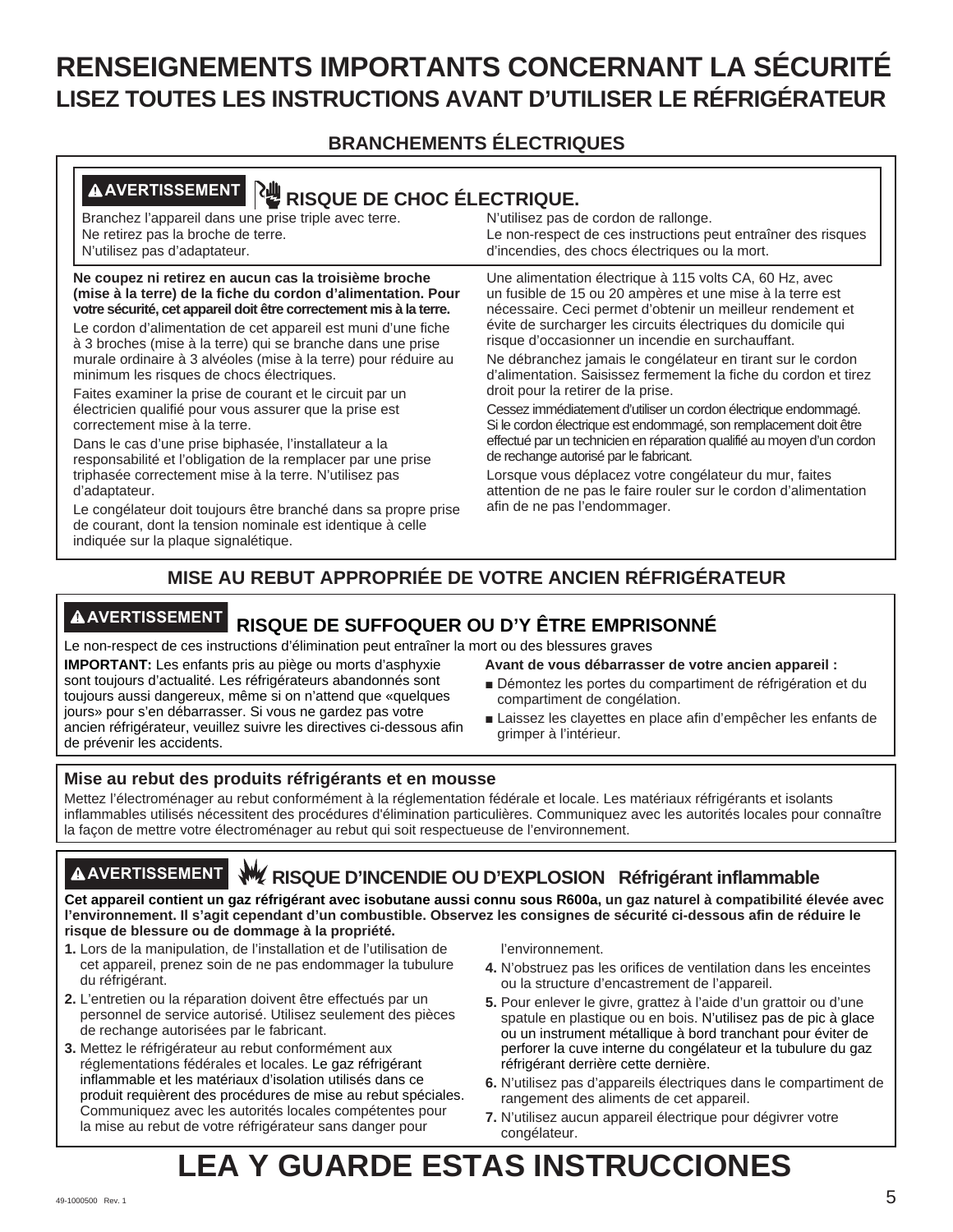# RENSEIGNEMENTS IMPORTANTS CONCERNANT LA SÉCURITÉ

## LISEZ TOUTES LES INSTRUCTIONS AVANT D'UTILISER LE RÉFRIGÉRATEUR

### BRANCHEMENTS ÉLECTRIQUES

**⚠AVERTISSEMENT** **RISQUE DE CHOC ÉLECTRIQUE.**

Branchez l'appareil dans une prise triple avec terre.
Ne retirez pas la broche de terre.
N'utilisez pas d'adaptateur.
N'utilisez pas de cordon de rallonge.
Le non-respect de ces instructions peut entraîner des risques d'incendies, des chocs électriques ou la mort.

**Ne coupez ni retirez en aucun cas la troisième broche (mise à la terre) de la fiche du cordon d'alimentation. Pour votre sécurité, cet appareil doit être correctement mis à la terre.**

Le cordon d'alimentation de cet appareil est muni d'une fiche à 3 broches (mise à la terre) qui se branche dans une prise murale ordinaire à 3 alvéoles (mise à la terre) pour réduire au minimum les risques de chocs électriques.

Faites examiner la prise de courant et le circuit par un électricien qualifié pour vous assurer que la prise est correctement mise à la terre.

Dans le cas d'une prise biphasée, l'installateur a la responsabilité et l'obligation de la remplacer par une prise triphasée correctement mise à la terre. N'utilisez pas d'adaptateur.

Le congélateur doit toujours être branché dans sa propre prise de courant, dont la tension nominale est identique à celle indiquée sur la plaque signalétique.

Une alimentation électrique à 115 volts CA, 60 Hz, avec un fusible de 15 ou 20 ampères et une mise à la terre est nécessaire. Ceci permet d'obtenir un meilleur rendement et évite de surcharger les circuits électriques du domicile qui risque d'occasionner un incendie en surchauffant.

Ne débranchez jamais le congélateur en tirant sur le cordon d'alimentation. Saisissez fermement la fiche du cordon et tirez droit pour la retirer de la prise.

Cessez immédiatement d'utiliser un cordon électrique endommagé. Si le cordon électrique est endommagé, son remplacement doit être effectué par un technicien en réparation qualifié au moyen d'un cordon de rechange autorisé par le fabricant.

Lorsque vous déplacez votre congélateur du mur, faites attention de ne pas le faire rouler sur le cordon d'alimentation afin de ne pas l'endommager.

### MISE AU REBUT APPROPRIÉE DE VOTRE ANCIEN RÉFRIGÉRATEUR

**⚠AVERTISSEMENT** **RISQUE DE SUFFOQUER OU D'Y ÊTRE EMPRISONNÉ**

Le non-respect de ces instructions d'élimination peut entraîner la mort ou des blessures graves

**IMPORTANT:** Les enfants pris au piège ou morts d'asphyxie sont toujours d'actualité. Les réfrigérateurs abandonnés sont toujours aussi dangereux, même si on n'attend que «quelques jours» pour s'en débarrasser. Si vous ne gardez pas votre ancien réfrigérateur, veuillez suivre les directives ci-dessous afin de prévenir les accidents.

**Avant de vous débarrasser de votre ancien appareil :**

- Démontez les portes du compartiment de réfrigération et du compartiment de congélation.
- Laissez les clayettes en place afin d'empêcher les enfants de grimper à l'intérieur.

**Mise au rebut des produits réfrigérants et en mousse**

Mettez l'électroménager au rebut conformément à la réglementation fédérale et locale. Les matériaux réfrigérants et isolants inflammables utilisés nécessitent des procédures d'élimination particulières. Communiquez avec les autorités locales pour connaître la façon de mettre votre électroménager au rebut qui soit respectueuse de l'environnement.

**⚠AVERTISSEMENT** **RISQUE D'INCENDIE OU D'EXPLOSION Réfrigérant inflammable**

**Cet appareil contient un gaz réfrigérant avec isobutane aussi connu sous R600a, un gaz naturel à compatibilité élevée avec l'environnement. Il s'agit cependant d'un combustible. Observez les consignes de sécurité ci-dessous afin de réduire le risque de blessure ou de dommage à la propriété.**

1. Lors de la manipulation, de l'installation et de l'utilisation de cet appareil, prenez soin de ne pas endommager la tubulure du réfrigérant.
2. L'entretien ou la réparation doivent être effectués par un personnel de service autorisé. Utilisez seulement des pièces de rechange autorisées par le fabricant.
3. Mettez le réfrigérateur au rebut conformément aux réglementations fédérales et locales. Le gaz réfrigérant inflammable et les matériaux d'isolation utilisés dans ce produit requièrent des procédures de mise au rebut spéciales. Communiquez avec les autorités locales compétentes pour la mise au rebut de votre réfrigérateur sans danger pour l'environnement.
4. N'obstruez pas les orifices de ventilation dans les enceintes ou la structure d'encastrement de l'appareil.
5. Pour enlever le givre, grattez à l'aide d'un grattoir ou d'une spatule en plastique ou en bois. N'utilisez pas de pic à glace ou un instrument métallique à bord tranchant pour éviter de perforer la cuve interne du congélateur et la tubulure du gaz réfrigérant derrière cette dernière.
6. N'utilisez pas d'appareils électriques dans le compartiment de rangement des aliments de cet appareil.
7. N'utilisez aucun appareil électrique pour dégivrer votre congélateur.

# LEA Y GUARDE ESTAS INSTRUCCIONES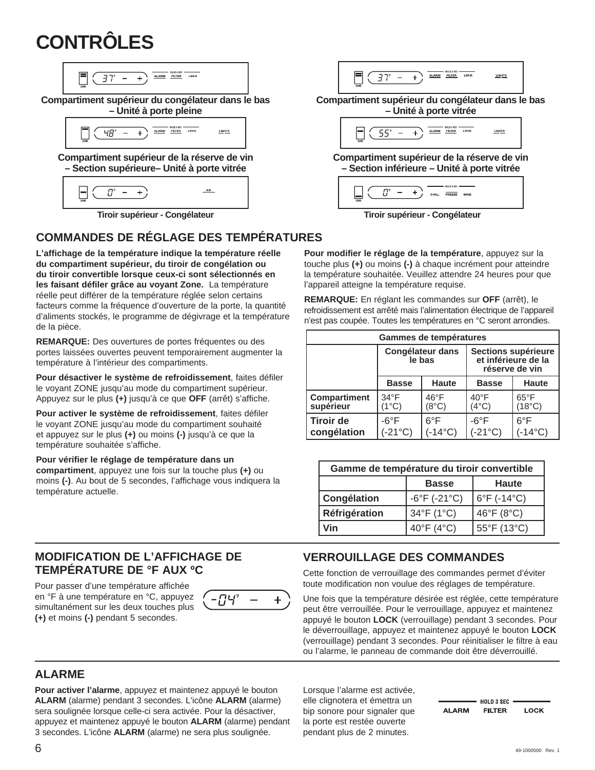# CONTRÔLES

**Compartiment supérieur du congélateur dans le bas – Unité à porte pleine**

**Compartiment supérieur du congélateur dans le bas – Unité à porte vitrée**

**Compartiment supérieur de la réserve de vin – Section supérieure– Unité à porte vitrée**

**Compartiment supérieur de la réserve de vin – Section inférieure – Unité à porte vitrée**

**Tiroir supérieur - Congélateur**

**Tiroir supérieur - Congélateur**

## COMMANDES DE RÉGLAGE DES TEMPÉRATURES

**L'affichage de la température indique la température réelle du compartiment supérieur, du tiroir de congélation ou du tiroir convertible lorsque ceux-ci sont sélectionnés en les faisant défiler grâce au voyant Zone.** La température réelle peut différer de la température réglée selon certains facteurs comme la fréquence d'ouverture de la porte, la quantité d'aliments stockés, le programme de dégivrage et la température de la pièce.

**REMARQUE:** Des ouvertures de portes fréquentes ou des portes laissées ouvertes peuvent temporairement augmenter la température à l'intérieur des compartiments.

**Pour désactiver le système de refroidissement**, faites défiler le voyant ZONE jusqu'au mode du compartiment supérieur. Appuyez sur le plus **(+)** jusqu'à ce que **OFF** (arrêt) s'affiche.

**Pour activer le système de refroidissement**, faites défiler le voyant ZONE jusqu'au mode du compartiment souhaité et appuyez sur le plus **(+)** ou moins **(-)** jusqu'à ce que la température souhaitée s'affiche.

**Pour vérifier le réglage de température dans un compartiment**, appuyez une fois sur la touche plus **(+)** ou moins **(-)**. Au bout de 5 secondes, l'affichage vous indiquera la température actuelle.

**Pour modifier le réglage de la température**, appuyez sur la touche plus **(+)** ou moins **(-)** à chaque incrément pour atteindre la température souhaitée. Veuillez attendre 24 heures pour que l'appareil atteigne la température requise.

**REMARQUE:** En réglant les commandes sur **OFF** (arrêt), le refroidissement est arrêté mais l'alimentation électrique de l'appareil n'est pas coupée. Toutes les températures en °C seront arrondies.

| Gammes de températures | | | | |
|---|---|---|---|---|
| | Congélateur dans le bas | | Sections supérieure et inférieure de la réserve de vin | |
| | Basse | Haute | Basse | Haute |
| **Compartiment supérieur** | 34°F (1°C) | 46°F (8°C) | 40°F (4°C) | 65°F (18°C) |
| **Tiroir de congélation** | -6°F (-21°C) | 6°F (-14°C) | -6°F (-21°C) | 6°F (-14°C) |

| Gamme de température du tiroir convertible | | |
|---|---|---|
| | Basse | Haute |
| **Congélation** | -6°F (-21°C) | 6°F (-14°C) |
| **Réfrigération** | 34°F (1°C) | 46°F (8°C) |
| **Vin** | 40°F (4°C) | 55°F (13°C) |

## MODIFICATION DE L'AFFICHAGE DE TEMPÉRATURE DE °F AUX ºC

Pour passer d'une température affichée en °F à une température en °C, appuyez simultanément sur les deux touches plus **(+)** et moins **(-)** pendant 5 secondes.

## VERROUILLAGE DES COMMANDES

Cette fonction de verrouillage des commandes permet d'éviter toute modification non voulue des réglages de température.

Une fois que la température désirée est réglée, cette température peut être verrouillée. Pour le verrouillage, appuyez et maintenez appuyé le bouton **LOCK** (verrouillage) pendant 3 secondes. Pour le déverrouillage, appuyez et maintenez appuyé le bouton **LOCK** (verrouillage) pendant 3 secondes. Pour réinitialiser le filtre à eau ou l'alarme, le panneau de commande doit être déverrouillé.

## ALARME

**Pour activer l'alarme**, appuyez et maintenez appuyé le bouton **ALARM** (alarme) pendant 3 secondes. L'icône **ALARM** (alarme) sera soulignée lorsque celle-ci sera activée. Pour la désactiver, appuyez et maintenez appuyé le bouton **ALARM** (alarme) pendant 3 secondes. L'icône **ALARM** (alarme) ne sera plus soulignée.

Lorsque l'alarme est activée, elle clignotera et émettra un bip sonore pour signaler que la porte est restée ouverte pendant plus de 2 minutes.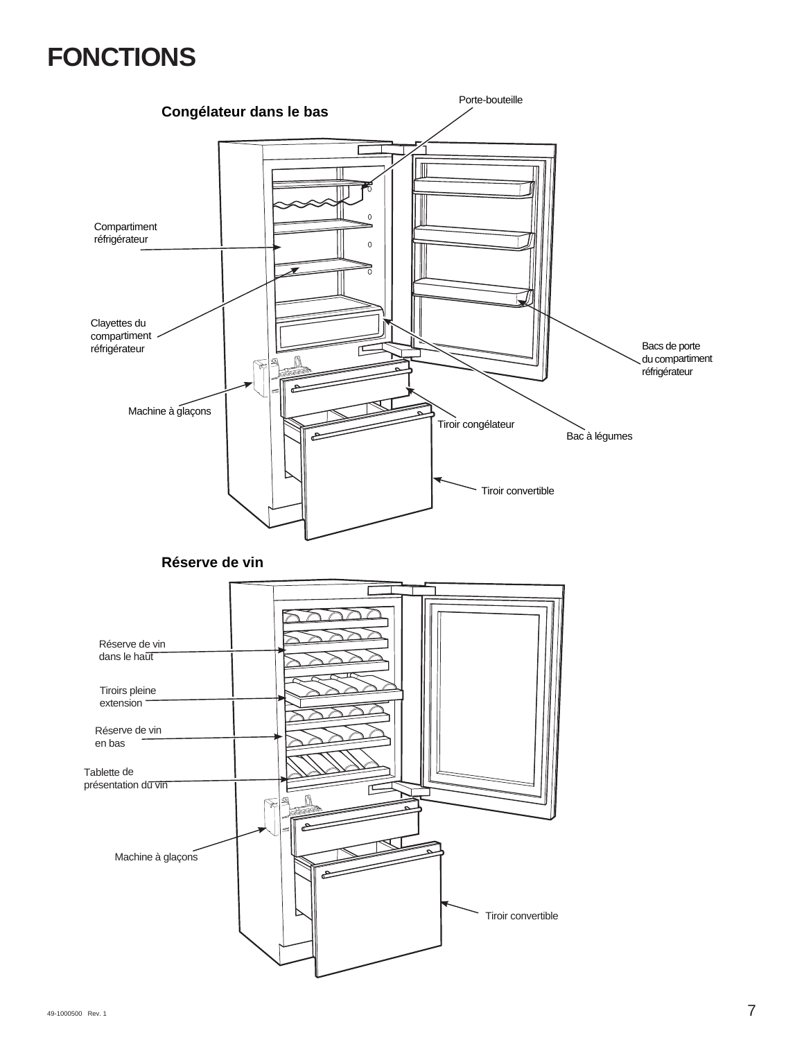# FONCTIONS

### Congélateur dans le bas

Porte-bouteille

Compartiment réfrigérateur

Clayettes du compartiment réfrigérateur

Bacs de porte du compartiment réfrigérateur

Machine à glaçons

Tiroir congélateur

Bac à légumes

Tiroir convertible

### Réserve de vin

Réserve de vin dans le haut

Tiroirs pleine extension

Réserve de vin en bas

Tablette de présentation du vin

Machine à glaçons

Tiroir convertible

49-1000500 Rev. 1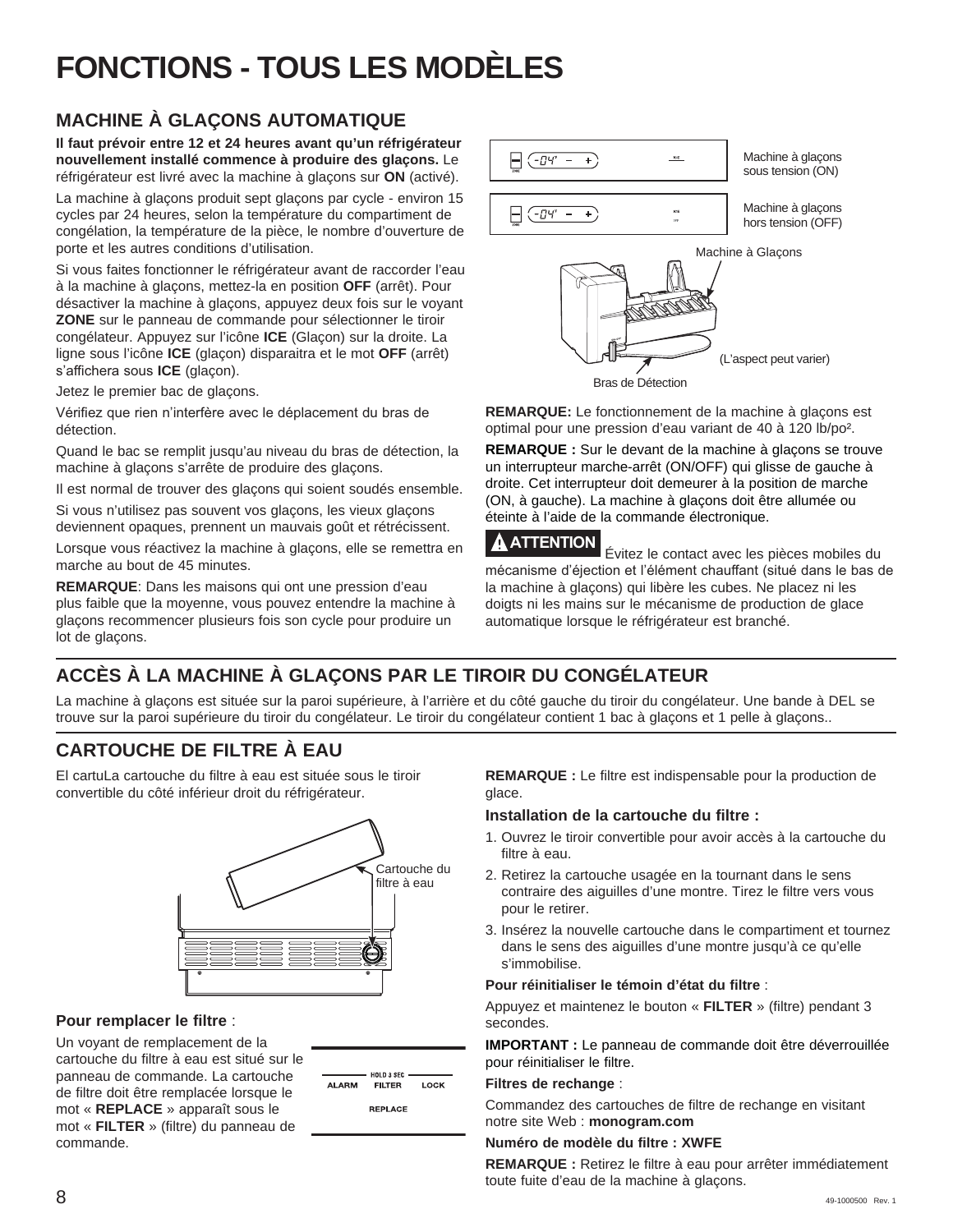# FONCTIONS - TOUS LES MODÈLES

## MACHINE À GLAÇONS AUTOMATIQUE

**Il faut prévoir entre 12 et 24 heures avant qu'un réfrigérateur nouvellement installé commence à produire des glaçons.** Le réfrigérateur est livré avec la machine à glaçons sur **ON** (activé).

La machine à glaçons produit sept glaçons par cycle - environ 15 cycles par 24 heures, selon la température du compartiment de congélation, la température de la pièce, le nombre d'ouverture de porte et les autres conditions d'utilisation.

Si vous faites fonctionner le réfrigérateur avant de raccorder l'eau à la machine à glaçons, mettez-la en position **OFF** (arrêt). Pour désactiver la machine à glaçons, appuyez deux fois sur le voyant **ZONE** sur le panneau de commande pour sélectionner le tiroir congélateur. Appuyez sur l'icône **ICE** (Glaçon) sur la droite. La ligne sous l'icône **ICE** (glaçon) disparaitra et le mot **OFF** (arrêt) s'affichera sous **ICE** (glaçon).

Jetez le premier bac de glaçons.

Vérifiez que rien n'interfère avec le déplacement du bras de détection.

Quand le bac se remplit jusqu'au niveau du bras de détection, la machine à glaçons s'arrête de produire des glaçons.

Il est normal de trouver des glaçons qui soient soudés ensemble.

Si vous n'utilisez pas souvent vos glaçons, les vieux glaçons deviennent opaques, prennent un mauvais goût et rétrécissent.

Lorsque vous réactivez la machine à glaçons, elle se remettra en marche au bout de 45 minutes.

**REMARQUE**: Dans les maisons qui ont une pression d'eau plus faible que la moyenne, vous pouvez entendre la machine à glaçons recommencer plusieurs fois son cycle pour produire un lot de glaçons.

Machine à glaçons sous tension (ON)

Machine à glaçons hors tension (OFF)

Machine à Glaçons

(L'aspect peut varier)

Bras de Détection

**REMARQUE:** Le fonctionnement de la machine à glaçons est optimal pour une pression d'eau variant de 40 à 120 lb/po².

**REMARQUE :** Sur le devant de la machine à glaçons se trouve un interrupteur marche-arrêt (ON/OFF) qui glisse de gauche à droite. Cet interrupteur doit demeurer à la position de marche (ON, à gauche). La machine à glaçons doit être allumée ou éteinte à l'aide de la commande électronique.

**⚠ ATTENTION** Évitez le contact avec les pièces mobiles du mécanisme d'éjection et l'élément chauffant (situé dans le bas de la machine à glaçons) qui libère les cubes. Ne placez ni les doigts ni les mains sur le mécanisme de production de glace automatique lorsque le réfrigérateur est branché.

## ACCÈS À LA MACHINE À GLAÇONS PAR LE TIROIR DU CONGÉLATEUR

La machine à glaçons est située sur la paroi supérieure, à l'arrière et du côté gauche du tiroir du congélateur. Une bande à DEL se trouve sur la paroi supérieure du tiroir du congélateur. Le tiroir du congélateur contient 1 bac à glaçons et 1 pelle à glaçons..

## CARTOUCHE DE FILTRE À EAU

El cartuLa cartouche du filtre à eau est située sous le tiroir convertible du côté inférieur droit du réfrigérateur.

Cartouche du filtre à eau

### Pour remplacer le filtre :

Un voyant de remplacement de la cartouche du filtre à eau est situé sur le panneau de commande. La cartouche de filtre doit être remplacée lorsque le mot « **REPLACE** » apparaît sous le mot « **FILTER** » (filtre) du panneau de commande.

HOLD 3 SEC
ALARM FILTER LOCK
REPLACE

**REMARQUE :** Le filtre est indispensable pour la production de glace.

### Installation de la cartouche du filtre :

1. Ouvrez le tiroir convertible pour avoir accès à la cartouche du filtre à eau.
2. Retirez la cartouche usagée en la tournant dans le sens contraire des aiguilles d'une montre. Tirez le filtre vers vous pour le retirer.
3. Insérez la nouvelle cartouche dans le compartiment et tournez dans le sens des aiguilles d'une montre jusqu'à ce qu'elle s'immobilise.

**Pour réinitialiser le témoin d'état du filtre** :

Appuyez et maintenez le bouton « **FILTER** » (filtre) pendant 3 secondes.

**IMPORTANT :** Le panneau de commande doit être déverrouillée pour réinitialiser le filtre.

**Filtres de rechange** :

Commandez des cartouches de filtre de rechange en visitant notre site Web : **monogram.com**

**Numéro de modèle du filtre : XWFE**

**REMARQUE :** Retirez le filtre à eau pour arrêter immédiatement toute fuite d'eau de la machine à glaçons.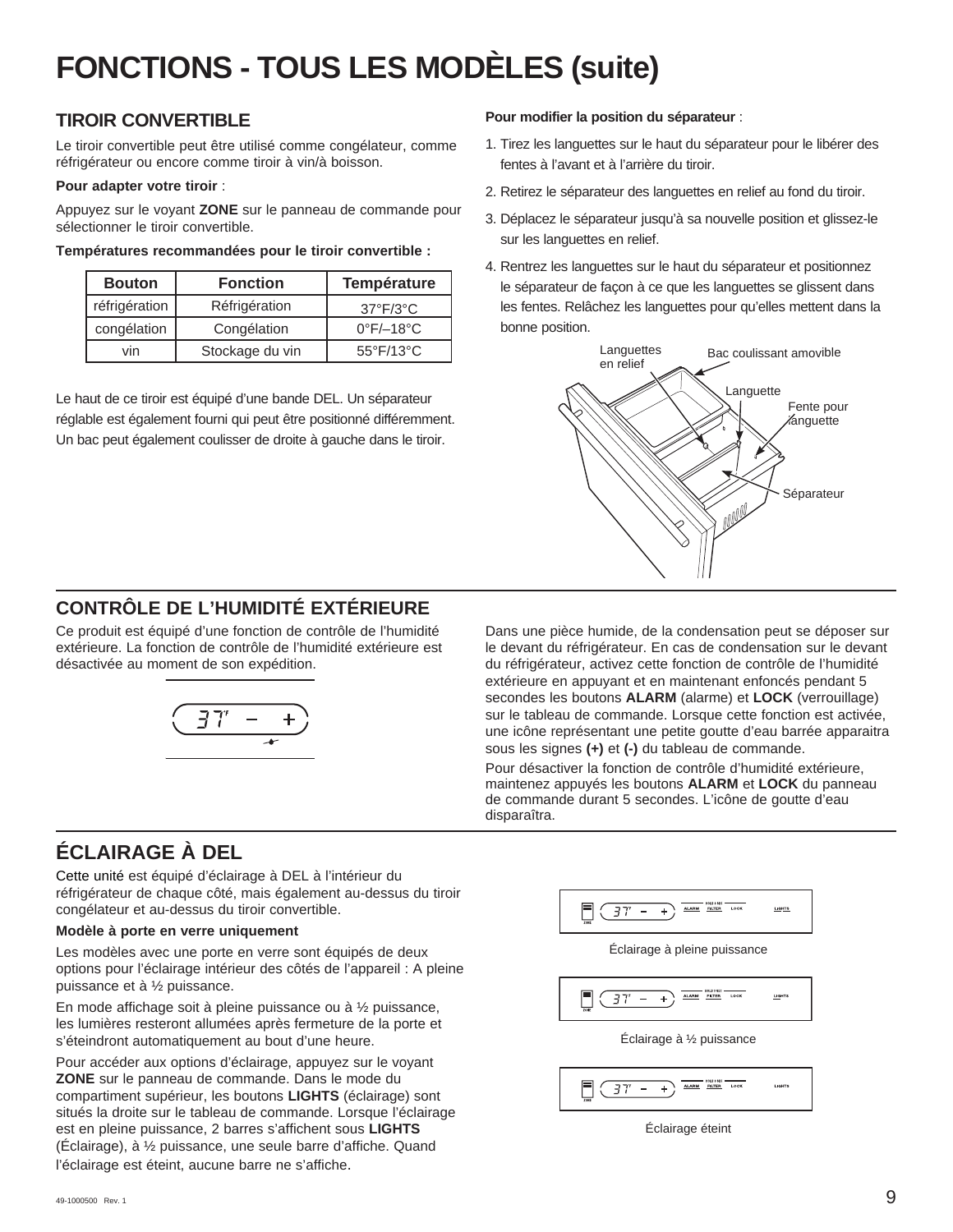# FONCTIONS - TOUS LES MODÈLES (suite)

## TIROIR CONVERTIBLE

Le tiroir convertible peut être utilisé comme congélateur, comme réfrigérateur ou encore comme tiroir à vin/à boisson.

**Pour adapter votre tiroir** :

Appuyez sur le voyant **ZONE** sur le panneau de commande pour sélectionner le tiroir convertible.

**Températures recommandées pour le tiroir convertible :**

| Bouton | Fonction | Température |
|---|---|---|
| réfrigération | Réfrigération | 37°F/3°C |
| congélation | Congélation | 0°F/–18°C |
| vin | Stockage du vin | 55°F/13°C |

Le haut de ce tiroir est équipé d'une bande DEL. Un séparateur réglable est également fourni qui peut être positionné différemment. Un bac peut également coulisser de droite à gauche dans le tiroir.

**Pour modifier la position du séparateur** :

1. Tirez les languettes sur le haut du séparateur pour le libérer des fentes à l'avant et à l'arrière du tiroir.
2. Retirez le séparateur des languettes en relief au fond du tiroir.
3. Déplacez le séparateur jusqu'à sa nouvelle position et glissez-le sur les languettes en relief.
4. Rentrez les languettes sur le haut du séparateur et positionnez le séparateur de façon à ce que les languettes se glissent dans les fentes. Relâchez les languettes pour qu'elles mettent dans la bonne position.

Languettes en relief — Bac coulissant amovible — Languette — Fente pour languette — Séparateur

## CONTRÔLE DE L'HUMIDITÉ EXTÉRIEURE

Ce produit est équipé d'une fonction de contrôle de l'humidité extérieure. La fonction de contrôle de l'humidité extérieure est désactivée au moment de son expédition.

Dans une pièce humide, de la condensation peut se déposer sur le devant du réfrigérateur. En cas de condensation sur le devant du réfrigérateur, activez cette fonction de contrôle de l'humidité extérieure en appuyant et en maintenant enfoncés pendant 5 secondes les boutons **ALARM** (alarme) et **LOCK** (verrouillage) sur le tableau de commande. Lorsque cette fonction est activée, une icône représentant une petite goutte d'eau barrée apparaitra sous les signes **(+)** et **(-)** du tableau de commande.

Pour désactiver la fonction de contrôle d'humidité extérieure, maintenez appuyés les boutons **ALARM** et **LOCK** du panneau de commande durant 5 secondes. L'icône de goutte d'eau disparaîtra.

## ÉCLAIRAGE À DEL

Cette unité est équipé d'éclairage à DEL à l'intérieur du réfrigérateur de chaque côté, mais également au-dessus du tiroir congélateur et au-dessus du tiroir convertible.

**Modèle à porte en verre uniquement**

Les modèles avec une porte en verre sont équipés de deux options pour l'éclairage intérieur des côtés de l'appareil : A pleine puissance et à ½ puissance.

En mode affichage soit à pleine puissance ou à ½ puissance, les lumières resteront allumées après fermeture de la porte et s'éteindront automatiquement au bout d'une heure.

Pour accéder aux options d'éclairage, appuyez sur le voyant **ZONE** sur le panneau de commande. Dans le mode du compartiment supérieur, les boutons **LIGHTS** (éclairage) sont situés la droite sur le tableau de commande. Lorsque l'éclairage est en pleine puissance, 2 barres s'affichent sous **LIGHTS** (Éclairage), à ½ puissance, une seule barre d'affiche. Quand l'éclairage est éteint, aucune barre ne s'affiche.

Éclairage à pleine puissance

Éclairage à ½ puissance

Éclairage éteint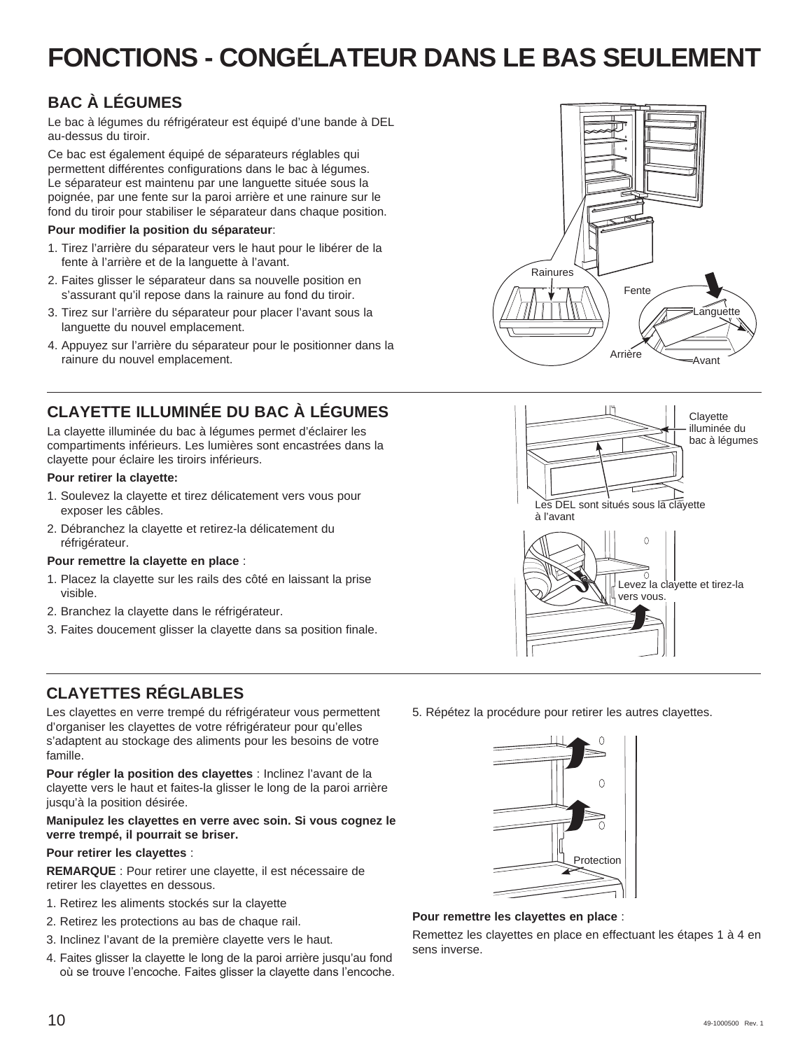# FONCTIONS - CONGÉLATEUR DANS LE BAS SEULEMENT

## BAC À LÉGUMES

Le bac à légumes du réfrigérateur est équipé d'une bande à DEL au-dessus du tiroir.

Ce bac est également équipé de séparateurs réglables qui permettent différentes configurations dans le bac à légumes. Le séparateur est maintenu par une languette située sous la poignée, par une fente sur la paroi arrière et une rainure sur le fond du tiroir pour stabiliser le séparateur dans chaque position.

**Pour modifier la position du séparateur**:

1. Tirez l'arrière du séparateur vers le haut pour le libérer de la fente à l'arrière et de la languette à l'avant.
2. Faites glisser le séparateur dans sa nouvelle position en s'assurant qu'il repose dans la rainure au fond du tiroir.
3. Tirez sur l'arrière du séparateur pour placer l'avant sous la languette du nouvel emplacement.
4. Appuyez sur l'arrière du séparateur pour le positionner dans la rainure du nouvel emplacement.

Rainures

Fente

Languette

Arrière

Avant

## CLAYETTE ILLUMINÉE DU BAC À LÉGUMES

La clayette illuminée du bac à légumes permet d'éclairer les compartiments inférieurs. Les lumières sont encastrées dans la clayette pour éclaire les tiroirs inférieurs.

**Pour retirer la clayette:**

1. Soulevez la clayette et tirez délicatement vers vous pour exposer les câbles.
2. Débranchez la clayette et retirez-la délicatement du réfrigérateur.

**Pour remettre la clayette en place** :

1. Placez la clayette sur les rails des côté en laissant la prise visible.
2. Branchez la clayette dans le réfrigérateur.
3. Faites doucement glisser la clayette dans sa position finale.

Clayette illuminée du bac à légumes

Les DEL sont situés sous la clayette à l'avant

Levez la clayette et tirez-la vers vous.

## CLAYETTES RÉGLABLES

Les clayettes en verre trempé du réfrigérateur vous permettent d'organiser les clayettes de votre réfrigérateur pour qu'elles s'adaptent au stockage des aliments pour les besoins de votre famille.

**Pour régler la position des clayettes** : Inclinez l'avant de la clayette vers le haut et faites-la glisser le long de la paroi arrière jusqu'à la position désirée.

**Manipulez les clayettes en verre avec soin. Si vous cognez le verre trempé, il pourrait se briser.**

**Pour retirer les clayettes** :

**REMARQUE** : Pour retirer une clayette, il est nécessaire de retirer les clayettes en dessous.

1. Retirez les aliments stockés sur la clayette
2. Retirez les protections au bas de chaque rail.
3. Inclinez l'avant de la première clayette vers le haut.
4. Faites glisser la clayette le long de la paroi arrière jusqu'au fond où se trouve l'encoche. Faites glisser la clayette dans l'encoche.
5. Répétez la procédure pour retirer les autres clayettes.

Protection

**Pour remettre les clayettes en place** :

Remettez les clayettes en place en effectuant les étapes 1 à 4 en sens inverse.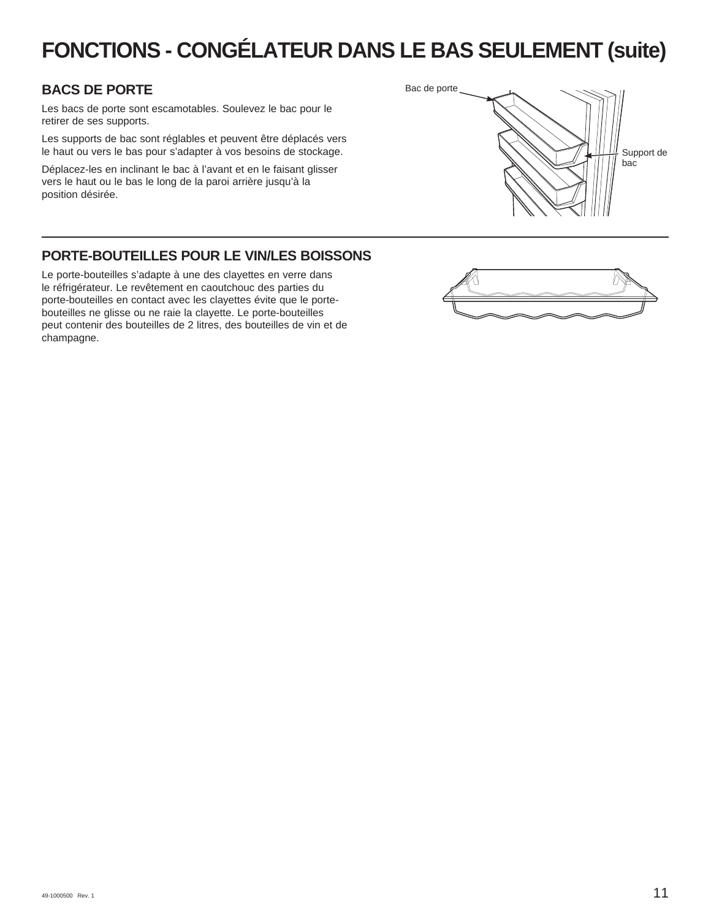# FONCTIONS - CONGÉLATEUR DANS LE BAS SEULEMENT (suite)

## BACS DE PORTE

Les bacs de porte sont escamotables. Soulevez le bac pour le retirer de ses supports.

Les supports de bac sont réglables et peuvent être déplacés vers le haut ou vers le bas pour s'adapter à vos besoins de stockage.

Déplacez-les en inclinant le bac à l'avant et en le faisant glisser vers le haut ou le bas le long de la paroi arrière jusqu'à la position désirée.

Bac de porte

Support de bac

## PORTE-BOUTEILLES POUR LE VIN/LES BOISSONS

Le porte-bouteilles s'adapte à une des clayettes en verre dans le réfrigérateur. Le revêtement en caoutchouc des parties du porte-bouteilles en contact avec les clayettes évite que le porte-bouteilles ne glisse ou ne raie la clayette. Le porte-bouteilles peut contenir des bouteilles de 2 litres, des bouteilles de vin et de champagne.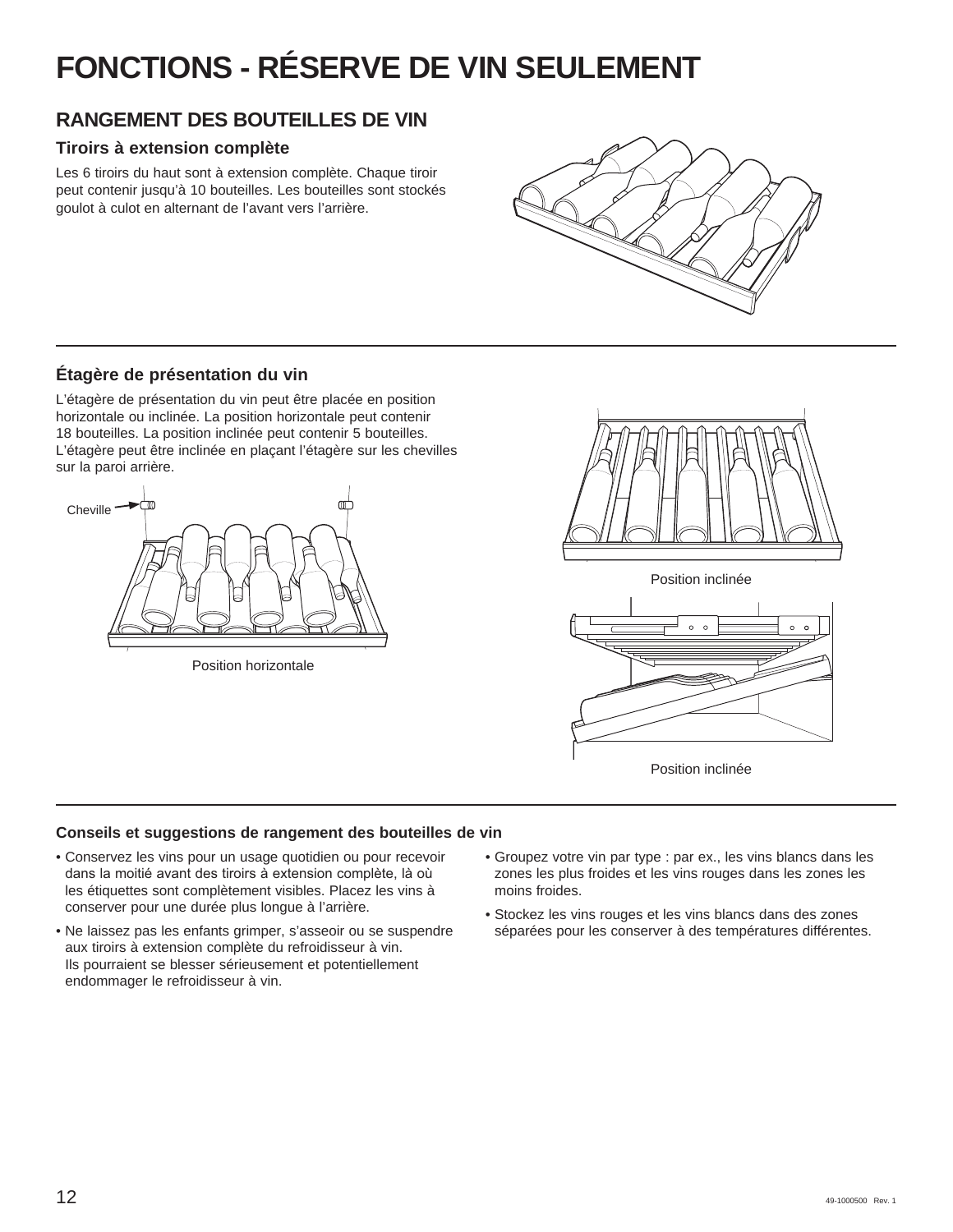# FONCTIONS - RÉSERVE DE VIN SEULEMENT

## RANGEMENT DES BOUTEILLES DE VIN

### Tiroirs à extension complète

Les 6 tiroirs du haut sont à extension complète. Chaque tiroir peut contenir jusqu'à 10 bouteilles. Les bouteilles sont stockés goulot à culot en alternant de l'avant vers l'arrière.

### Étagère de présentation du vin

L'étagère de présentation du vin peut être placée en position horizontale ou inclinée. La position horizontale peut contenir 18 bouteilles. La position inclinée peut contenir 5 bouteilles. L'étagère peut être inclinée en plaçant l'étagère sur les chevilles sur la paroi arrière.

Cheville

Position horizontale

Position inclinée

Position inclinée

### Conseils et suggestions de rangement des bouteilles de vin

- Conservez les vins pour un usage quotidien ou pour recevoir dans la moitié avant des tiroirs à extension complète, là où les étiquettes sont complètement visibles. Placez les vins à conserver pour une durée plus longue à l'arrière.
- Ne laissez pas les enfants grimper, s'asseoir ou se suspendre aux tiroirs à extension complète du refroidisseur à vin. Ils pourraient se blesser sérieusement et potentiellement endommager le refroidisseur à vin.
- Groupez votre vin par type : par ex., les vins blancs dans les zones les plus froides et les vins rouges dans les zones les moins froides.
- Stockez les vins rouges et les vins blancs dans des zones séparées pour les conserver à des températures différentes.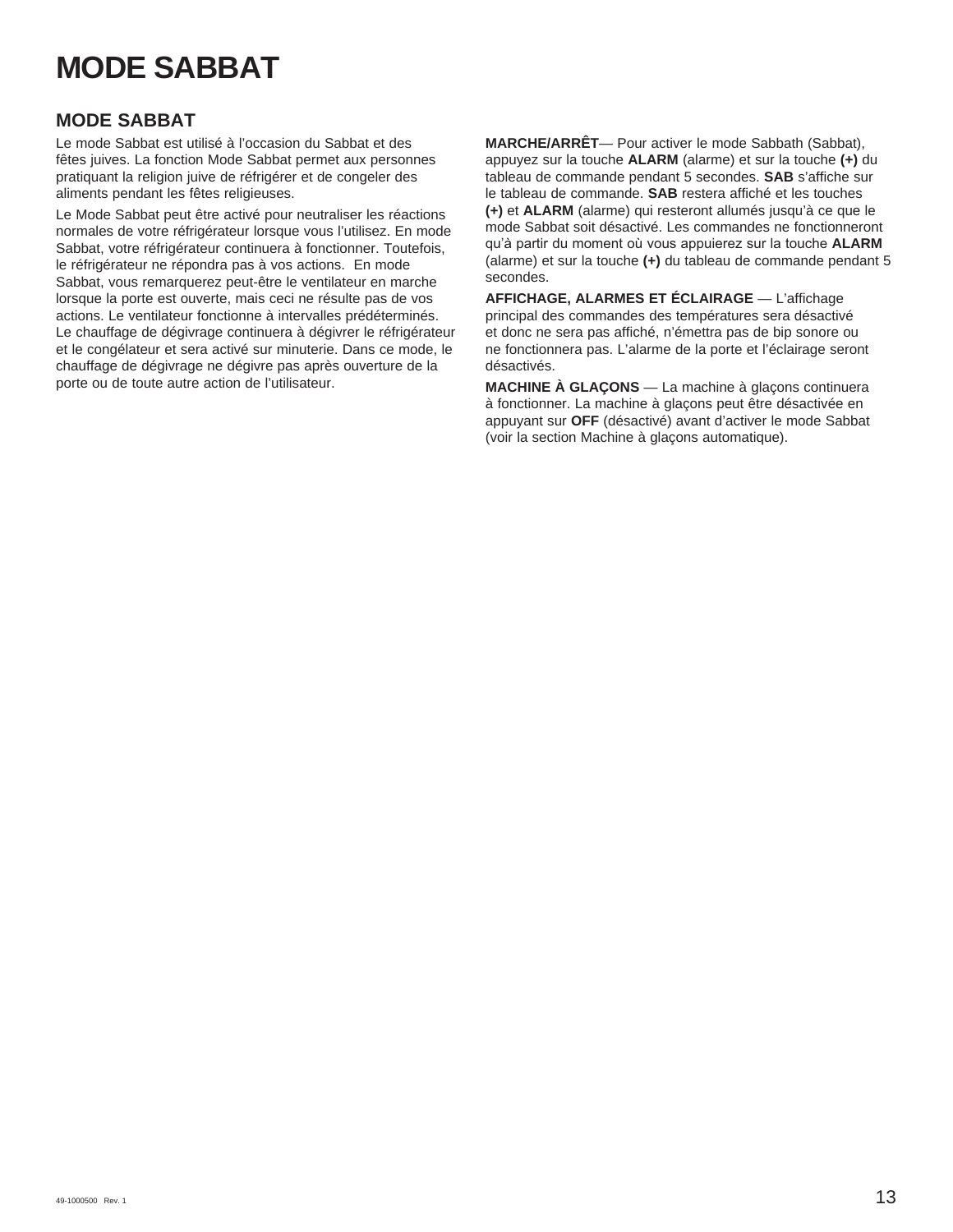# MODE SABBAT

## MODE SABBAT

Le mode Sabbat est utilisé à l'occasion du Sabbat et des fêtes juives. La fonction Mode Sabbat permet aux personnes pratiquant la religion juive de réfrigérer et de congeler des aliments pendant les fêtes religieuses.

Le Mode Sabbat peut être activé pour neutraliser les réactions normales de votre réfrigérateur lorsque vous l'utilisez. En mode Sabbat, votre réfrigérateur continuera à fonctionner. Toutefois, le réfrigérateur ne répondra pas à vos actions. En mode Sabbat, vous remarquerez peut-être le ventilateur en marche lorsque la porte est ouverte, mais ceci ne résulte pas de vos actions. Le ventilateur fonctionne à intervalles prédéterminés. Le chauffage de dégivrage continuera à dégivrer le réfrigérateur et le congélateur et sera activé sur minuterie. Dans ce mode, le chauffage de dégivrage ne dégivre pas après ouverture de la porte ou de toute autre action de l'utilisateur.

**MARCHE/ARRÊT**— Pour activer le mode Sabbath (Sabbat), appuyez sur la touche **ALARM** (alarme) et sur la touche **(+)** du tableau de commande pendant 5 secondes. **SAB** s'affiche sur le tableau de commande. **SAB** restera affiché et les touches **(+)** et **ALARM** (alarme) qui resteront allumés jusqu'à ce que le mode Sabbat soit désactivé. Les commandes ne fonctionneront qu'à partir du moment où vous appuierez sur la touche **ALARM** (alarme) et sur la touche **(+)** du tableau de commande pendant 5 secondes.

**AFFICHAGE, ALARMES ET ÉCLAIRAGE** — L'affichage principal des commandes des températures sera désactivé et donc ne sera pas affiché, n'émettra pas de bip sonore ou ne fonctionnera pas. L'alarme de la porte et l'éclairage seront désactivés.

**MACHINE À GLAÇONS** — La machine à glaçons continuera à fonctionner. La machine à glaçons peut être désactivée en appuyant sur **OFF** (désactivé) avant d'activer le mode Sabbat (voir la section Machine à glaçons automatique).

49-1000500 Rev. 1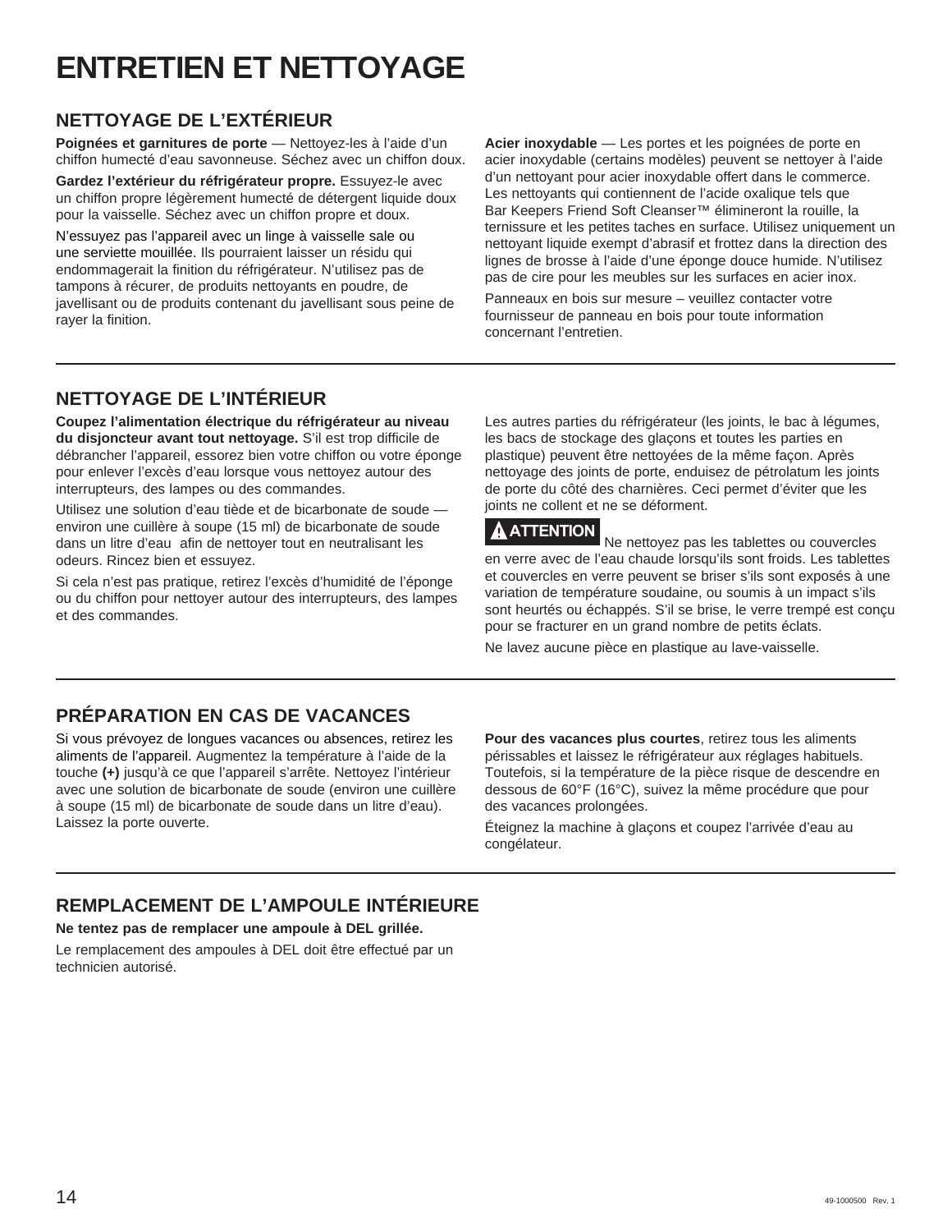# ENTRETIEN ET NETTOYAGE

## NETTOYAGE DE L'EXTÉRIEUR

**Poignées et garnitures de porte** — Nettoyez-les à l'aide d'un chiffon humecté d'eau savonneuse. Séchez avec un chiffon doux.

**Gardez l'extérieur du réfrigérateur propre.** Essuyez-le avec un chiffon propre légèrement humecté de détergent liquide doux pour la vaisselle. Séchez avec un chiffon propre et doux.

N'essuyez pas l'appareil avec un linge à vaisselle sale ou une serviette mouillée. Ils pourraient laisser un résidu qui endommagerait la finition du réfrigérateur. N'utilisez pas de tampons à récurer, de produits nettoyants en poudre, de javellisant ou de produits contenant du javellisant sous peine de rayer la finition.

**Acier inoxydable** — Les portes et les poignées de porte en acier inoxydable (certains modèles) peuvent se nettoyer à l'aide d'un nettoyant pour acier inoxydable offert dans le commerce. Les nettoyants qui contiennent de l'acide oxalique tels que Bar Keepers Friend Soft Cleanser™ élimineront la rouille, la ternissure et les petites taches en surface. Utilisez uniquement un nettoyant liquide exempt d'abrasif et frottez dans la direction des lignes de brosse à l'aide d'une éponge douce humide. N'utilisez pas de cire pour les meubles sur les surfaces en acier inox.

Panneaux en bois sur mesure – veuillez contacter votre fournisseur de panneau en bois pour toute information concernant l'entretien.

## NETTOYAGE DE L'INTÉRIEUR

**Coupez l'alimentation électrique du réfrigérateur au niveau du disjoncteur avant tout nettoyage.** S'il est trop difficile de débrancher l'appareil, essorez bien votre chiffon ou votre éponge pour enlever l'excès d'eau lorsque vous nettoyez autour des interrupteurs, des lampes ou des commandes.

Utilisez une solution d'eau tiède et de bicarbonate de soude — environ une cuillère à soupe (15 ml) de bicarbonate de soude dans un litre d'eau afin de nettoyer tout en neutralisant les odeurs. Rincez bien et essuyez.

Si cela n'est pas pratique, retirez l'excès d'humidité de l'éponge ou du chiffon pour nettoyer autour des interrupteurs, des lampes et des commandes.

Les autres parties du réfrigérateur (les joints, le bac à légumes, les bacs de stockage des glaçons et toutes les parties en plastique) peuvent être nettoyées de la même façon. Après nettoyage des joints de porte, enduisez de pétrolatum les joints de porte du côté des charnières. Ceci permet d'éviter que les joints ne collent et ne se déforment.

**⚠ ATTENTION** Ne nettoyez pas les tablettes ou couvercles en verre avec de l'eau chaude lorsqu'ils sont froids. Les tablettes et couvercles en verre peuvent se briser s'ils sont exposés à une variation de température soudaine, ou soumis à un impact s'ils sont heurtés ou échappés. S'il se brise, le verre trempé est conçu pour se fracturer en un grand nombre de petits éclats.

Ne lavez aucune pièce en plastique au lave-vaisselle.

## PRÉPARATION EN CAS DE VACANCES

Si vous prévoyez de longues vacances ou absences, retirez les aliments de l'appareil. Augmentez la température à l'aide de la touche **(+)** jusqu'à ce que l'appareil s'arrête. Nettoyez l'intérieur avec une solution de bicarbonate de soude (environ une cuillère à soupe (15 ml) de bicarbonate de soude dans un litre d'eau). Laissez la porte ouverte.

**Pour des vacances plus courtes**, retirez tous les aliments périssables et laissez le réfrigérateur aux réglages habituels. Toutefois, si la température de la pièce risque de descendre en dessous de 60°F (16°C), suivez la même procédure que pour des vacances prolongées.

Éteignez la machine à glaçons et coupez l'arrivée d'eau au congélateur.

## REMPLACEMENT DE L'AMPOULE INTÉRIEURE

**Ne tentez pas de remplacer une ampoule à DEL grillée.**

Le remplacement des ampoules à DEL doit être effectué par un technicien autorisé.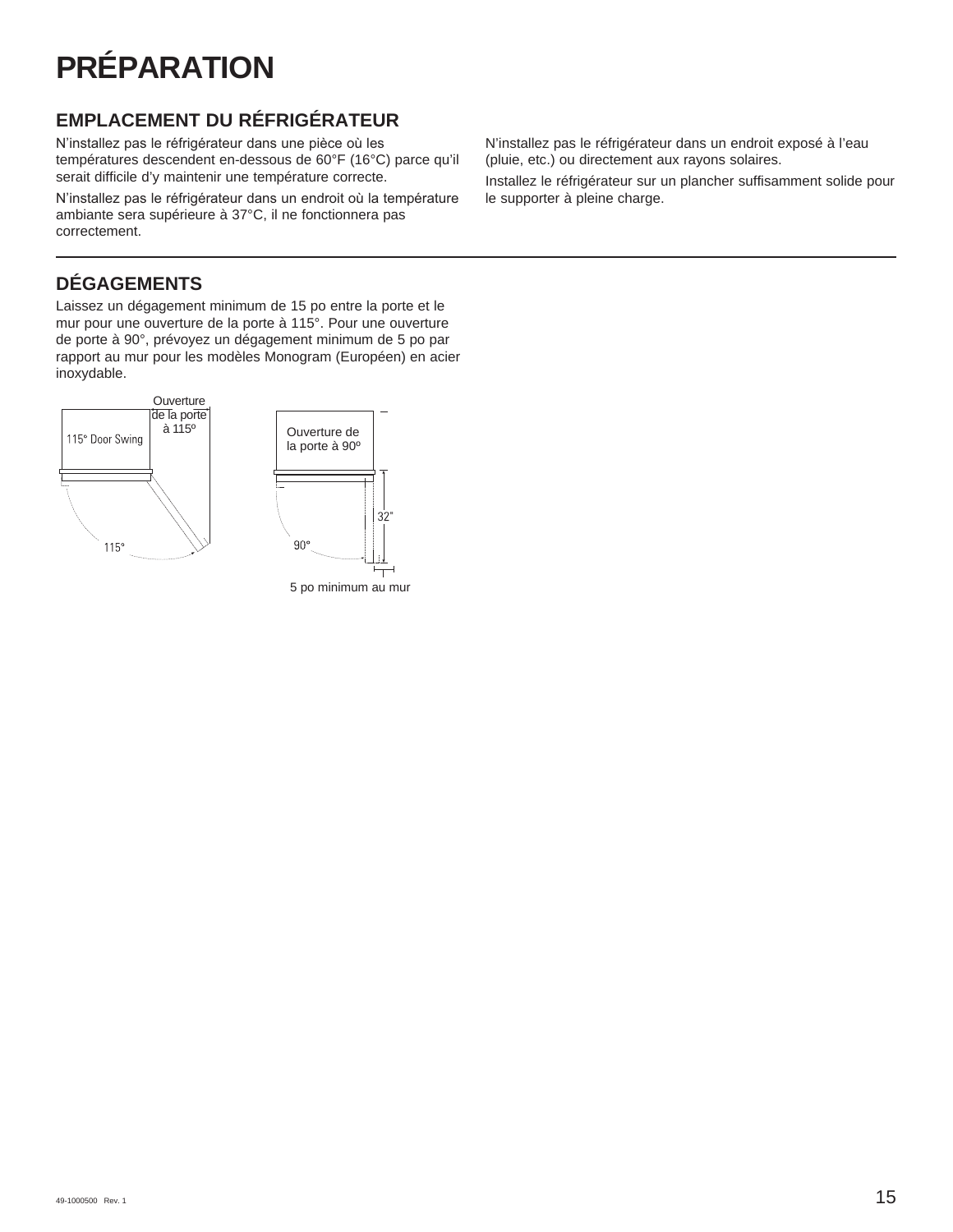# PRÉPARATION

## EMPLACEMENT DU RÉFRIGÉRATEUR

N'installez pas le réfrigérateur dans une pièce où les températures descendent en-dessous de 60°F (16°C) parce qu'il serait difficile d'y maintenir une température correcte.

N'installez pas le réfrigérateur dans un endroit où la température ambiante sera supérieure à 37°C, il ne fonctionnera pas correctement.

N'installez pas le réfrigérateur dans un endroit exposé à l'eau (pluie, etc.) ou directement aux rayons solaires.

Installez le réfrigérateur sur un plancher suffisamment solide pour le supporter à pleine charge.

## DÉGAGEMENTS

Laissez un dégagement minimum de 15 po entre la porte et le mur pour une ouverture de la porte à 115°. Pour une ouverture de porte à 90°, prévoyez un dégagement minimum de 5 po par rapport au mur pour les modèles Monogram (Européen) en acier inoxydable.

Ouverture de la porte à 115º

115° Door Swing

115°

Ouverture de la porte à 90º

32"

90°

5 po minimum au mur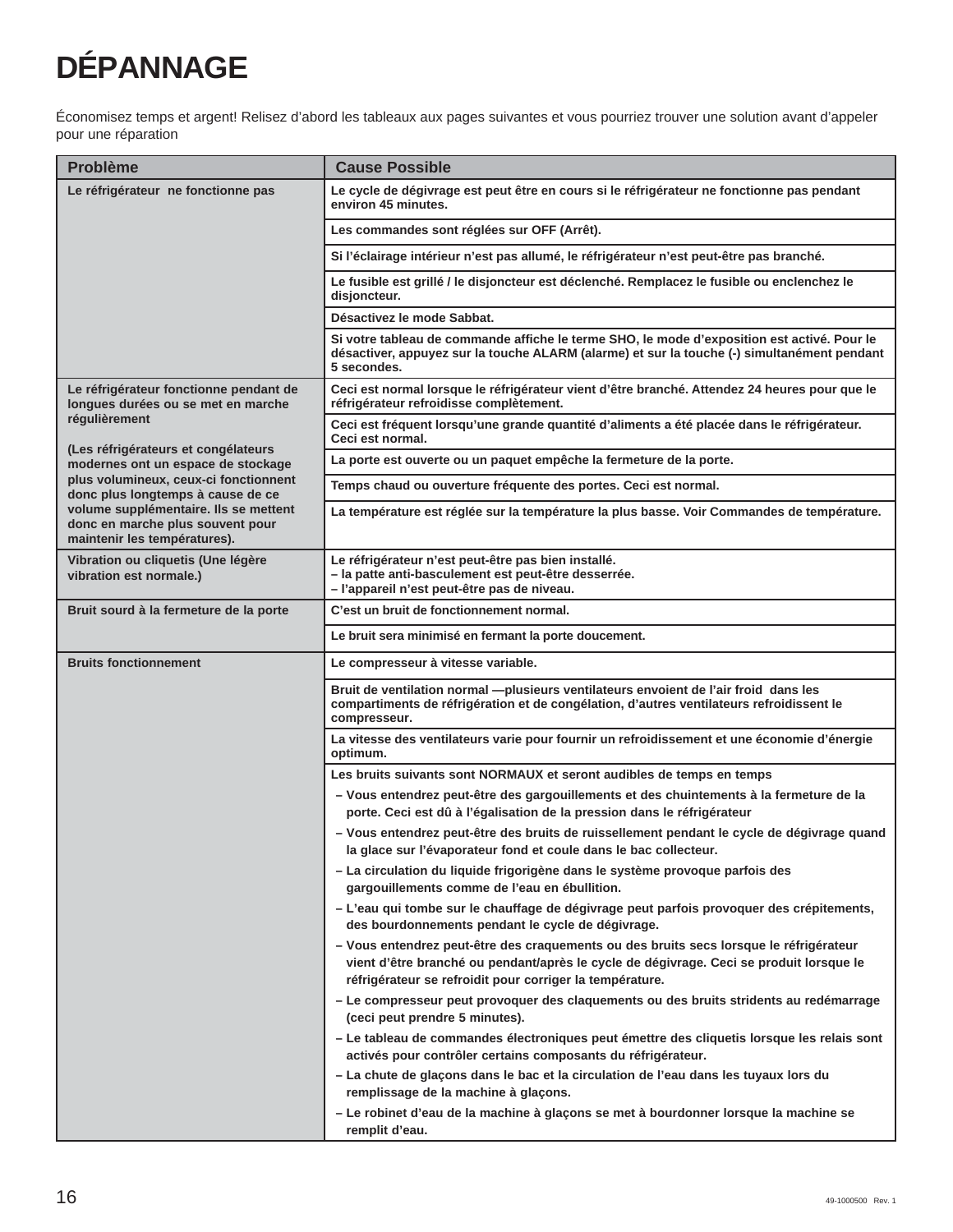# DÉPANNAGE

Économisez temps et argent! Relisez d'abord les tableaux aux pages suivantes et vous pourriez trouver une solution avant d'appeler pour une réparation

| Problème | Cause Possible |
|---|---|
| Le réfrigérateur ne fonctionne pas | Le cycle de dégivrage est peut être en cours si le réfrigérateur ne fonctionne pas pendant environ 45 minutes. |
| | Les commandes sont réglées sur OFF (Arrêt). |
| | Si l'éclairage intérieur n'est pas allumé, le réfrigérateur n'est peut-être pas branché. |
| | Le fusible est grillé / le disjoncteur est déclenché. Remplacez le fusible ou enclenchez le disjoncteur. |
| | Désactivez le mode Sabbat. |
| | Si votre tableau de commande affiche le terme SHO, le mode d'exposition est activé. Pour le désactiver, appuyez sur la touche ALARM (alarme) et sur la touche (-) simultanément pendant 5 secondes. |
| Le réfrigérateur fonctionne pendant de longues durées ou se met en marche régulièrement<br><br>(Les réfrigérateurs et congélateurs modernes ont un espace de stockage plus volumineux, ceux-ci fonctionnent donc plus longtemps à cause de ce volume supplémentaire. Ils se mettent donc en marche plus souvent pour maintenir les températures). | Ceci est normal lorsque le réfrigérateur vient d'être branché. Attendez 24 heures pour que le réfrigérateur refroidisse complètement. |
| | Ceci est fréquent lorsqu'une grande quantité d'aliments a été placée dans le réfrigérateur. Ceci est normal. |
| | La porte est ouverte ou un paquet empêche la fermeture de la porte. |
| | Temps chaud ou ouverture fréquente des portes. Ceci est normal. |
| | La température est réglée sur la température la plus basse. Voir Commandes de température. |
| Vibration ou cliquetis (Une légère vibration est normale.) | Le réfrigérateur n'est peut-être pas bien installé.<br>– la patte anti-basculement est peut-être desserrée.<br>– l'appareil n'est peut-être pas de niveau. |
| Bruit sourd à la fermeture de la porte | C'est un bruit de fonctionnement normal. |
| | Le bruit sera minimisé en fermant la porte doucement. |
| Bruits fonctionnement | Le compresseur à vitesse variable. |
| | Bruit de ventilation normal —plusieurs ventilateurs envoient de l'air froid dans les compartiments de réfrigération et de congélation, d'autres ventilateurs refroidissent le compresseur. |
| | La vitesse des ventilateurs varie pour fournir un refroidissement et une économie d'énergie optimum. |
| | Les bruits suivants sont NORMAUX et seront audibles de temps en temps<br>– Vous entendrez peut-être des gargouillements et des chuintements à la fermeture de la porte. Ceci est dû à l'égalisation de la pression dans le réfrigérateur<br>– Vous entendrez peut-être des bruits de ruissellement pendant le cycle de dégivrage quand la glace sur l'évaporateur fond et coule dans le bac collecteur.<br>– La circulation du liquide frigorigène dans le système provoque parfois des gargouillements comme de l'eau en ébullition.<br>– L'eau qui tombe sur le chauffage de dégivrage peut parfois provoquer des crépitements, des bourdonnements pendant le cycle de dégivrage.<br>– Vous entendrez peut-être des craquements ou des bruits secs lorsque le réfrigérateur vient d'être branché ou pendant/après le cycle de dégivrage. Ceci se produit lorsque le réfrigérateur se refroidit pour corriger la température.<br>– Le compresseur peut provoquer des claquements ou des bruits stridents au redémarrage (ceci peut prendre 5 minutes).<br>– Le tableau de commandes électroniques peut émettre des cliquetis lorsque les relais sont activés pour contrôler certains composants du réfrigérateur.<br>– La chute de glaçons dans le bac et la circulation de l'eau dans les tuyaux lors du remplissage de la machine à glaçons.<br>– Le robinet d'eau de la machine à glaçons se met à bourdonner lorsque la machine se remplit d'eau. |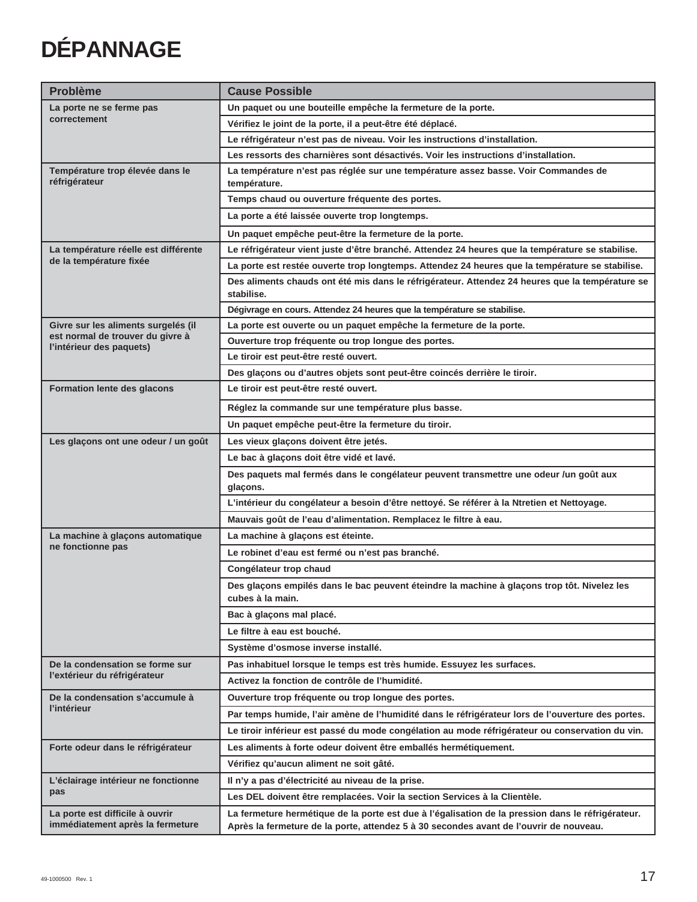# DÉPANNAGE

| Problème | Cause Possible |
|---|---|
| La porte ne se ferme pas correctement | Un paquet ou une bouteille empêche la fermeture de la porte. |
| | Vérifiez le joint de la porte, il a peut-être été déplacé. |
| | Le réfrigérateur n'est pas de niveau. Voir les instructions d'installation. |
| | Les ressorts des charnières sont désactivés. Voir les instructions d'installation. |
| Température trop élevée dans le réfrigérateur | La température n'est pas réglée sur une température assez basse. Voir Commandes de température. |
| | Temps chaud ou ouverture fréquente des portes. |
| | La porte a été laissée ouverte trop longtemps. |
| | Un paquet empêche peut-être la fermeture de la porte. |
| La température réelle est différente de la température fixée | Le réfrigérateur vient juste d'être branché. Attendez 24 heures que la température se stabilise. |
| | La porte est restée ouverte trop longtemps. Attendez 24 heures que la température se stabilise. |
| | Des aliments chauds ont été mis dans le réfrigérateur. Attendez 24 heures que la température se stabilise. |
| | Dégivrage en cours. Attendez 24 heures que la température se stabilise. |
| Givre sur les aliments surgelés (il est normal de trouver du givre à l'intérieur des paquets) | La porte est ouverte ou un paquet empêche la fermeture de la porte. |
| | Ouverture trop fréquente ou trop longue des portes. |
| | Le tiroir est peut-être resté ouvert. |
| | Des glaçons ou d'autres objets sont peut-être coincés derrière le tiroir. |
| Formation lente des glacons | Le tiroir est peut-être resté ouvert. |
| | Réglez la commande sur une température plus basse. |
| | Un paquet empêche peut-être la fermeture du tiroir. |
| Les glaçons ont une odeur / un goût | Les vieux glaçons doivent être jetés. |
| | Le bac à glaçons doit être vidé et lavé. |
| | Des paquets mal fermés dans le congélateur peuvent transmettre une odeur /un goût aux glaçons. |
| | L'intérieur du congélateur a besoin d'être nettoyé. Se référer à la Ntretien et Nettoyage. |
| | Mauvais goût de l'eau d'alimentation. Remplacez le filtre à eau. |
| La machine à glaçons automatique ne fonctionne pas | La machine à glaçons est éteinte. |
| | Le robinet d'eau est fermé ou n'est pas branché. |
| | Congélateur trop chaud |
| | Des glaçons empilés dans le bac peuvent éteindre la machine à glaçons trop tôt. Nivelez les cubes à la main. |
| | Bac à glaçons mal placé. |
| | Le filtre à eau est bouché. |
| | Système d'osmose inverse installé. |
| De la condensation se forme sur l'extérieur du réfrigérateur | Pas inhabituel lorsque le temps est très humide. Essuyez les surfaces. |
| | Activez la fonction de contrôle de l'humidité. |
| De la condensation s'accumule à l'intérieur | Ouverture trop fréquente ou trop longue des portes. |
| | Par temps humide, l'air amène de l'humidité dans le réfrigérateur lors de l'ouverture des portes. |
| | Le tiroir inférieur est passé du mode congélation au mode réfrigérateur ou conservation du vin. |
| Forte odeur dans le réfrigérateur | Les aliments à forte odeur doivent être emballés hermétiquement. |
| | Vérifiez qu'aucun aliment ne soit gâté. |
| L'éclairage intérieur ne fonctionne pas | Il n'y a pas d'électricité au niveau de la prise. |
| | Les DEL doivent être remplacées. Voir la section Services à la Clientèle. |
| La porte est difficile à ouvrir immédiatement après la fermeture | La fermeture hermétique de la porte est due à l'égalisation de la pression dans le réfrigérateur. Après la fermeture de la porte, attendez 5 à 30 secondes avant de l'ouvrir de nouveau. |

49-1000500 Rev. 1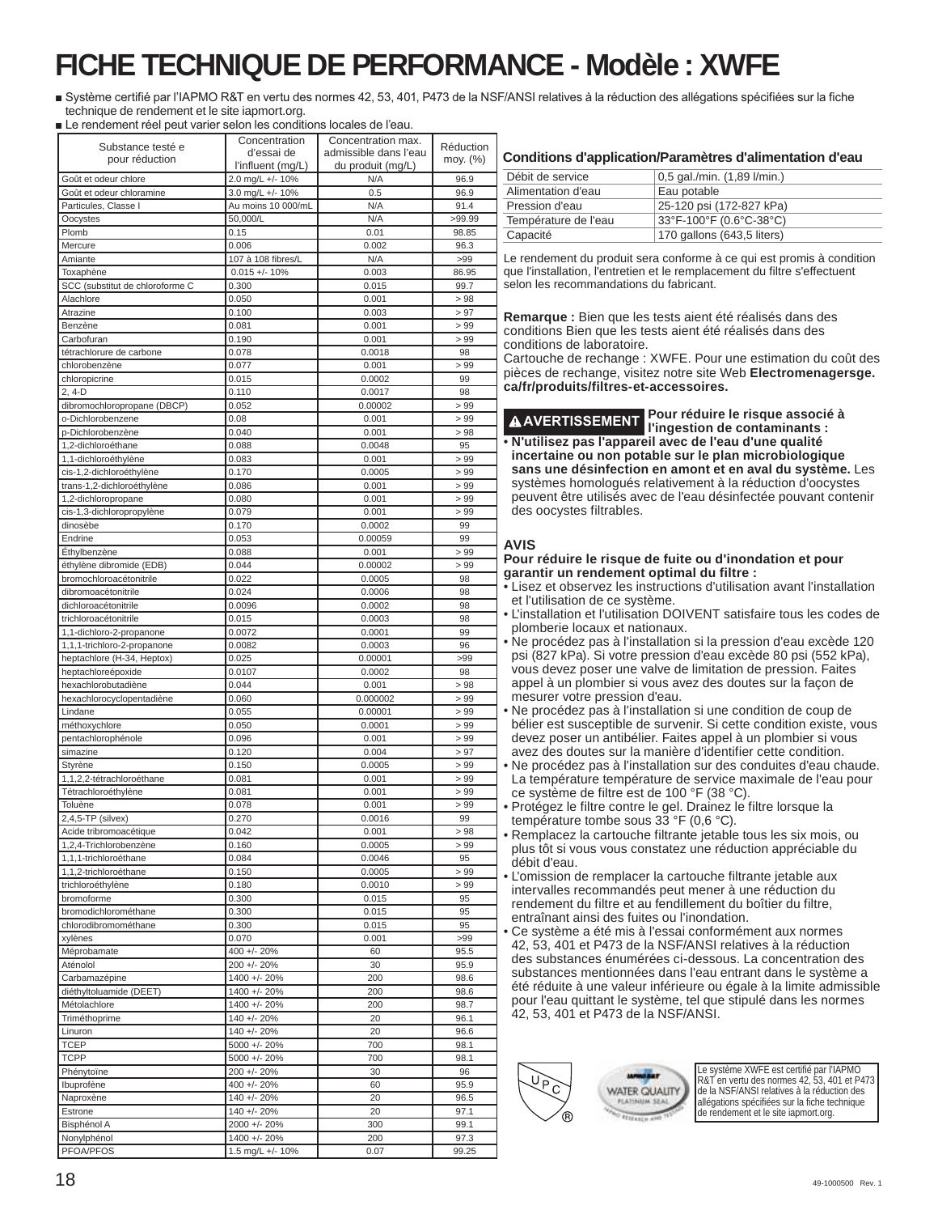# FICHE TECHNIQUE DE PERFORMANCE - Modèle : XWFE

- Système certifié par l'IAPMO R&T en vertu des normes 42, 53, 401, P473 de la NSF/ANSI relatives à la réduction des allégations spécifiées sur la fiche technique de rendement et le site iapmort.org.
- Le rendement réel peut varier selon les conditions locales de l'eau.

| Substance testé e pour réduction | Concentration d'essai de l'influent (mg/L) | Concentration max. admissible dans l'eau du produit (mg/L) | Réduction moy. (%) |
|---|---|---|---|
| Goût et odeur chlore | 2.0 mg/L +/- 10% | N/A | 96.9 |
| Goût et odeur chloramine | 3.0 mg/L +/- 10% | 0.5 | 96.9 |
| Particules, Classe I | Au moins 10 000/mL | N/A | 91.4 |
| Oocystes | 50,000/L | N/A | >99.99 |
| Plomb | 0.15 | 0.01 | 98.85 |
| Mercure | 0.006 | 0.002 | 96.3 |
| Amiante | 107 à 108 fibres/L | N/A | >99 |
| Toxaphène | 0.015 +/- 10% | 0.003 | 86.95 |
| SCC (substitut de chloroforme C | 0.300 | 0.015 | 99.7 |
| Alachlore | 0.050 | 0.001 | > 98 |
| Atrazine | 0.100 | 0.003 | > 97 |
| Benzène | 0.081 | 0.001 | > 99 |
| Carbofuran | 0.190 | 0.001 | > 99 |
| tétrachlorure de carbone | 0.078 | 0.0018 | 98 |
| chlorobenzène | 0.077 | 0.001 | > 99 |
| chloropicrine | 0.015 | 0.0002 | 99 |
| 2, 4-D | 0.110 | 0.0017 | 98 |
| dibromochloropropane (DBCP) | 0.052 | 0.00002 | > 99 |
| o-Dichlorobenzene | 0.08 | 0.001 | > 99 |
| p-Dichlorobenzène | 0.040 | 0.001 | > 98 |
| 1,2-dichloroéthane | 0.088 | 0.0048 | 95 |
| 1,1-dichloroéthylène | 0.083 | 0.001 | > 99 |
| cis-1,2-dichloroéthylène | 0.170 | 0.0005 | > 99 |
| trans-1,2-dichloroéthylène | 0.086 | 0.001 | > 99 |
| 1,2-dichloropropane | 0.080 | 0.001 | > 99 |
| cis-1,3-dichloropropylène | 0.079 | 0.001 | > 99 |
| dinosèbe | 0.170 | 0.0002 | 99 |
| Endrine | 0.053 | 0.00059 | 99 |
| Éthylbenzène | 0.088 | 0.001 | > 99 |
| éthylène dibromide (EDB) | 0.044 | 0.00002 | > 99 |
| bromochloroacétonitrile | 0.022 | 0.0005 | 98 |
| dibromoacétonitrile | 0.024 | 0.0006 | 98 |
| dichloroacétonitrile | 0.0096 | 0.0002 | 98 |
| trichloroacétonitrile | 0.015 | 0.0003 | 98 |
| 1,1-dichloro-2-propanone | 0.0072 | 0.0001 | 99 |
| 1,1,1-trichloro-2-propanone | 0.0082 | 0.0003 | 96 |
| heptachlore (H-34, Heptox) | 0.025 | 0.00001 | >99 |
| heptachloreépoxide | 0.0107 | 0.0002 | 98 |
| hexachlorobutadiène | 0.044 | 0.001 | > 98 |
| hexachlorocyclopentadiène | 0.060 | 0.000002 | > 99 |
| Lindane | 0.055 | 0.00001 | > 99 |
| méthoxychlore | 0.050 | 0.0001 | > 99 |
| pentachlorophénole | 0.096 | 0.001 | > 99 |
| simazine | 0.120 | 0.004 | > 97 |
| Styrène | 0.150 | 0.0005 | > 99 |
| 1,1,2,2-tétrachloroéthane | 0.081 | 0.001 | > 99 |
| Tétrachloroéthylène | 0.081 | 0.001 | > 99 |
| Toluène | 0.078 | 0.001 | > 99 |
| 2,4,5-TP (silvex) | 0.270 | 0.0016 | 99 |
| Acide tribromoacétique | 0.042 | 0.001 | > 98 |
| 1,2,4-Trichlorobenzène | 0.160 | 0.0005 | > 99 |
| 1,1,1-trichloroéthane | 0.084 | 0.0046 | 95 |
| 1,1,2-trichloroéthane | 0.150 | 0.0005 | > 99 |
| trichloroéthylène | 0.180 | 0.0010 | > 99 |
| bromoforme | 0.300 | 0.015 | 95 |
| bromodichlorométhane | 0.300 | 0.015 | 95 |
| chlorodibromométhane | 0.300 | 0.015 | 95 |
| xylènes | 0.070 | 0.001 | >99 |
| Méprobamate | 400 +/- 20% | 60 | 95.5 |
| Aténolol | 200 +/- 20% | 30 | 95.9 |
| Carbamazépine | 1400 +/- 20% | 200 | 98.6 |
| diéthyltoluamide (DEET) | 1400 +/- 20% | 200 | 98.6 |
| Métolachlore | 1400 +/- 20% | 200 | 98.7 |
| Triméthoprime | 140 +/- 20% | 20 | 96.1 |
| Linuron | 140 +/- 20% | 20 | 96.6 |
| TCEP | 5000 +/- 20% | 700 | 98.1 |
| TCPP | 5000 +/- 20% | 700 | 98.1 |
| Phénytoïne | 200 +/- 20% | 30 | 96 |
| Ibuprofène | 400 +/- 20% | 60 | 95.9 |
| Naproxène | 140 +/- 20% | 20 | 96.5 |
| Estrone | 140 +/- 20% | 20 | 97.1 |
| Bisphénol A | 2000 +/- 20% | 300 | 99.1 |
| Nonylphénol | 1400 +/- 20% | 200 | 97.3 |
| PFOA/PFOS | 1.5 mg/L +/- 10% | 0.07 | 99.25 |

### Conditions d'application/Paramètres d'alimentation d'eau

| | |
|---|---|
| Débit de service | 0,5 gal./min. (1,89 l/min.) |
| Alimentation d'eau | Eau potable |
| Pression d'eau | 25-120 psi (172-827 kPa) |
| Température de l'eau | 33°F-100°F (0.6°C-38°C) |
| Capacité | 170 gallons (643,5 liters) |

Le rendement du produit sera conforme à ce qui est promis à condition que l'installation, l'entretien et le remplacement du filtre s'effectuent selon les recommandations du fabricant.

**Remarque :** Bien que les tests aient été réalisés dans des conditions Bien que les tests aient été réalisés dans des conditions de laboratoire.
Cartouche de rechange : XWFE. Pour une estimation du coût des pièces de rechange, visitez notre site Web **Electromenagersge.ca/fr/produits/filtres-et-accessoires.**

**⚠AVERTISSEMENT** **Pour réduire le risque associé à l'ingestion de contaminants :**

- **N'utilisez pas l'appareil avec de l'eau d'une qualité incertaine ou non potable sur le plan microbiologique sans une désinfection en amont et en aval du système.** Les systèmes homologués relativement à la réduction d'oocystes peuvent être utilisés avec de l'eau désinfectée pouvant contenir des oocystes filtrables.

### AVIS

**Pour réduire le risque de fuite ou d'inondation et pour garantir un rendement optimal du filtre :**

- Lisez et observez les instructions d'utilisation avant l'installation et l'utilisation de ce système.
- L'installation et l'utilisation DOIVENT satisfaire tous les codes de plomberie locaux et nationaux.
- Ne procédez pas à l'installation si la pression d'eau excède 120 psi (827 kPa). Si votre pression d'eau excède 80 psi (552 kPa), vous devez poser une valve de limitation de pression. Faites appel à un plombier si vous avez des doutes sur la façon de mesurer votre pression d'eau.
- Ne procédez pas à l'installation si une condition de coup de bélier est susceptible de survenir. Si cette condition existe, vous devez poser un antibélier. Faites appel à un plombier si vous avez des doutes sur la manière d'identifier cette condition.
- Ne procédez pas à l'installation sur des conduites d'eau chaude. La température température de service maximale de l'eau pour ce système de filtre est de 100 °F (38 °C).
- Protégez le filtre contre le gel. Drainez le filtre lorsque la température tombe sous 33 °F (0,6 °C).
- Remplacez la cartouche filtrante jetable tous les six mois, ou plus tôt si vous vous constatez une réduction appréciable du débit d'eau.
- L'omission de remplacer la cartouche filtrante jetable aux intervalles recommandés peut mener à une réduction du rendement du filtre et au fendillement du boîtier du filtre, entraînant ainsi des fuites ou l'inondation.
- Ce système a été mis à l'essai conformément aux normes 42, 53, 401 et P473 de la NSF/ANSI relatives à la réduction des substances énumérées ci-dessous. La concentration des substances mentionnées dans l'eau entrant dans le système a été réduite à une valeur inférieure ou égale à la limite admissible pour l'eau quittant le système, tel que stipulé dans les normes 42, 53, 401 et P473 de la NSF/ANSI.

Le système XWFE est certifié par l'IAPMO R&T en vertu des normes 42, 53, 401 et P473 de la NSF/ANSI relatives à la réduction des allégations spécifiées sur la fiche technique de rendement et le site iapmort.org.

49-1000500 Rev. 1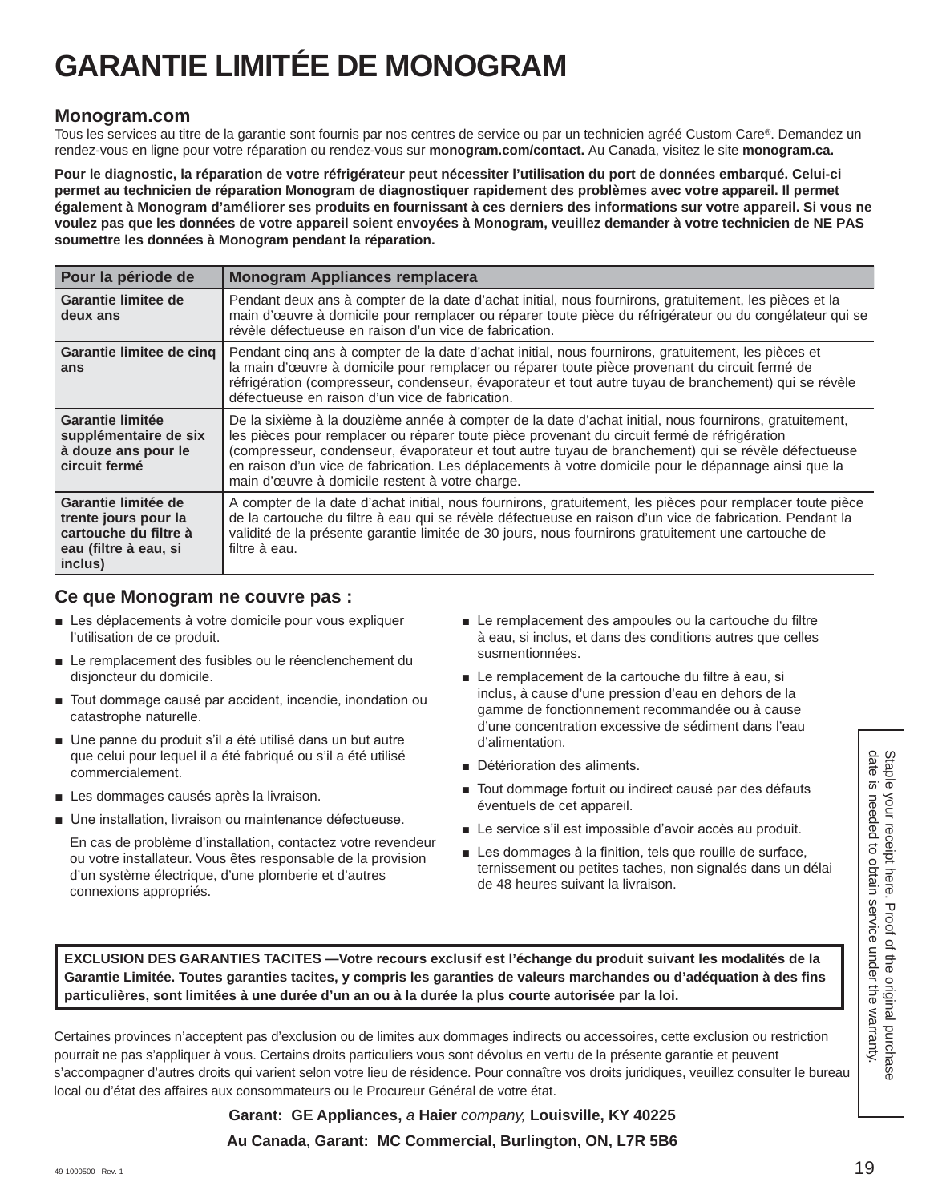# GARANTIE LIMITÉE DE MONOGRAM

## Monogram.com

Tous les services au titre de la garantie sont fournis par nos centres de service ou par un technicien agréé Custom Care®. Demandez un rendez-vous en ligne pour votre réparation ou rendez-vous sur **monogram.com/contact.** Au Canada, visitez le site **monogram.ca.**

**Pour le diagnostic, la réparation de votre réfrigérateur peut nécessiter l'utilisation du port de données embarqué. Celui-ci permet au technicien de réparation Monogram de diagnostiquer rapidement des problèmes avec votre appareil. Il permet également à Monogram d'améliorer ses produits en fournissant à ces derniers des informations sur votre appareil. Si vous ne voulez pas que les données de votre appareil soient envoyées à Monogram, veuillez demander à votre technicien de NE PAS soumettre les données à Monogram pendant la réparation.**

| Pour la période de | Monogram Appliances remplacera |
|---|---|
| **Garantie limitee de deux ans** | Pendant deux ans à compter de la date d'achat initial, nous fournirons, gratuitement, les pièces et la main d'œuvre à domicile pour remplacer ou réparer toute pièce du réfrigérateur ou du congélateur qui se révèle défectueuse en raison d'un vice de fabrication. |
| **Garantie limitee de cinq ans** | Pendant cinq ans à compter de la date d'achat initial, nous fournirons, gratuitement, les pièces et la main d'œuvre à domicile pour remplacer ou réparer toute pièce provenant du circuit fermé de réfrigération (compresseur, condenseur, évaporateur et tout autre tuyau de branchement) qui se révèle défectueuse en raison d'un vice de fabrication. |
| **Garantie limitée supplémentaire de six à douze ans pour le circuit fermé** | De la sixième à la douzième année à compter de la date d'achat initial, nous fournirons, gratuitement, les pièces pour remplacer ou réparer toute pièce provenant du circuit fermé de réfrigération (compresseur, condenseur, évaporateur et tout autre tuyau de branchement) qui se révèle défectueuse en raison d'un vice de fabrication. Les déplacements à votre domicile pour le dépannage ainsi que la main d'œuvre à domicile restent à votre charge. |
| **Garantie limitée de trente jours pour la cartouche du filtre à eau (filtre à eau, si inclus)** | A compter de la date d'achat initial, nous fournirons, gratuitement, les pièces pour remplacer toute pièce de la cartouche du filtre à eau qui se révèle défectueuse en raison d'un vice de fabrication. Pendant la validité de la présente garantie limitée de 30 jours, nous fournirons gratuitement une cartouche de filtre à eau. |

## Ce que Monogram ne couvre pas :

- Les déplacements à votre domicile pour vous expliquer l'utilisation de ce produit.
- Le remplacement des fusibles ou le réenclenchement du disjoncteur du domicile.
- Tout dommage causé par accident, incendie, inondation ou catastrophe naturelle.
- Une panne du produit s'il a été utilisé dans un but autre que celui pour lequel il a été fabriqué ou s'il a été utilisé commercialement.
- Les dommages causés après la livraison.
- Une installation, livraison ou maintenance défectueuse.

  En cas de problème d'installation, contactez votre revendeur ou votre installateur. Vous êtes responsable de la provision d'un système électrique, d'une plomberie et d'autres connexions appropriés.
- Le remplacement des ampoules ou la cartouche du filtre à eau, si inclus, et dans des conditions autres que celles susmentionnées.
- Le remplacement de la cartouche du filtre à eau, si inclus, à cause d'une pression d'eau en dehors de la gamme de fonctionnement recommandée ou à cause d'une concentration excessive de sédiment dans l'eau d'alimentation.
- Détérioration des aliments.
- Tout dommage fortuit ou indirect causé par des défauts éventuels de cet appareil.
- Le service s'il est impossible d'avoir accès au produit.
- Les dommages à la finition, tels que rouille de surface, ternissement ou petites taches, non signalés dans un délai de 48 heures suivant la livraison.

Staple your receipt here. Proof of the original purchase date is needed to obtain service under the warranty.

**EXCLUSION DES GARANTIES TACITES —Votre recours exclusif est l'échange du produit suivant les modalités de la Garantie Limitée. Toutes garanties tacites, y compris les garanties de valeurs marchandes ou d'adéquation à des fins particulières, sont limitées à une durée d'un an ou à la durée la plus courte autorisée par la loi.**

Certaines provinces n'acceptent pas d'exclusion ou de limites aux dommages indirects ou accessoires, cette exclusion ou restriction pourrait ne pas s'appliquer à vous. Certains droits particuliers vous sont dévolus en vertu de la présente garantie et peuvent s'accompagner d'autres droits qui varient selon votre lieu de résidence. Pour connaître vos droits juridiques, veuillez consulter le bureau local ou d'état des affaires aux consommateurs ou le Procureur Général de votre état.

**Garant: GE Appliances,** *a* **Haier** *company,* **Louisville, KY 40225**

**Au Canada, Garant: MC Commercial, Burlington, ON, L7R 5B6**

49-1000500 Rev. 1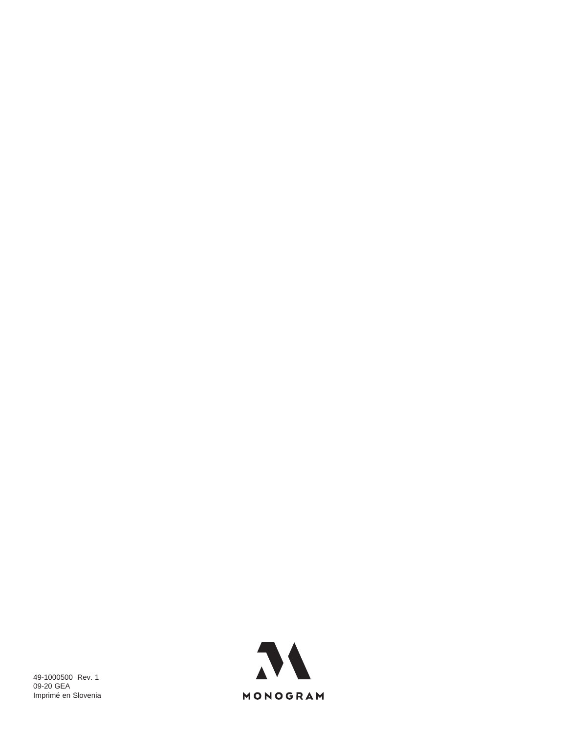49-1000500 Rev. 1
09-20 GEA
Imprimé en Slovenia

MONOGRAM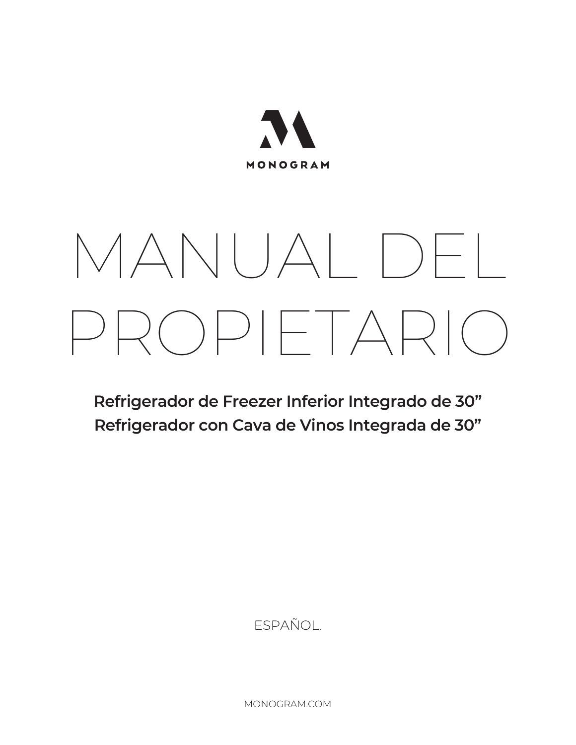MONOGRAM

# MANUAL DEL PROPIETARIO

**Refrigerador de Freezer Inferior Integrado de 30”**
**Refrigerador con Cava de Vinos Integrada de 30”**

ESPAÑOL.

MONOGRAM.COM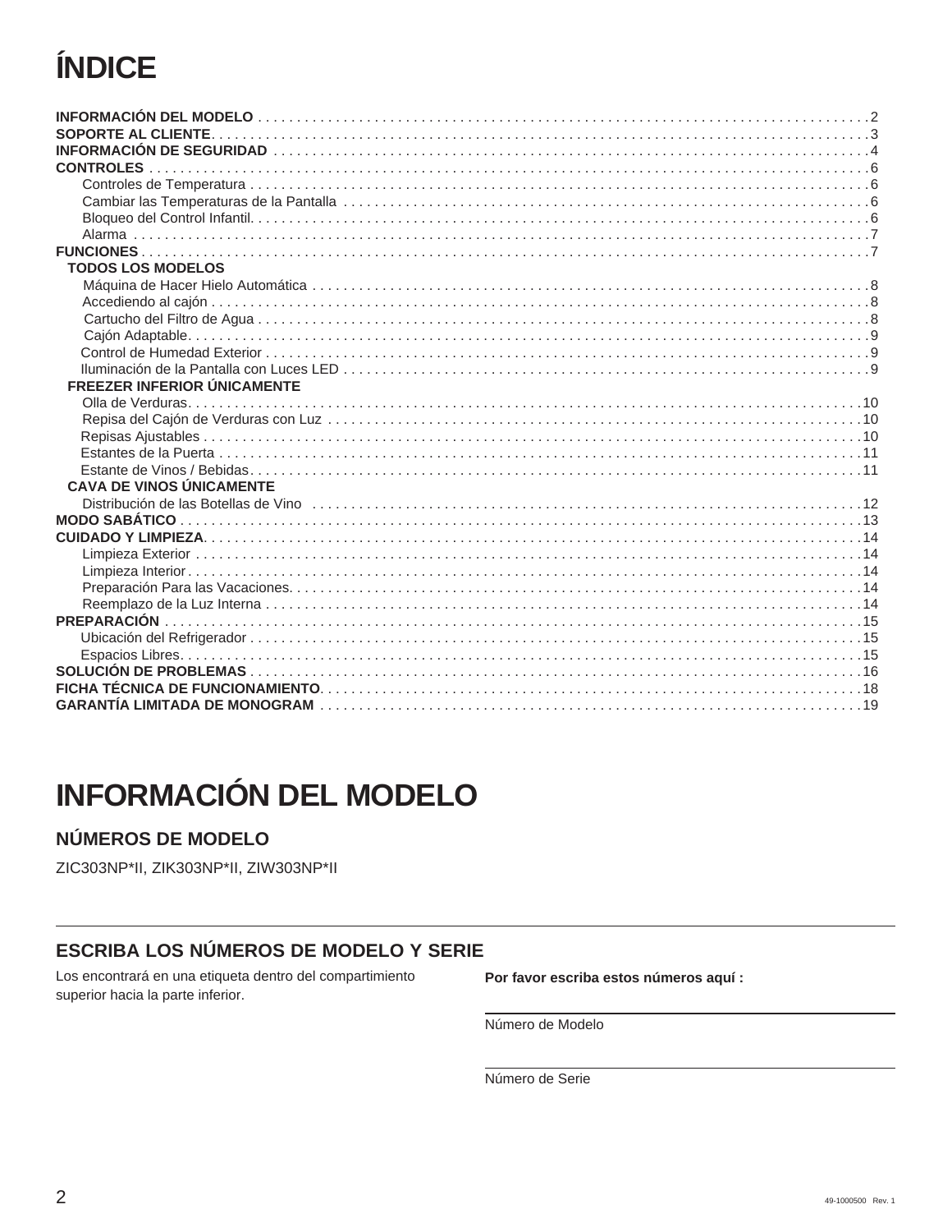# ÍNDICE

**INFORMACIÓN DEL MODELO** . . . . . . . . . . . . . . . . . . . . . . . . . . . . . . . . . . . . . . . . . . . . . . . . . . . . . . . . . . . . . . . . . . . . . . . . . . . . . 2
**SOPORTE AL CLIENTE**. . . . . . . . . . . . . . . . . . . . . . . . . . . . . . . . . . . . . . . . . . . . . . . . . . . . . . . . . . . . . . . . . . . . . . . . . . . . . . . . . 3
**INFORMACIÓN DE SEGURIDAD** . . . . . . . . . . . . . . . . . . . . . . . . . . . . . . . . . . . . . . . . . . . . . . . . . . . . . . . . . . . . . . . . . . . . . . . . . . 4
**CONTROLES** . . . . . . . . . . . . . . . . . . . . . . . . . . . . . . . . . . . . . . . . . . . . . . . . . . . . . . . . . . . . . . . . . . . . . . . . . . . . . . . . . . . . . . 6
  Controles de Temperatura . . . . . . . . . . . . . . . . . . . . . . . . . . . . . . . . . . . . . . . . . . . . . . . . . . . . . . . . . . . . . . . . . . . . . . . . . 6
  Cambiar las Temperaturas de la Pantalla . . . . . . . . . . . . . . . . . . . . . . . . . . . . . . . . . . . . . . . . . . . . . . . . . . . . . . . . . . . . . . 6
  Bloqueo del Control Infantil. . . . . . . . . . . . . . . . . . . . . . . . . . . . . . . . . . . . . . . . . . . . . . . . . . . . . . . . . . . . . . . . . . . . . . . 6
  Alarma . . . . . . . . . . . . . . . . . . . . . . . . . . . . . . . . . . . . . . . . . . . . . . . . . . . . . . . . . . . . . . . . . . . . . . . . . . . . . . . . . . . . . 7
**FUNCIONES** . . . . . . . . . . . . . . . . . . . . . . . . . . . . . . . . . . . . . . . . . . . . . . . . . . . . . . . . . . . . . . . . . . . . . . . . . . . . . . . . . . . . . 7
**TODOS LOS MODELOS**
  Máquina de Hacer Hielo Automática . . . . . . . . . . . . . . . . . . . . . . . . . . . . . . . . . . . . . . . . . . . . . . . . . . . . . . . . . . . . . . . 8
  Accediendo al cajón . . . . . . . . . . . . . . . . . . . . . . . . . . . . . . . . . . . . . . . . . . . . . . . . . . . . . . . . . . . . . . . . . . . . . . . . . . . 8
  Cartucho del Filtro de Agua . . . . . . . . . . . . . . . . . . . . . . . . . . . . . . . . . . . . . . . . . . . . . . . . . . . . . . . . . . . . . . . . . . . . . 8
  Cajón Adaptable. . . . . . . . . . . . . . . . . . . . . . . . . . . . . . . . . . . . . . . . . . . . . . . . . . . . . . . . . . . . . . . . . . . . . . . . . . . . . . 9
  Control de Humedad Exterior . . . . . . . . . . . . . . . . . . . . . . . . . . . . . . . . . . . . . . . . . . . . . . . . . . . . . . . . . . . . . . . . . . . . 9
  Iluminación de la Pantalla con Luces LED . . . . . . . . . . . . . . . . . . . . . . . . . . . . . . . . . . . . . . . . . . . . . . . . . . . . . . . . . . 9
**FREEZER INFERIOR ÚNICAMENTE**
  Olla de Verduras. . . . . . . . . . . . . . . . . . . . . . . . . . . . . . . . . . . . . . . . . . . . . . . . . . . . . . . . . . . . . . . . . . . . . . . . . . . . . 10
  Repisa del Cajón de Verduras con Luz . . . . . . . . . . . . . . . . . . . . . . . . . . . . . . . . . . . . . . . . . . . . . . . . . . . . . . . . . . . . 10
  Repisas Ajustables . . . . . . . . . . . . . . . . . . . . . . . . . . . . . . . . . . . . . . . . . . . . . . . . . . . . . . . . . . . . . . . . . . . . . . . . . . 10
  Estantes de la Puerta . . . . . . . . . . . . . . . . . . . . . . . . . . . . . . . . . . . . . . . . . . . . . . . . . . . . . . . . . . . . . . . . . . . . . . . . 11
  Estante de Vinos / Bebidas. . . . . . . . . . . . . . . . . . . . . . . . . . . . . . . . . . . . . . . . . . . . . . . . . . . . . . . . . . . . . . . . . . . . 11
**CAVA DE VINOS ÚNICAMENTE**
  Distribución de las Botellas de Vino . . . . . . . . . . . . . . . . . . . . . . . . . . . . . . . . . . . . . . . . . . . . . . . . . . . . . . . . . . . . . 12
**MODO SABÁTICO** . . . . . . . . . . . . . . . . . . . . . . . . . . . . . . . . . . . . . . . . . . . . . . . . . . . . . . . . . . . . . . . . . . . . . . . . . . . . . . . . 13
**CUIDADO Y LIMPIEZA**. . . . . . . . . . . . . . . . . . . . . . . . . . . . . . . . . . . . . . . . . . . . . . . . . . . . . . . . . . . . . . . . . . . . . . . . . . . . . 14
  Limpieza Exterior . . . . . . . . . . . . . . . . . . . . . . . . . . . . . . . . . . . . . . . . . . . . . . . . . . . . . . . . . . . . . . . . . . . . . . . . . . . 14
  Limpieza Interior . . . . . . . . . . . . . . . . . . . . . . . . . . . . . . . . . . . . . . . . . . . . . . . . . . . . . . . . . . . . . . . . . . . . . . . . . . . 14
  Preparación Para las Vacaciones. . . . . . . . . . . . . . . . . . . . . . . . . . . . . . . . . . . . . . . . . . . . . . . . . . . . . . . . . . . . . . . 14
  Reemplazo de la Luz Interna . . . . . . . . . . . . . . . . . . . . . . . . . . . . . . . . . . . . . . . . . . . . . . . . . . . . . . . . . . . . . . . . . . 14
**PREPARACIÓN** . . . . . . . . . . . . . . . . . . . . . . . . . . . . . . . . . . . . . . . . . . . . . . . . . . . . . . . . . . . . . . . . . . . . . . . . . . . . . . . . . . 15
  Ubicación del Refrigerador . . . . . . . . . . . . . . . . . . . . . . . . . . . . . . . . . . . . . . . . . . . . . . . . . . . . . . . . . . . . . . . . . . . . 15
  Espacios Libres. . . . . . . . . . . . . . . . . . . . . . . . . . . . . . . . . . . . . . . . . . . . . . . . . . . . . . . . . . . . . . . . . . . . . . . . . . . . . 15
**SOLUCIÓN DE PROBLEMAS** . . . . . . . . . . . . . . . . . . . . . . . . . . . . . . . . . . . . . . . . . . . . . . . . . . . . . . . . . . . . . . . . . . . . . . . . 16
**FICHA TÉCNICA DE FUNCIONAMIENTO**. . . . . . . . . . . . . . . . . . . . . . . . . . . . . . . . . . . . . . . . . . . . . . . . . . . . . . . . . . . . . . . . 18
**GARANTÍA LIMITADA DE MONOGRAM** . . . . . . . . . . . . . . . . . . . . . . . . . . . . . . . . . . . . . . . . . . . . . . . . . . . . . . . . . . . . . . . . 19

# INFORMACIÓN DEL MODELO

## NÚMEROS DE MODELO

ZIC303NP*II, ZIK303NP*II, ZIW303NP*II

## ESCRIBA LOS NÚMEROS DE MODELO Y SERIE

Los encontrará en una etiqueta dentro del compartimiento superior hacia la parte inferior.

**Por favor escriba estos números aquí :**

_______________________________
Número de Modelo

_______________________________
Número de Serie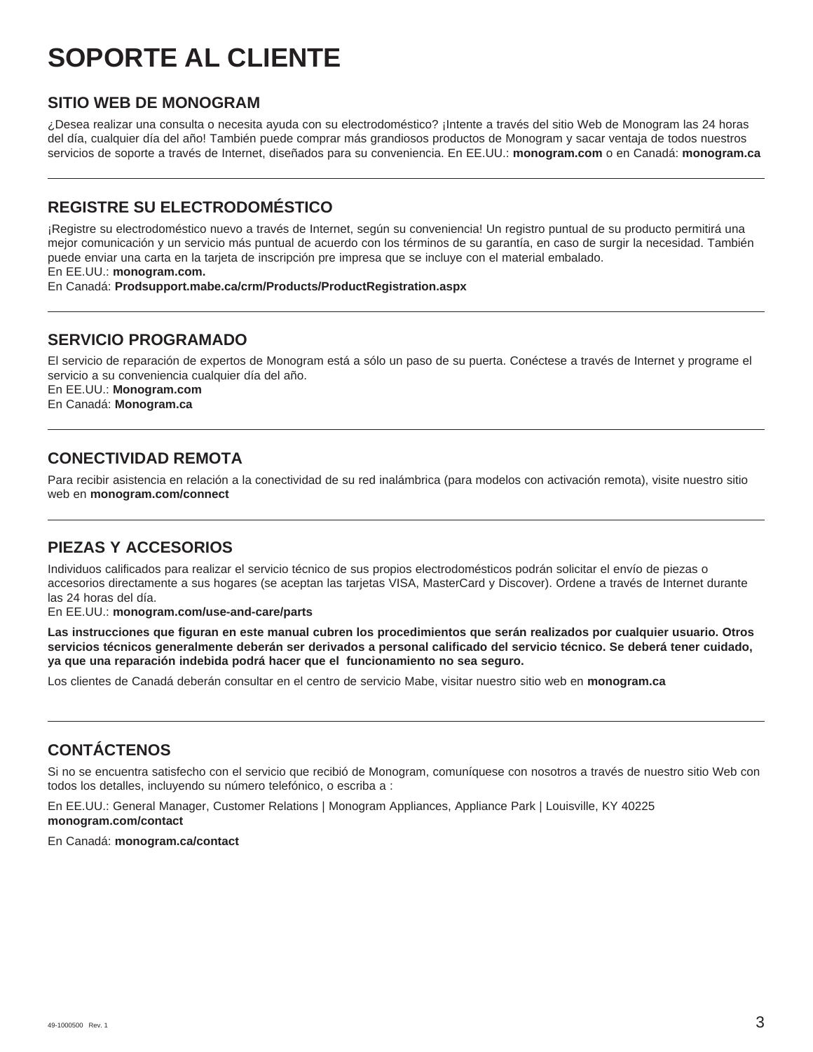# SOPORTE AL CLIENTE

## SITIO WEB DE MONOGRAM

¿Desea realizar una consulta o necesita ayuda con su electrodoméstico? ¡Intente a través del sitio Web de Monogram las 24 horas del día, cualquier día del año! También puede comprar más grandiosos productos de Monogram y sacar ventaja de todos nuestros servicios de soporte a través de Internet, diseñados para su conveniencia. En EE.UU.: **monogram.com** o en Canadá: **monogram.ca**

---

## REGISTRE SU ELECTRODOMÉSTICO

¡Registre su electrodoméstico nuevo a través de Internet, según su conveniencia! Un registro puntual de su producto permitirá una mejor comunicación y un servicio más puntual de acuerdo con los términos de su garantía, en caso de surgir la necesidad. También puede enviar una carta en la tarjeta de inscripción pre impresa que se incluye con el material embalado.
En EE.UU.: **monogram.com.**
En Canadá: **Prodsupport.mabe.ca/crm/Products/ProductRegistration.aspx**

---

## SERVICIO PROGRAMADO

El servicio de reparación de expertos de Monogram está a sólo un paso de su puerta. Conéctese a través de Internet y programe el servicio a su conveniencia cualquier día del año.
En EE.UU.: **Monogram.com**
En Canadá: **Monogram.ca**

---

## CONECTIVIDAD REMOTA

Para recibir asistencia en relación a la conectividad de su red inalámbrica (para modelos con activación remota), visite nuestro sitio web en **monogram.com/connect**

---

## PIEZAS Y ACCESORIOS

Individuos calificados para realizar el servicio técnico de sus propios electrodomésticos podrán solicitar el envío de piezas o accesorios directamente a sus hogares (se aceptan las tarjetas VISA, MasterCard y Discover). Ordene a través de Internet durante las 24 horas del día.
En EE.UU.: **monogram.com/use-and-care/parts**

**Las instrucciones que figuran en este manual cubren los procedimientos que serán realizados por cualquier usuario. Otros servicios técnicos generalmente deberán ser derivados a personal calificado del servicio técnico. Se deberá tener cuidado, ya que una reparación indebida podrá hacer que el funcionamiento no sea seguro.**

Los clientes de Canadá deberán consultar en el centro de servicio Mabe, visitar nuestro sitio web en **monogram.ca**

---

## CONTÁCTENOS

Si no se encuentra satisfecho con el servicio que recibió de Monogram, comuníquese con nosotros a través de nuestro sitio Web con todos los detalles, incluyendo su número telefónico, o escriba a :

En EE.UU.: General Manager, Customer Relations | Monogram Appliances, Appliance Park | Louisville, KY 40225
**monogram.com/contact**

En Canadá: **monogram.ca/contact**

49-1000500 Rev. 1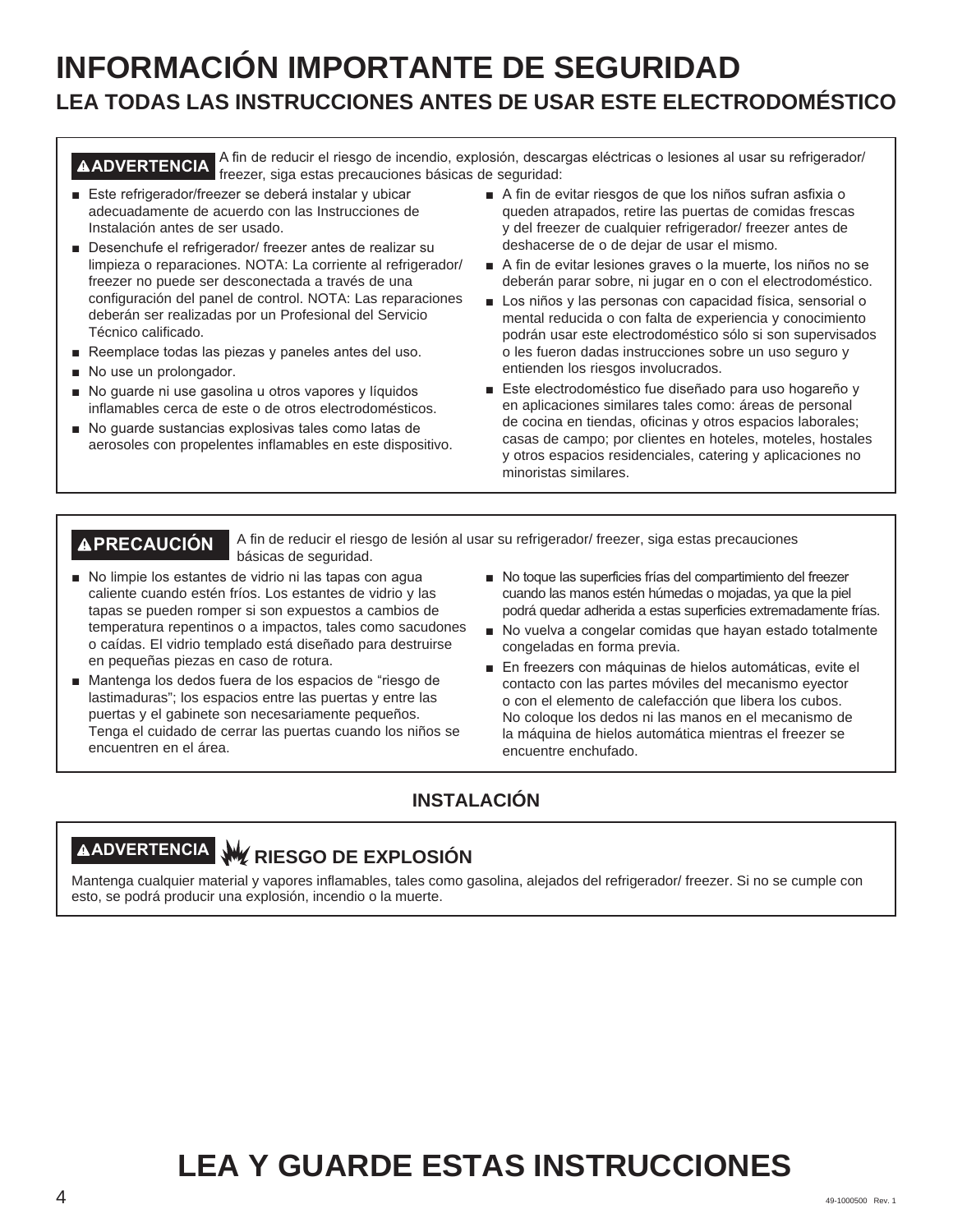# INFORMACIÓN IMPORTANTE DE SEGURIDAD

## LEA TODAS LAS INSTRUCCIONES ANTES DE USAR ESTE ELECTRODOMÉSTICO

**⚠ADVERTENCIA** A fin de reducir el riesgo de incendio, explosión, descargas eléctricas o lesiones al usar su refrigerador/ freezer, siga estas precauciones básicas de seguridad:

- Este refrigerador/freezer se deberá instalar y ubicar adecuadamente de acuerdo con las Instrucciones de Instalación antes de ser usado.
- Desenchufe el refrigerador/ freezer antes de realizar su limpieza o reparaciones. NOTA: La corriente al refrigerador/ freezer no puede ser desconectada a través de una configuración del panel de control. NOTA: Las reparaciones deberán ser realizadas por un Profesional del Servicio Técnico calificado.
- Reemplace todas las piezas y paneles antes del uso.
- No use un prolongador.
- No guarde ni use gasolina u otros vapores y líquidos inflamables cerca de este o de otros electrodomésticos.
- No guarde sustancias explosivas tales como latas de aerosoles con propelentes inflamables en este dispositivo.
- A fin de evitar riesgos de que los niños sufran asfixia o queden atrapados, retire las puertas de comidas frescas y del freezer de cualquier refrigerador/ freezer antes de deshacerse de o de dejar de usar el mismo.
- A fin de evitar lesiones graves o la muerte, los niños no se deberán parar sobre, ni jugar en o con el electrodoméstico.
- Los niños y las personas con capacidad física, sensorial o mental reducida o con falta de experiencia y conocimiento podrán usar este electrodoméstico sólo si son supervisados o les fueron dadas instrucciones sobre un uso seguro y entienden los riesgos involucrados.
- Este electrodoméstico fue diseñado para uso hogareño y en aplicaciones similares tales como: áreas de personal de cocina en tiendas, oficinas y otros espacios laborales; casas de campo; por clientes en hoteles, moteles, hostales y otros espacios residenciales, catering y aplicaciones no minoristas similares.

**⚠PRECAUCIÓN** A fin de reducir el riesgo de lesión al usar su refrigerador/ freezer, siga estas precauciones básicas de seguridad.

- No limpie los estantes de vidrio ni las tapas con agua caliente cuando estén fríos. Los estantes de vidrio y las tapas se pueden romper si son expuestos a cambios de temperatura repentinos o a impactos, tales como sacudones o caídas. El vidrio templado está diseñado para destruirse en pequeñas piezas en caso de rotura.
- Mantenga los dedos fuera de los espacios de "riesgo de lastimaduras"; los espacios entre las puertas y entre las puertas y el gabinete son necesariamente pequeños. Tenga el cuidado de cerrar las puertas cuando los niños se encuentren en el área.
- No toque las superficies frías del compartimiento del freezer cuando las manos estén húmedas o mojadas, ya que la piel podrá quedar adherida a estas superficies extremadamente frías.
- No vuelva a congelar comidas que hayan estado totalmente congeladas en forma previa.
- En freezers con máquinas de hielos automáticas, evite el contacto con las partes móviles del mecanismo eyector o con el elemento de calefacción que libera los cubos. No coloque los dedos ni las manos en el mecanismo de la máquina de hielos automática mientras el freezer se encuentre enchufado.

### INSTALACIÓN

**⚠ADVERTENCIA** **RIESGO DE EXPLOSIÓN**

Mantenga cualquier material y vapores inflamables, tales como gasolina, alejados del refrigerador/ freezer. Si no se cumple con esto, se podrá producir una explosión, incendio o la muerte.

# LEA Y GUARDE ESTAS INSTRUCCIONES

49-1000500 Rev. 1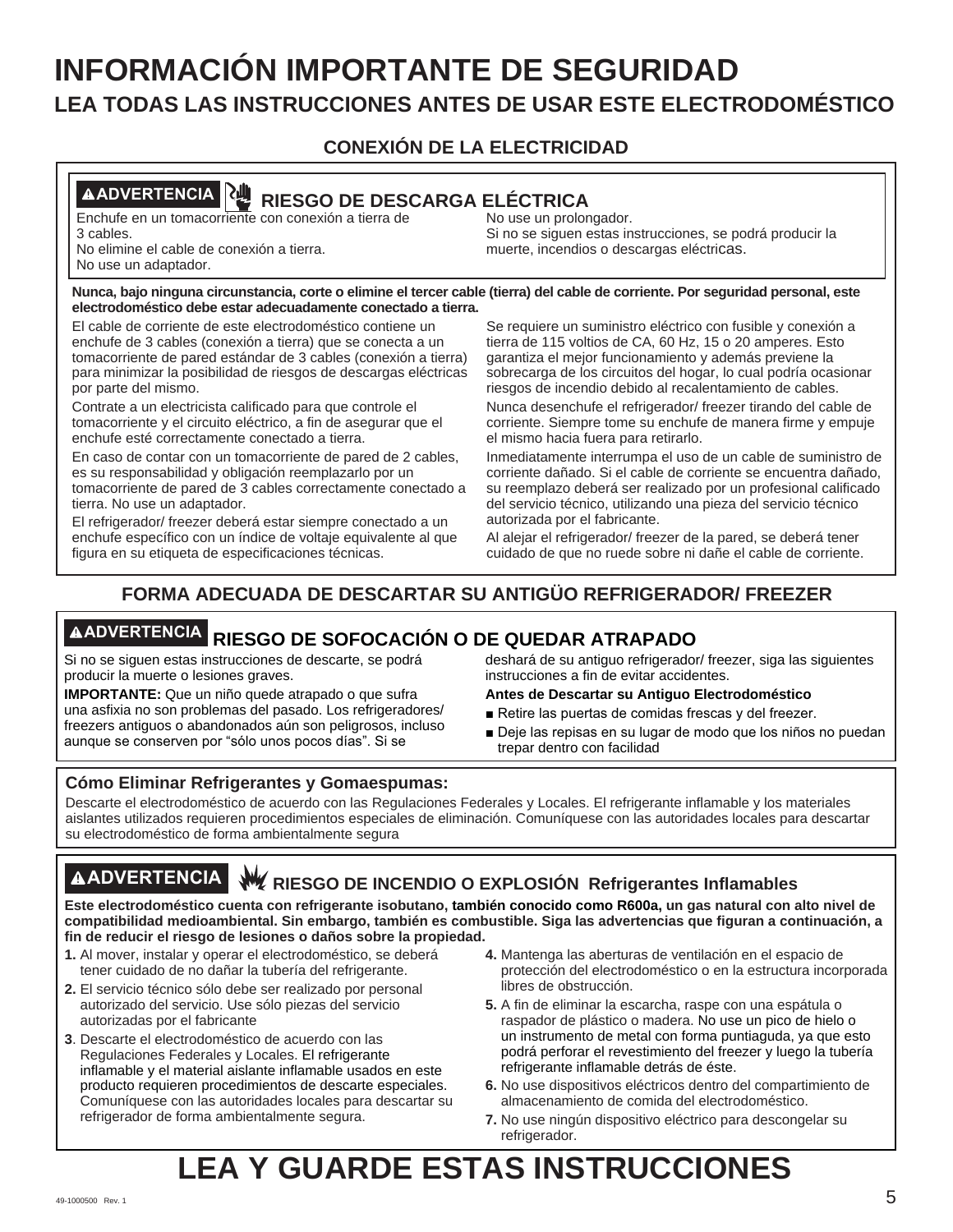# INFORMACIÓN IMPORTANTE DE SEGURIDAD

## LEA TODAS LAS INSTRUCCIONES ANTES DE USAR ESTE ELECTRODOMÉSTICO

### CONEXIÓN DE LA ELECTRICIDAD

**⚠ADVERTENCIA** **RIESGO DE DESCARGA ELÉCTRICA**

Enchufe en un tomacorriente con conexión a tierra de 3 cables.
No elimine el cable de conexión a tierra.
No use un adaptador.
No use un prolongador.
Si no se siguen estas instrucciones, se podrá producir la muerte, incendios o descargas eléctricas.

**Nunca, bajo ninguna circunstancia, corte o elimine el tercer cable (tierra) del cable de corriente. Por seguridad personal, este electrodoméstico debe estar adecuadamente conectado a tierra.**

El cable de corriente de este electrodoméstico contiene un enchufe de 3 cables (conexión a tierra) que se conecta a un tomacorriente de pared estándar de 3 cables (conexión a tierra) para minimizar la posibilidad de riesgos de descargas eléctricas por parte del mismo.

Contrate a un electricista calificado para que controle el tomacorriente y el circuito eléctrico, a fin de asegurar que el enchufe esté correctamente conectado a tierra.

En caso de contar con un tomacorriente de pared de 2 cables, es su responsabilidad y obligación reemplazarlo por un tomacorriente de pared de 3 cables correctamente conectado a tierra. No use un adaptador.

El refrigerador/ freezer deberá estar siempre conectado a un enchufe específico con un índice de voltaje equivalente al que figura en su etiqueta de especificaciones técnicas.

Se requiere un suministro eléctrico con fusible y conexión a tierra de 115 voltios de CA, 60 Hz, 15 o 20 amperes. Esto garantiza el mejor funcionamiento y además previene la sobrecarga de los circuitos del hogar, lo cual podría ocasionar riesgos de incendio debido al recalentamiento de cables.

Nunca desenchufe el refrigerador/ freezer tirando del cable de corriente. Siempre tome su enchufe de manera firme y empuje el mismo hacia fuera para retirarlo.

Inmediatamente interrumpa el uso de un cable de suministro de corriente dañado. Si el cable de corriente se encuentra dañado, su reemplazo deberá ser realizado por un profesional calificado del servicio técnico, utilizando una pieza del servicio técnico autorizada por el fabricante.

Al alejar el refrigerador/ freezer de la pared, se deberá tener cuidado de que no ruede sobre ni dañe el cable de corriente.

### FORMA ADECUADA DE DESCARTAR SU ANTIGÜO REFRIGERADOR/ FREEZER

**⚠ADVERTENCIA** **RIESGO DE SOFOCACIÓN O DE QUEDAR ATRAPADO**

Si no se siguen estas instrucciones de descarte, se podrá producir la muerte o lesiones graves.

**IMPORTANTE:** Que un niño quede atrapado o que sufra una asfixia no son problemas del pasado. Los refrigeradores/ freezers antiguos o abandonados aún son peligrosos, incluso aunque se conserven por "sólo unos pocos días". Si se deshará de su antiguo refrigerador/ freezer, siga las siguientes instrucciones a fin de evitar accidentes.

**Antes de Descartar su Antiguo Electrodoméstico**

- Retire las puertas de comidas frescas y del freezer.
- Deje las repisas en su lugar de modo que los niños no puedan trepar dentro con facilidad

**Cómo Eliminar Refrigerantes y Gomaespumas:**

Descarte el electrodoméstico de acuerdo con las Regulaciones Federales y Locales. El refrigerante inflamable y los materiales aislantes utilizados requieren procedimientos especiales de eliminación. Comuníquese con las autoridades locales para descartar su electrodoméstico de forma ambientalmente segura

**⚠ADVERTENCIA** **RIESGO DE INCENDIO O EXPLOSIÓN Refrigerantes Inflamables**

**Este electrodoméstico cuenta con refrigerante isobutano, también conocido como R600a, un gas natural con alto nivel de compatibilidad medioambiental. Sin embargo, también es combustible. Siga las advertencias que figuran a continuación, a fin de reducir el riesgo de lesiones o daños sobre la propiedad.**

1. Al mover, instalar y operar el electrodoméstico, se deberá tener cuidado de no dañar la tubería del refrigerante.
2. El servicio técnico sólo debe ser realizado por personal autorizado del servicio. Use sólo piezas del servicio autorizadas por el fabricante
3. Descarte el electrodoméstico de acuerdo con las Regulaciones Federales y Locales. El refrigerante inflamable y el material aislante inflamable usados en este producto requieren procedimientos de descarte especiales. Comuníquese con las autoridades locales para descartar su refrigerador de forma ambientalmente segura.
4. Mantenga las aberturas de ventilación en el espacio de protección del electrodoméstico o en la estructura incorporada libres de obstrucción.
5. A fin de eliminar la escarcha, raspe con una espátula o raspador de plástico o madera. No use un pico de hielo o un instrumento de metal con forma puntiaguda, ya que esto podrá perforar el revestimiento del freezer y luego la tubería refrigerante inflamable detrás de éste.
6. No use dispositivos eléctricos dentro del compartimiento de almacenamiento de comida del electrodoméstico.
7. No use ningún dispositivo eléctrico para descongelar su refrigerador.

# LEA Y GUARDE ESTAS INSTRUCCIONES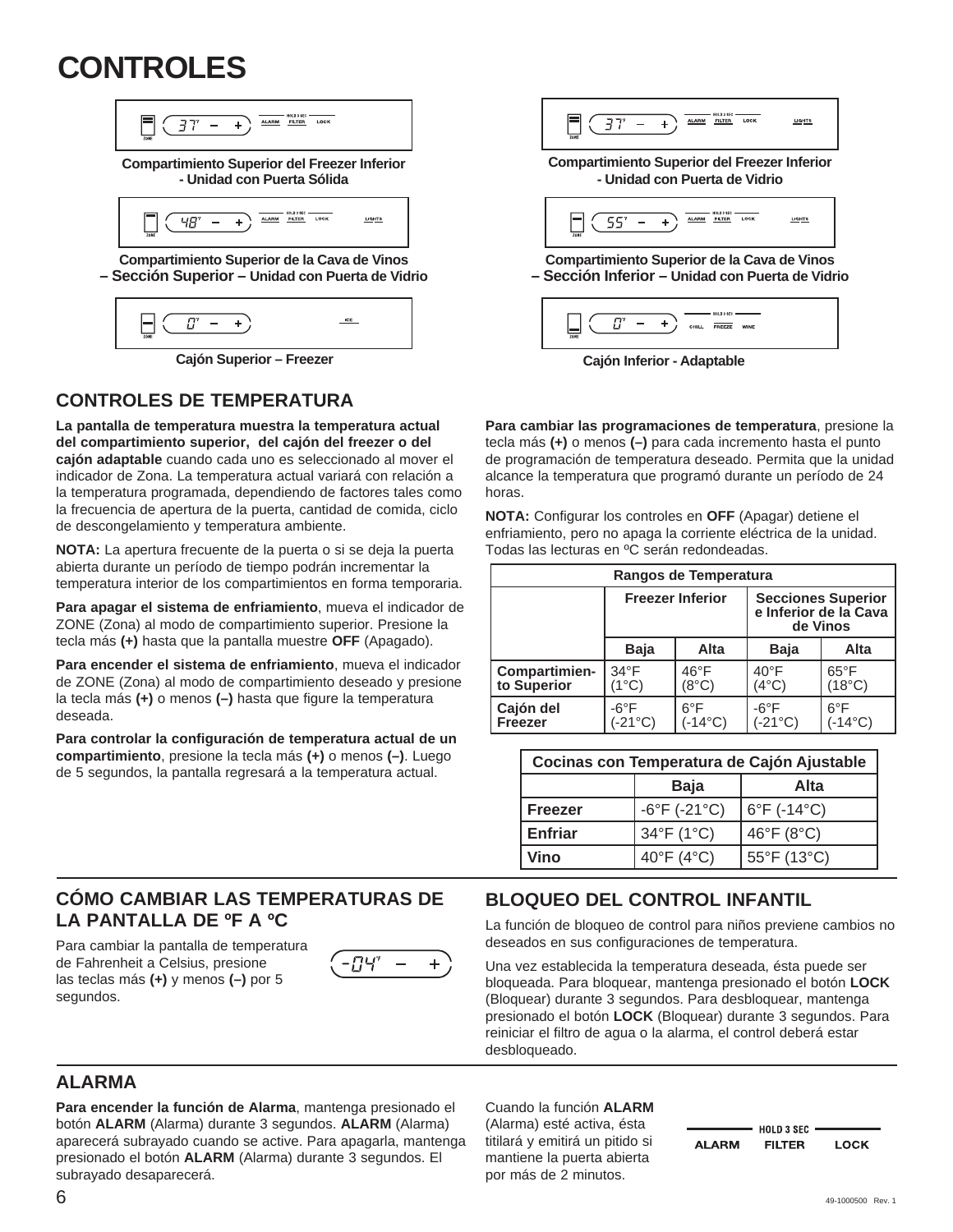# CONTROLES

Compartimiento Superior del Freezer Inferior - Unidad con Puerta Sólida

Compartimiento Superior del Freezer Inferior - Unidad con Puerta de Vidrio

Compartimiento Superior de la Cava de Vinos – **Sección Superior** – Unidad con Puerta de Vidrio

Compartimiento Superior de la Cava de Vinos – **Sección Inferior** – Unidad con Puerta de Vidrio

Cajón Superior – Freezer

Cajón Inferior - Adaptable

## CONTROLES DE TEMPERATURA

**La pantalla de temperatura muestra la temperatura actual del compartimiento superior, del cajón del freezer o del cajón adaptable** cuando cada uno es seleccionado al mover el indicador de Zona. La temperatura actual variará con relación a la temperatura programada, dependiendo de factores tales como la frecuencia de apertura de la puerta, cantidad de comida, ciclo de descongelamiento y temperatura ambiente.

**NOTA:** La apertura frecuente de la puerta o si se deja la puerta abierta durante un período de tiempo podrán incrementar la temperatura interior de los compartimientos en forma temporaria.

**Para apagar el sistema de enfriamiento**, mueva el indicador de ZONE (Zona) al modo de compartimiento superior. Presione la tecla más **(+)** hasta que la pantalla muestre **OFF** (Apagado).

**Para encender el sistema de enfriamiento**, mueva el indicador de ZONE (Zona) al modo de compartimiento deseado y presione la tecla más **(+)** o menos **(–)** hasta que figure la temperatura deseada.

**Para controlar la configuración de temperatura actual de un compartimiento**, presione la tecla más **(+)** o menos **(–)**. Luego de 5 segundos, la pantalla regresará a la temperatura actual.

**Para cambiar las programaciones de temperatura**, presione la tecla más **(+)** o menos **(–)** para cada incremento hasta el punto de programación de temperatura deseado. Permita que la unidad alcance la temperatura que programó durante un período de 24 horas.

**NOTA:** Configurar los controles en **OFF** (Apagar) detiene el enfriamiento, pero no apaga la corriente eléctrica de la unidad. Todas las lecturas en ºC serán redondeadas.

| Rangos de Temperatura | | | | |
|---|---|---|---|---|
| | Freezer Inferior | | Secciones Superior e Inferior de la Cava de Vinos | |
| | Baja | Alta | Baja | Alta |
| **Compartimiento Superior** | 34°F (1°C) | 46°F (8°C) | 40°F (4°C) | 65°F (18°C) |
| **Cajón del Freezer** | -6°F (-21°C) | 6°F (-14°C) | -6°F (-21°C) | 6°F (-14°C) |

| Cocinas con Temperatura de Cajón Ajustable | | |
|---|---|---|
| | Baja | Alta |
| **Freezer** | -6°F (-21°C) | 6°F (-14°C) |
| **Enfriar** | 34°F (1°C) | 46°F (8°C) |
| **Vino** | 40°F (4°C) | 55°F (13°C) |

## CÓMO CAMBIAR LAS TEMPERATURAS DE LA PANTALLA DE ºF A ºC

Para cambiar la pantalla de temperatura de Fahrenheit a Celsius, presione las teclas más **(+)** y menos **(–)** por 5 segundos.

## BLOQUEO DEL CONTROL INFANTIL

La función de bloqueo de control para niños previene cambios no deseados en sus configuraciones de temperatura.

Una vez establecida la temperatura deseada, ésta puede ser bloqueada. Para bloquear, mantenga presionado el botón **LOCK** (Bloquear) durante 3 segundos. Para desbloquear, mantenga presionado el botón **LOCK** (Bloquear) durante 3 segundos. Para reiniciar el filtro de agua o la alarma, el control deberá estar desbloqueado.

## ALARMA

**Para encender la función de Alarma**, mantenga presionado el botón **ALARM** (Alarma) durante 3 segundos. **ALARM** (Alarma) aparecerá subrayado cuando se active. Para apagarla, mantenga presionado el botón **ALARM** (Alarma) durante 3 segundos. El subrayado desaparecerá.

Cuando la función **ALARM** (Alarma) esté activa, ésta titilará y emitirá un pitido si mantiene la puerta abierta por más de 2 minutos.

HOLD 3 SEC
ALARM FILTER LOCK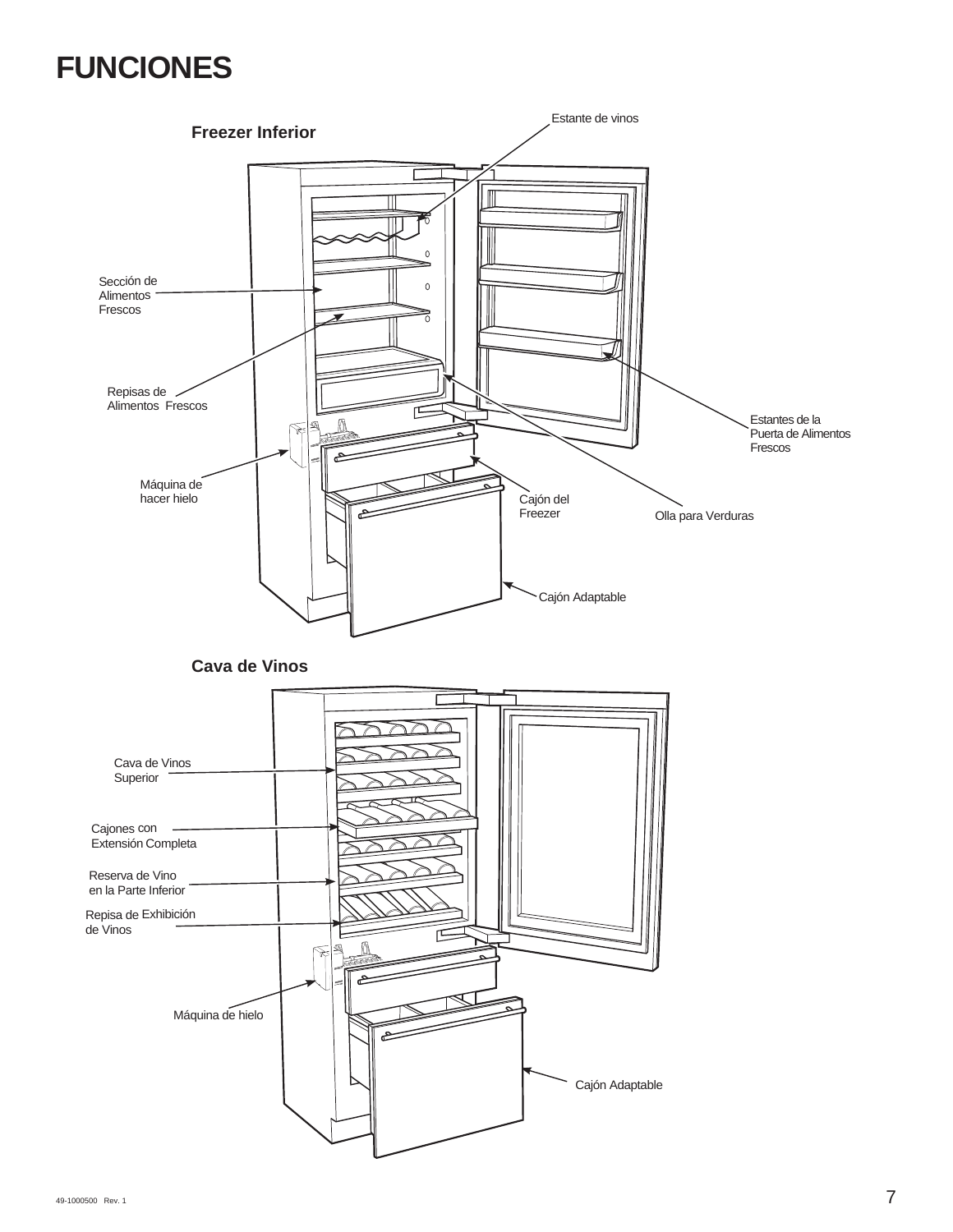# FUNCIONES

## Freezer Inferior

Estante de vinos

Sección de Alimentos Frescos

Repisas de Alimentos Frescos

Estantes de la Puerta de Alimentos Frescos

Máquina de hacer hielo

Cajón del Freezer

Olla para Verduras

Cajón Adaptable

## Cava de Vinos

Cava de Vinos Superior

Cajones con Extensión Completa

Reserva de Vino en la Parte Inferior

Repisa de Exhibición de Vinos

Máquina de hielo

Cajón Adaptable

49-1000500 Rev. 1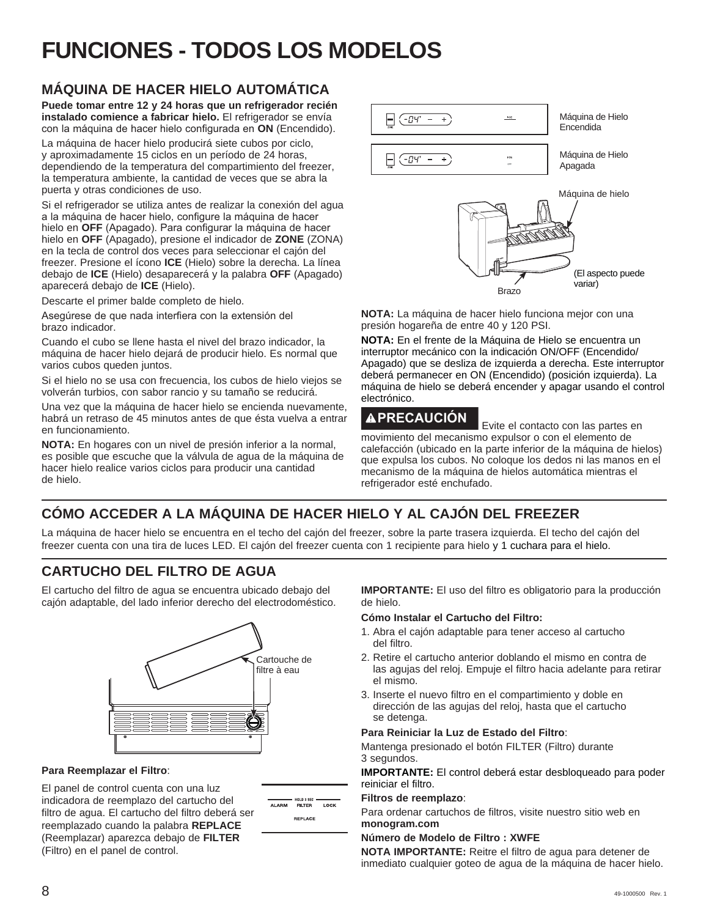# FUNCIONES - TODOS LOS MODELOS

## MÁQUINA DE HACER HIELO AUTOMÁTICA

**Puede tomar entre 12 y 24 horas que un refrigerador recién instalado comience a fabricar hielo.** El refrigerador se envía con la máquina de hacer hielo configurada en **ON** (Encendido).

La máquina de hacer hielo producirá siete cubos por ciclo, y aproximadamente 15 ciclos en un período de 24 horas, dependiendo de la temperatura del compartimiento del freezer, la temperatura ambiente, la cantidad de veces que se abra la puerta y otras condiciones de uso.

Si el refrigerador se utiliza antes de realizar la conexión del agua a la máquina de hacer hielo, configure la máquina de hacer hielo en **OFF** (Apagado). Para configurar la máquina de hacer hielo en **OFF** (Apagado), presione el indicador de **ZONE** (ZONA) en la tecla de control dos veces para seleccionar el cajón del freezer. Presione el ícono **ICE** (Hielo) sobre la derecha. La línea debajo de **ICE** (Hielo) desaparecerá y la palabra **OFF** (Apagado) aparecerá debajo de **ICE** (Hielo).

Descarte el primer balde completo de hielo.

Asegúrese de que nada interfiera con la extensión del brazo indicador.

Cuando el cubo se llene hasta el nivel del brazo indicador, la máquina de hacer hielo dejará de producir hielo. Es normal que varios cubos queden juntos.

Si el hielo no se usa con frecuencia, los cubos de hielo viejos se volverán turbios, con sabor rancio y su tamaño se reducirá.

Una vez que la máquina de hacer hielo se encienda nuevamente, habrá un retraso de 45 minutos antes de que ésta vuelva a entrar en funcionamiento.

**NOTA:** En hogares con un nivel de presión inferior a la normal, es posible que escuche que la válvula de agua de la máquina de hacer hielo realice varios ciclos para producir una cantidad de hielo.

Máquina de Hielo Encendida

Máquina de Hielo Apagada

Máquina de hielo

Brazo

(El aspecto puede variar)

**NOTA:** La máquina de hacer hielo funciona mejor con una presión hogareña de entre 40 y 120 PSI.

**NOTA:** En el frente de la Máquina de Hielo se encuentra un interruptor mecánico con la indicación ON/OFF (Encendido/ Apagado) que se desliza de izquierda a derecha. Este interruptor deberá permanecer en ON (Encendido) (posición izquierda). La máquina de hielo se deberá encender y apagar usando el control electrónico.

**⚠PRECAUCIÓN** Evite el contacto con las partes en movimiento del mecanismo expulsor o con el elemento de calefacción (ubicado en la parte inferior de la máquina de hielos) que expulsa los cubos. No coloque los dedos ni las manos en el mecanismo de la máquina de hielos automática mientras el refrigerador esté enchufado.

## CÓMO ACCEDER A LA MÁQUINA DE HACER HIELO Y AL CAJÓN DEL FREEZER

La máquina de hacer hielo se encuentra en el techo del cajón del freezer, sobre la parte trasera izquierda. El techo del cajón del freezer cuenta con una tira de luces LED. El cajón del freezer cuenta con 1 recipiente para hielo y 1 cuchara para el hielo.

## CARTUCHO DEL FILTRO DE AGUA

El cartucho del filtro de agua se encuentra ubicado debajo del cajón adaptable, del lado inferior derecho del electrodoméstico.

Cartouche de filtre à eau

**Para Reemplazar el Filtro**:

El panel de control cuenta con una luz indicadora de reemplazo del cartucho del filtro de agua. El cartucho del filtro deberá ser reemplazado cuando la palabra **REPLACE** (Reemplazar) aparezca debajo de **FILTER** (Filtro) en el panel de control.

HOLD 3 SEC
ALARM FILTER LOCK
REPLACE

**IMPORTANTE:** El uso del filtro es obligatorio para la producción de hielo.

**Cómo Instalar el Cartucho del Filtro:**

1. Abra el cajón adaptable para tener acceso al cartucho del filtro.
2. Retire el cartucho anterior doblando el mismo en contra de las agujas del reloj. Empuje el filtro hacia adelante para retirar el mismo.
3. Inserte el nuevo filtro en el compartimiento y doble en dirección de las agujas del reloj, hasta que el cartucho se detenga.

**Para Reiniciar la Luz de Estado del Filtro**:

Mantenga presionado el botón FILTER (Filtro) durante 3 segundos.

**IMPORTANTE:** El control deberá estar desbloqueado para poder reiniciar el filtro.

**Filtros de reemplazo**:

Para ordenar cartuchos de filtros, visite nuestro sitio web en **monogram.com**

**Número de Modelo de Filtro : XWFE**

**NOTA IMPORTANTE:** Reitre el filtro de agua para detener de inmediato cualquier goteo de agua de la máquina de hacer hielo.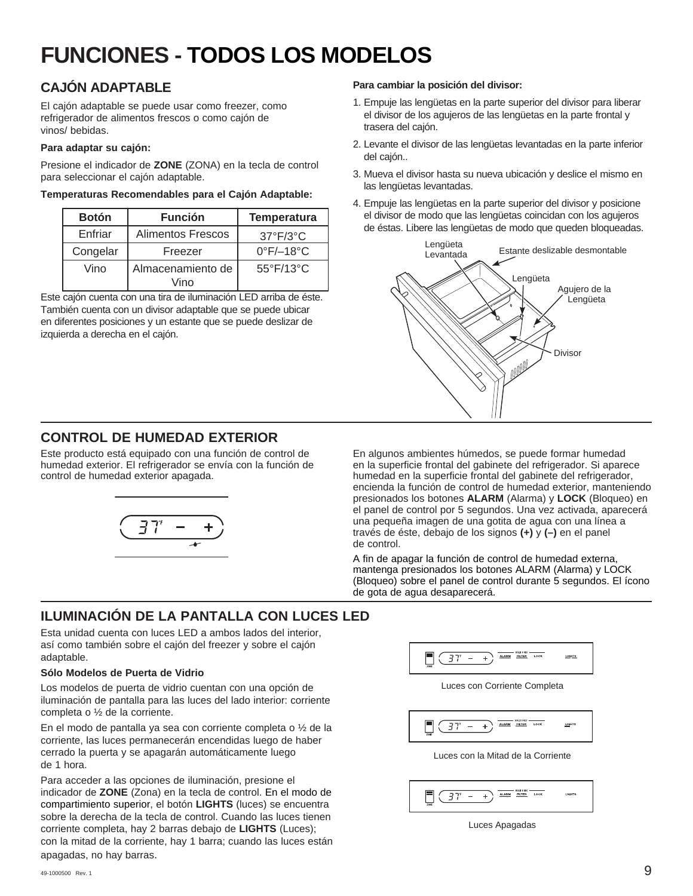# FUNCIONES - TODOS LOS MODELOS

## CAJÓN ADAPTABLE

El cajón adaptable se puede usar como freezer, como refrigerador de alimentos frescos o como cajón de vinos/ bebidas.

**Para adaptar su cajón:**

Presione el indicador de **ZONE** (ZONA) en la tecla de control para seleccionar el cajón adaptable.

**Temperaturas Recomendables para el Cajón Adaptable:**

| Botón | Función | Temperatura |
|---|---|---|
| Enfriar | Alimentos Frescos | 37°F/3°C |
| Congelar | Freezer | 0°F/–18°C |
| Vino | Almacenamiento de Vino | 55°F/13°C |

Este cajón cuenta con una tira de iluminación LED arriba de éste. También cuenta con un divisor adaptable que se puede ubicar en diferentes posiciones y un estante que se puede deslizar de izquierda a derecha en el cajón.

**Para cambiar la posición del divisor:**

1. Empuje las lengüetas en la parte superior del divisor para liberar el divisor de los agujeros de las lengüetas en la parte frontal y trasera del cajón.
2. Levante el divisor de las lengüetas levantadas en la parte inferior del cajón..
3. Mueva el divisor hasta su nueva ubicación y deslice el mismo en las lengüetas levantadas.
4. Empuje las lengüetas en la parte superior del divisor y posicione el divisor de modo que las lengüetas coincidan con los agujeros de éstas. Libere las lengüetas de modo que queden bloqueadas.

Lengüeta Levantada — Estante deslizable desmontable — Lengüeta — Agujero de la Lengüeta — Divisor

## CONTROL DE HUMEDAD EXTERIOR

Este producto está equipado con una función de control de humedad exterior. El refrigerador se envía con la función de control de humedad exterior apagada.

En algunos ambientes húmedos, se puede formar humedad en la superficie frontal del gabinete del refrigerador. Si aparece humedad en la superficie frontal del gabinete del refrigerador, encienda la función de control de humedad exterior, manteniendo presionados los botones **ALARM** (Alarma) y **LOCK** (Bloqueo) en el panel de control por 5 segundos. Una vez activada, aparecerá una pequeña imagen de una gotita de agua con una línea a través de éste, debajo de los signos **(+)** y **(–)** en el panel de control.

A fin de apagar la función de control de humedad externa, mantenga presionados los botones ALARM (Alarma) y LOCK (Bloqueo) sobre el panel de control durante 5 segundos. El ícono de gota de agua desaparecerá.

## ILUMINACIÓN DE LA PANTALLA CON LUCES LED

Esta unidad cuenta con luces LED a ambos lados del interior, así como también sobre el cajón del freezer y sobre el cajón adaptable.

**Sólo Modelos de Puerta de Vidrio**

Los modelos de puerta de vidrio cuentan con una opción de iluminación de pantalla para las luces del lado interior: corriente completa o ½ de la corriente.

En el modo de pantalla ya sea con corriente completa o ½ de la corriente, las luces permanecerán encendidas luego de haber cerrado la puerta y se apagarán automáticamente luego de 1 hora.

Para acceder a las opciones de iluminación, presione el indicador de **ZONE** (Zona) en la tecla de control. En el modo de compartimiento superior, el botón **LIGHTS** (luces) se encuentra sobre la derecha de la tecla de control. Cuando las luces tienen corriente completa, hay 2 barras debajo de **LIGHTS** (Luces); con la mitad de la corriente, hay 1 barra; cuando las luces están apagadas, no hay barras.

Luces con Corriente Completa

Luces con la Mitad de la Corriente

Luces Apagadas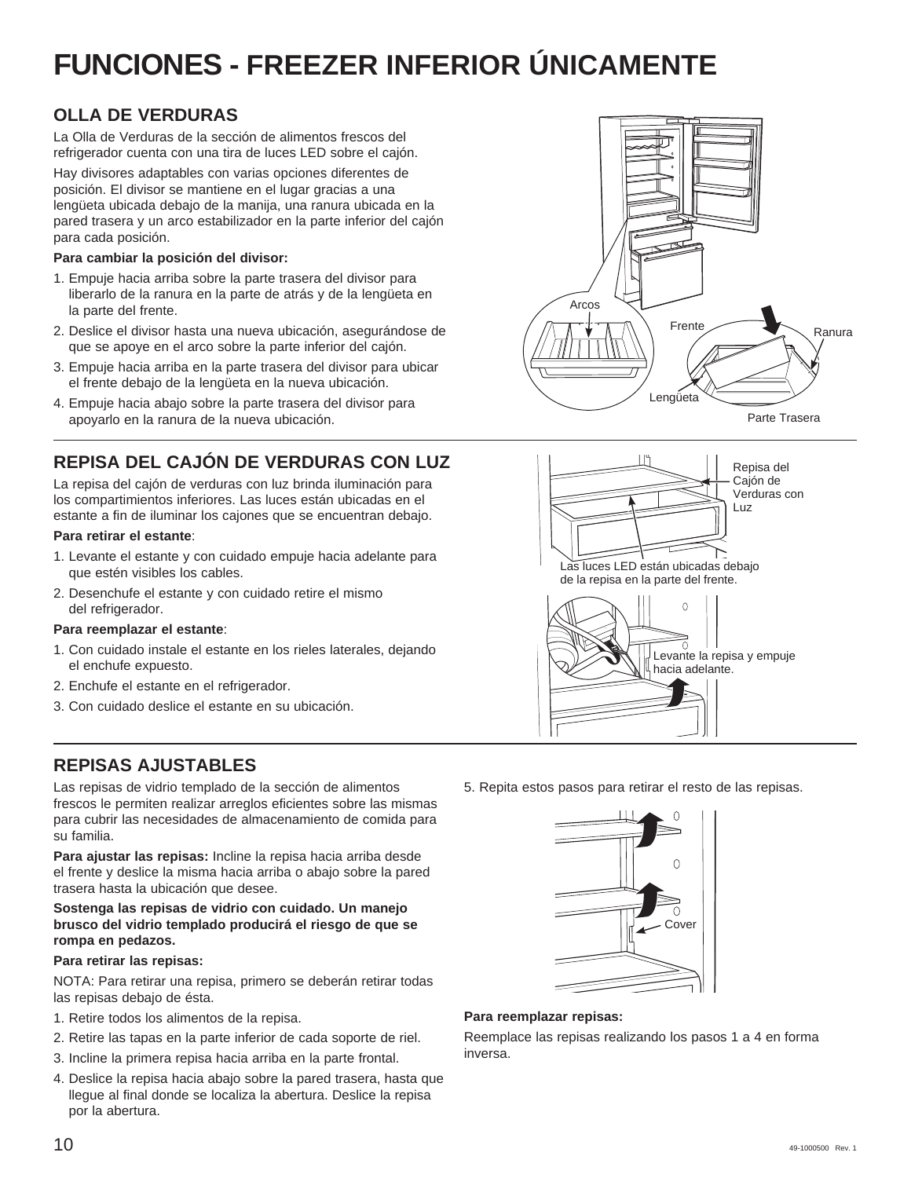# FUNCIONES - FREEZER INFERIOR ÚNICAMENTE

## OLLA DE VERDURAS

La Olla de Verduras de la sección de alimentos frescos del refrigerador cuenta con una tira de luces LED sobre el cajón.

Hay divisores adaptables con varias opciones diferentes de posición. El divisor se mantiene en el lugar gracias a una lengüeta ubicada debajo de la manija, una ranura ubicada en la pared trasera y un arco estabilizador en la parte inferior del cajón para cada posición.

**Para cambiar la posición del divisor:**

1. Empuje hacia arriba sobre la parte trasera del divisor para liberarlo de la ranura en la parte de atrás y de la lengüeta en la parte del frente.
2. Deslice el divisor hasta una nueva ubicación, asegurándose de que se apoye en el arco sobre la parte inferior del cajón.
3. Empuje hacia arriba en la parte trasera del divisor para ubicar el frente debajo de la lengüeta en la nueva ubicación.
4. Empuje hacia abajo sobre la parte trasera del divisor para apoyarlo en la ranura de la nueva ubicación.

Arcos

Frente

Ranura

Lengüeta

Parte Trasera

## REPISA DEL CAJÓN DE VERDURAS CON LUZ

La repisa del cajón de verduras con luz brinda iluminación para los compartimientos inferiores. Las luces están ubicadas en el estante a fin de iluminar los cajones que se encuentran debajo.

**Para retirar el estante**:

1. Levante el estante y con cuidado empuje hacia adelante para que estén visibles los cables.
2. Desenchufe el estante y con cuidado retire el mismo del refrigerador.

**Para reemplazar el estante**:

1. Con cuidado instale el estante en los rieles laterales, dejando el enchufe expuesto.
2. Enchufe el estante en el refrigerador.
3. Con cuidado deslice el estante en su ubicación.

Repisa del Cajón de Verduras con Luz

Las luces LED están ubicadas debajo de la repisa en la parte del frente.

Levante la repisa y empuje hacia adelante.

## REPISAS AJUSTABLES

Las repisas de vidrio templado de la sección de alimentos frescos le permiten realizar arreglos eficientes sobre las mismas para cubrir las necesidades de almacenamiento de comida para su familia.

**Para ajustar las repisas:** Incline la repisa hacia arriba desde el frente y deslice la misma hacia arriba o abajo sobre la pared trasera hasta la ubicación que desee.

**Sostenga las repisas de vidrio con cuidado. Un manejo brusco del vidrio templado producirá el riesgo de que se rompa en pedazos.**

**Para retirar las repisas:**

NOTA: Para retirar una repisa, primero se deberán retirar todas las repisas debajo de ésta.

1. Retire todos los alimentos de la repisa.
2. Retire las tapas en la parte inferior de cada soporte de riel.
3. Incline la primera repisa hacia arriba en la parte frontal.
4. Deslice la repisa hacia abajo sobre la pared trasera, hasta que llegue al final donde se localiza la abertura. Deslice la repisa por la abertura.
5. Repita estos pasos para retirar el resto de las repisas.

Cover

**Para reemplazar repisas:**

Reemplace las repisas realizando los pasos 1 a 4 en forma inversa.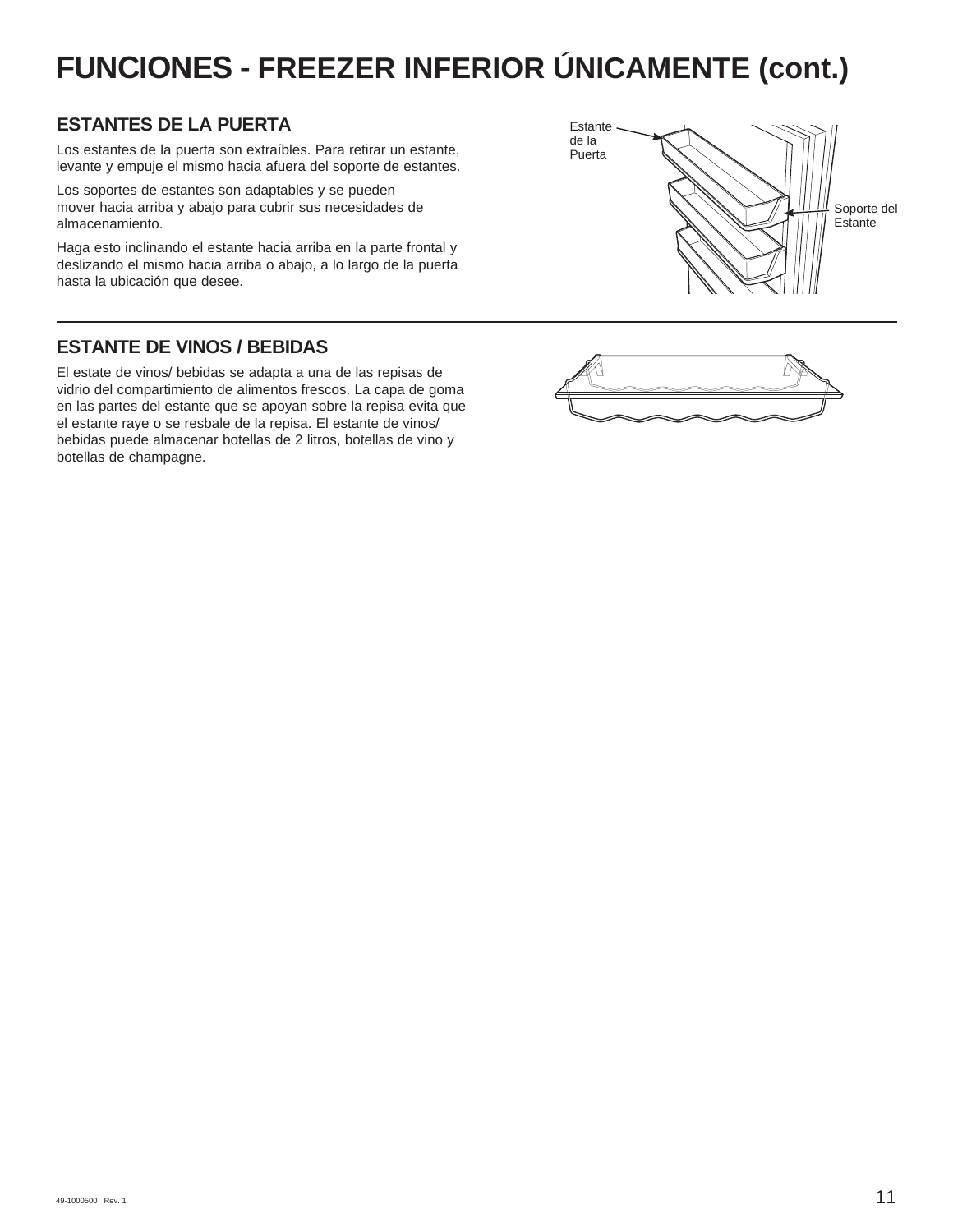# FUNCIONES - FREEZER INFERIOR ÚNICAMENTE (cont.)

## ESTANTES DE LA PUERTA

Los estantes de la puerta son extraíbles. Para retirar un estante, levante y empuje el mismo hacia afuera del soporte de estantes.

Los soportes de estantes son adaptables y se pueden mover hacia arriba y abajo para cubrir sus necesidades de almacenamiento.

Haga esto inclinando el estante hacia arriba en la parte frontal y deslizando el mismo hacia arriba o abajo, a lo largo de la puerta hasta la ubicación que desee.

Estante de la Puerta

Soporte del Estante

## ESTANTE DE VINOS / BEBIDAS

El estate de vinos/ bebidas se adapta a una de las repisas de vidrio del compartimiento de alimentos frescos. La capa de goma en las partes del estante que se apoyan sobre la repisa evita que el estante raye o se resbale de la repisa. El estante de vinos/ bebidas puede almacenar botellas de 2 litros, botellas de vino y botellas de champagne.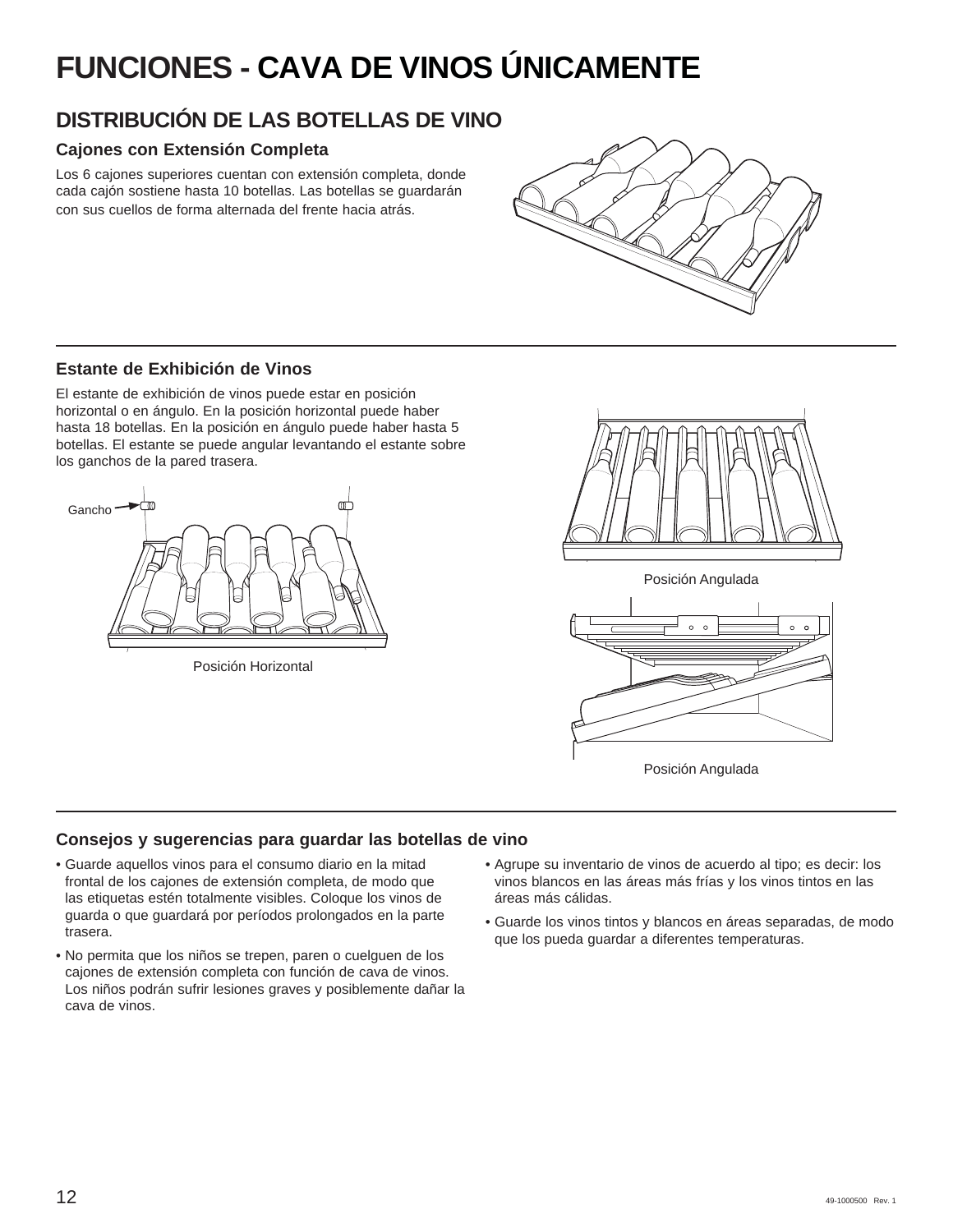# FUNCIONES - CAVA DE VINOS ÚNICAMENTE

## DISTRIBUCIÓN DE LAS BOTELLAS DE VINO

### Cajones con Extensión Completa

Los 6 cajones superiores cuentan con extensión completa, donde cada cajón sostiene hasta 10 botellas. Las botellas se guardarán con sus cuellos de forma alternada del frente hacia atrás.

### Estante de Exhibición de Vinos

El estante de exhibición de vinos puede estar en posición horizontal o en ángulo. En la posición horizontal puede haber hasta 18 botellas. En la posición en ángulo puede haber hasta 5 botellas. El estante se puede angular levantando el estante sobre los ganchos de la pared trasera.

Gancho

Posición Horizontal

Posición Angulada

Posición Angulada

### Consejos y sugerencias para guardar las botellas de vino

- Guarde aquellos vinos para el consumo diario en la mitad frontal de los cajones de extensión completa, de modo que las etiquetas estén totalmente visibles. Coloque los vinos de guarda o que guardará por períodos prolongados en la parte trasera.
- No permita que los niños se trepen, paren o cuelguen de los cajones de extensión completa con función de cava de vinos. Los niños podrán sufrir lesiones graves y posiblemente dañar la cava de vinos.
- Agrupe su inventario de vinos de acuerdo al tipo; es decir: los vinos blancos en las áreas más frías y los vinos tintos en las áreas más cálidas.
- Guarde los vinos tintos y blancos en áreas separadas, de modo que los pueda guardar a diferentes temperaturas.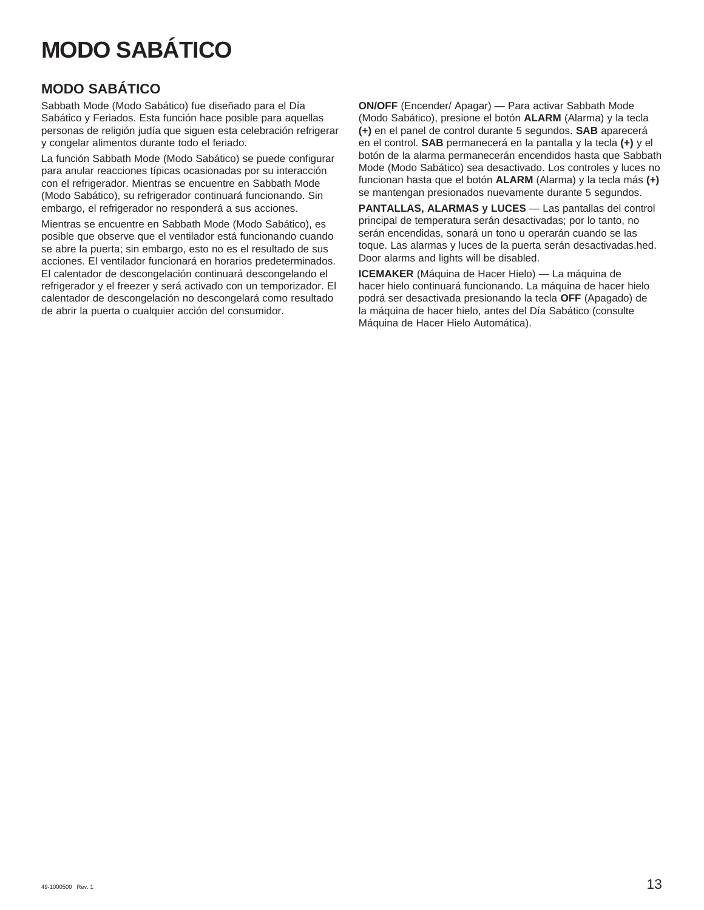# MODO SABÁTICO

## MODO SABÁTICO

Sabbath Mode (Modo Sabático) fue diseñado para el Día Sabático y Feriados. Esta función hace posible para aquellas personas de religión judía que siguen esta celebración refrigerar y congelar alimentos durante todo el feriado.

La función Sabbath Mode (Modo Sabático) se puede configurar para anular reacciones típicas ocasionadas por su interacción con el refrigerador. Mientras se encuentre en Sabbath Mode (Modo Sabático), su refrigerador continuará funcionando. Sin embargo, el refrigerador no responderá a sus acciones.

Mientras se encuentre en Sabbath Mode (Modo Sabático), es posible que observe que el ventilador está funcionando cuando se abre la puerta; sin embargo, esto no es el resultado de sus acciones. El ventilador funcionará en horarios predeterminados. El calentador de descongelación continuará descongelando el refrigerador y el freezer y será activado con un temporizador. El calentador de descongelación no descongelará como resultado de abrir la puerta o cualquier acción del consumidor.

**ON/OFF** (Encender/ Apagar) — Para activar Sabbath Mode (Modo Sabático), presione el botón **ALARM** (Alarma) y la tecla **(+)** en el panel de control durante 5 segundos. **SAB** aparecerá en el control. **SAB** permanecerá en la pantalla y la tecla **(+)** y el botón de la alarma permanecerán encendidos hasta que Sabbath Mode (Modo Sabático) sea desactivado. Los controles y luces no funcionan hasta que el botón **ALARM** (Alarma) y la tecla más **(+)** se mantengan presionados nuevamente durante 5 segundos.

**PANTALLAS, ALARMAS y LUCES** — Las pantallas del control principal de temperatura serán desactivadas; por lo tanto, no serán encendidas, sonará un tono u operarán cuando se las toque. Las alarmas y luces de la puerta serán desactivadas.hed. Door alarms and lights will be disabled.

**ICEMAKER** (Máquina de Hacer Hielo) — La máquina de hacer hielo continuará funcionando. La máquina de hacer hielo podrá ser desactivada presionando la tecla **OFF** (Apagado) de la máquina de hacer hielo, antes del Día Sabático (consulte Máquina de Hacer Hielo Automática).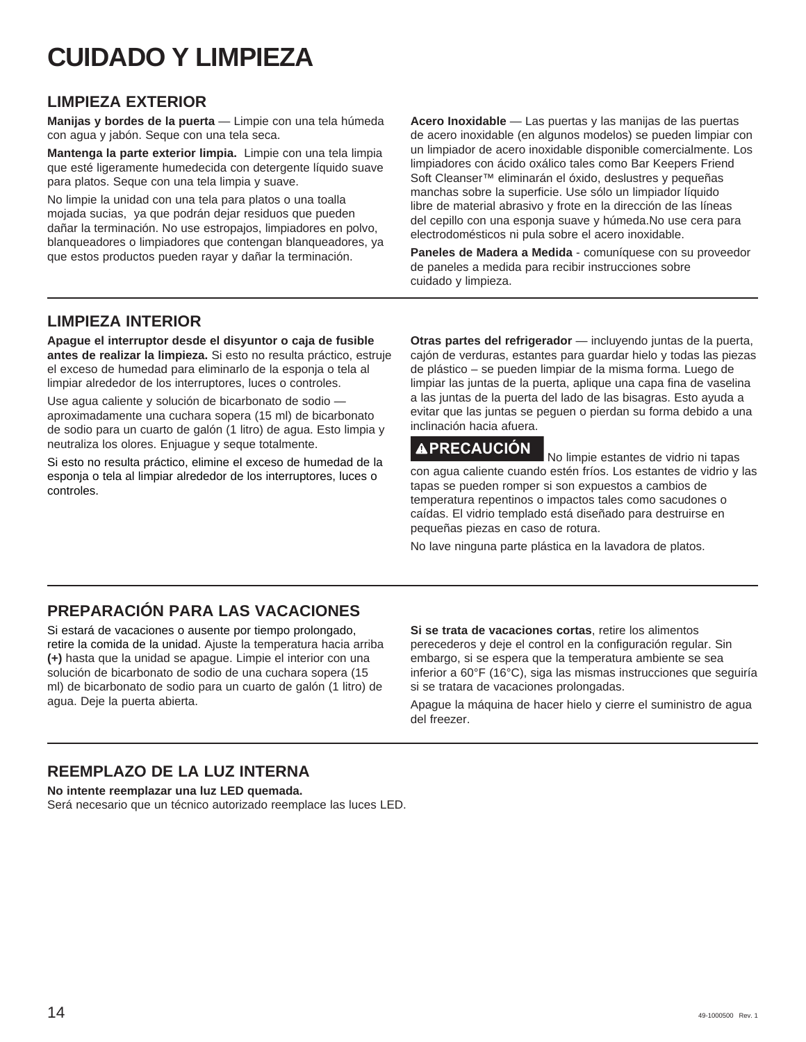# CUIDADO Y LIMPIEZA

## LIMPIEZA EXTERIOR

**Manijas y bordes de la puerta** — Limpie con una tela húmeda con agua y jabón. Seque con una tela seca.

**Mantenga la parte exterior limpia.** Limpie con una tela limpia que esté ligeramente humedecida con detergente líquido suave para platos. Seque con una tela limpia y suave.

No limpie la unidad con una tela para platos o una toalla mojada sucias, ya que podrán dejar residuos que pueden dañar la terminación. No use estropajos, limpiadores en polvo, blanqueadores o limpiadores que contengan blanqueadores, ya que estos productos pueden rayar y dañar la terminación.

**Acero Inoxidable** — Las puertas y las manijas de las puertas de acero inoxidable (en algunos modelos) se pueden limpiar con un limpiador de acero inoxidable disponible comercialmente. Los limpiadores con ácido oxálico tales como Bar Keepers Friend Soft Cleanser™ eliminarán el óxido, deslustres y pequeñas manchas sobre la superficie. Use sólo un limpiador líquido libre de material abrasivo y frote en la dirección de las líneas del cepillo con una esponja suave y húmeda.No use cera para electrodomésticos ni pula sobre el acero inoxidable.

**Paneles de Madera a Medida** - comuníquese con su proveedor de paneles a medida para recibir instrucciones sobre cuidado y limpieza.

## LIMPIEZA INTERIOR

**Apague el interruptor desde el disyuntor o caja de fusible antes de realizar la limpieza.** Si esto no resulta práctico, estruje el exceso de humedad para eliminarlo de la esponja o tela al limpiar alrededor de los interruptores, luces o controles.

Use agua caliente y solución de bicarbonato de sodio — aproximadamente una cuchara sopera (15 ml) de bicarbonato de sodio para un cuarto de galón (1 litro) de agua. Esto limpia y neutraliza los olores. Enjuague y seque totalmente.

Si esto no resulta práctico, elimine el exceso de humedad de la esponja o tela al limpiar alrededor de los interruptores, luces o controles.

**Otras partes del refrigerador** — incluyendo juntas de la puerta, cajón de verduras, estantes para guardar hielo y todas las piezas de plástico – se pueden limpiar de la misma forma. Luego de limpiar las juntas de la puerta, aplique una capa fina de vaselina a las juntas de la puerta del lado de las bisagras. Esto ayuda a evitar que las juntas se peguen o pierdan su forma debido a una inclinación hacia afuera.

**⚠PRECAUCIÓN** No limpie estantes de vidrio ni tapas con agua caliente cuando estén fríos. Los estantes de vidrio y las tapas se pueden romper si son expuestos a cambios de temperatura repentinos o impactos tales como sacudones o caídas. El vidrio templado está diseñado para destruirse en pequeñas piezas en caso de rotura.

No lave ninguna parte plástica en la lavadora de platos.

## PREPARACIÓN PARA LAS VACACIONES

Si estará de vacaciones o ausente por tiempo prolongado, retire la comida de la unidad. Ajuste la temperatura hacia arriba **(+)** hasta que la unidad se apague. Limpie el interior con una solución de bicarbonato de sodio de una cuchara sopera (15 ml) de bicarbonato de sodio para un cuarto de galón (1 litro) de agua. Deje la puerta abierta.

**Si se trata de vacaciones cortas**, retire los alimentos perecederos y deje el control en la configuración regular. Sin embargo, si se espera que la temperatura ambiente se sea inferior a 60°F (16°C), siga las mismas instrucciones que seguiría si se tratara de vacaciones prolongadas.

Apague la máquina de hacer hielo y cierre el suministro de agua del freezer.

## REEMPLAZO DE LA LUZ INTERNA

**No intente reemplazar una luz LED quemada.**
Será necesario que un técnico autorizado reemplace las luces LED.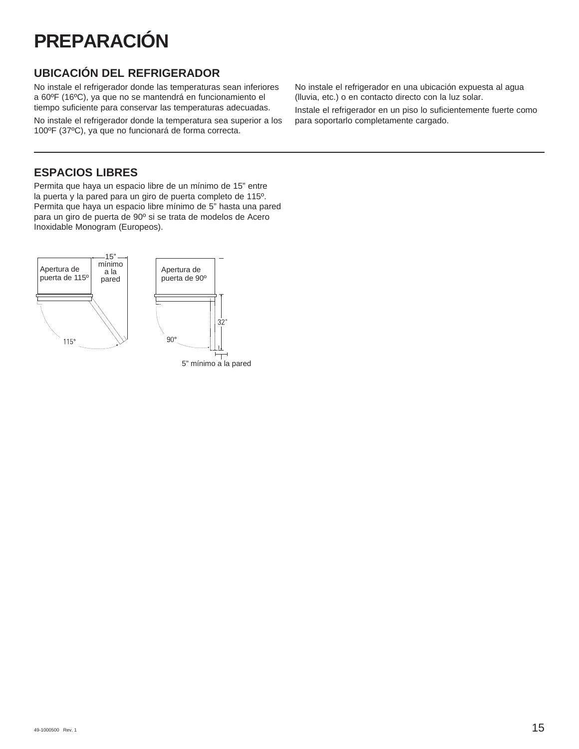# PREPARACIÓN

## UBICACIÓN DEL REFRIGERADOR

No instale el refrigerador donde las temperaturas sean inferiores a 60ºF (16ºC), ya que no se mantendrá en funcionamiento el tiempo suficiente para conservar las temperaturas adecuadas.

No instale el refrigerador donde la temperatura sea superior a los 100ºF (37ºC), ya que no funcionará de forma correcta.

No instale el refrigerador en una ubicación expuesta al agua (lluvia, etc.) o en contacto directo con la luz solar.

Instale el refrigerador en un piso lo suficientemente fuerte como para soportarlo completamente cargado.

## ESPACIOS LIBRES

Permita que haya un espacio libre de un mínimo de 15" entre la puerta y la pared para un giro de puerta completo de 115º. Permita que haya un espacio libre mínimo de 5" hasta una pared para un giro de puerta de 90º si se trata de modelos de Acero Inoxidable Monogram (Europeos).

Apertura de puerta de 115º

15" mínimo a la pared

115°

Apertura de puerta de 90º

32"

90°

5" mínimo a la pared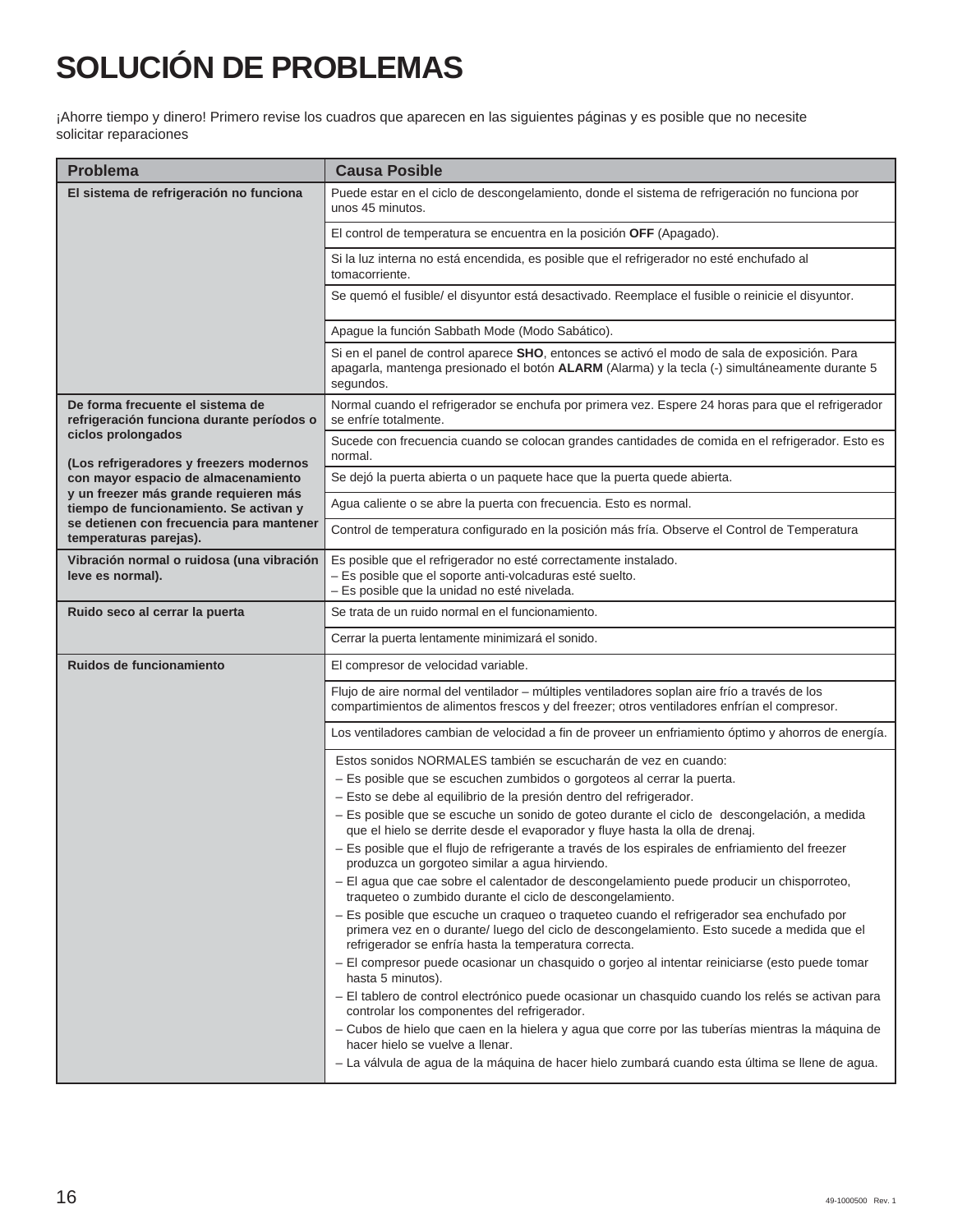# SOLUCIÓN DE PROBLEMAS

¡Ahorre tiempo y dinero! Primero revise los cuadros que aparecen en las siguientes páginas y es posible que no necesite solicitar reparaciones

| Problema | Causa Posible |
|---|---|
| **El sistema de refrigeración no funciona** | Puede estar en el ciclo de descongelamiento, donde el sistema de refrigeración no funciona por unos 45 minutos. |
| | El control de temperatura se encuentra en la posición **OFF** (Apagado). |
| | Si la luz interna no está encendida, es posible que el refrigerador no esté enchufado al tomacorriente. |
| | Se quemó el fusible/ el disyuntor está desactivado. Reemplace el fusible o reinicie el disyuntor. |
| | Apague la función Sabbath Mode (Modo Sabático). |
| | Si en el panel de control aparece **SHO**, entonces se activó el modo de sala de exposición. Para apagarla, mantenga presionado el botón **ALARM** (Alarma) y la tecla (-) simultáneamente durante 5 segundos. |
| **De forma frecuente el sistema de refrigeración funciona durante períodos o ciclos prolongados**<br><br>**(Los refrigeradores y freezers modernos con mayor espacio de almacenamiento y un freezer más grande requieren más tiempo de funcionamiento. Se activan y se detienen con frecuencia para mantener temperaturas parejas).** | Normal cuando el refrigerador se enchufa por primera vez. Espere 24 horas para que el refrigerador se enfríe totalmente. |
| | Sucede con frecuencia cuando se colocan grandes cantidades de comida en el refrigerador. Esto es normal. |
| | Se dejó la puerta abierta o un paquete hace que la puerta quede abierta. |
| | Agua caliente o se abre la puerta con frecuencia. Esto es normal. |
| | Control de temperatura configurado en la posición más fría. Observe el Control de Temperatura |
| **Vibración normal o ruidosa (una vibración leve es normal).** | Es posible que el refrigerador no esté correctamente instalado.<br>– Es posible que el soporte anti-volcaduras esté suelto.<br>– Es posible que la unidad no esté nivelada. |
| **Ruido seco al cerrar la puerta** | Se trata de un ruido normal en el funcionamiento. |
| | Cerrar la puerta lentamente minimizará el sonido. |
| **Ruidos de funcionamiento** | El compresor de velocidad variable. |
| | Flujo de aire normal del ventilador – múltiples ventiladores soplan aire frío a través de los compartimientos de alimentos frescos y del freezer; otros ventiladores enfrían el compresor. |
| | Los ventiladores cambian de velocidad a fin de proveer un enfriamiento óptimo y ahorros de energía. |
| | Estos sonidos NORMALES también se escucharán de vez en cuando:<br>– Es posible que se escuchen zumbidos o gorgoteos al cerrar la puerta.<br>– Esto se debe al equilibrio de la presión dentro del refrigerador.<br>– Es posible que se escuche un sonido de goteo durante el ciclo de descongelación, a medida que el hielo se derrite desde el evaporador y fluye hasta la olla de drenaj.<br>– Es posible que el flujo de refrigerante a través de los espirales de enfriamiento del freezer produzca un gorgoteo similar a agua hirviendo.<br>– El agua que cae sobre el calentador de descongelamiento puede producir un chisporroteo, traqueteo o zumbido durante el ciclo de descongelamiento.<br>– Es posible que escuche un craqueo o traqueteo cuando el refrigerador sea enchufado por primera vez en o durante/ luego del ciclo de descongelamiento. Esto sucede a medida que el refrigerador se enfría hasta la temperatura correcta.<br>– El compresor puede ocasionar un chasquido o gorjeo al intentar reiniciarse (esto puede tomar hasta 5 minutos).<br>– El tablero de control electrónico puede ocasionar un chasquido cuando los relés se activan para controlar los componentes del refrigerador.<br>– Cubos de hielo que caen en la hielera y agua que corre por las tuberías mientras la máquina de hacer hielo se vuelve a llenar.<br>– La válvula de agua de la máquina de hacer hielo zumbará cuando esta última se llene de agua. |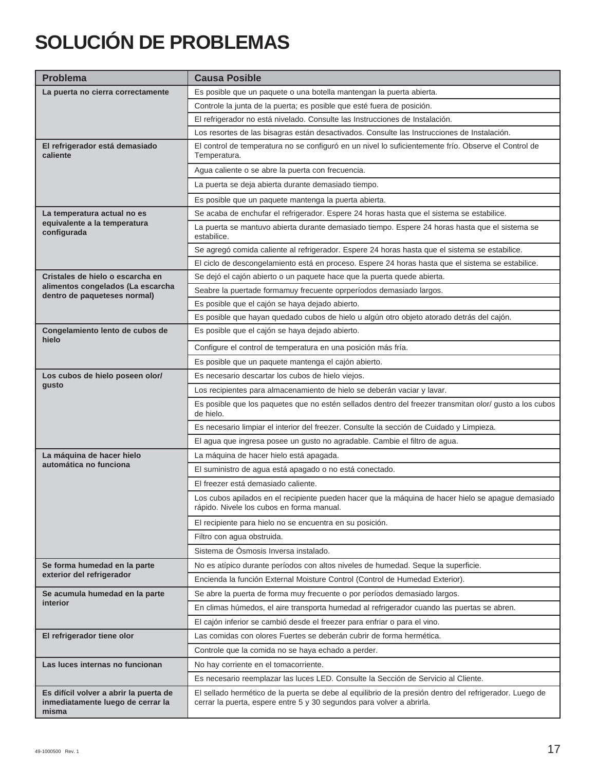# SOLUCIÓN DE PROBLEMAS

| Problema | Causa Posible |
|---|---|
| **La puerta no cierra correctamente** | Es posible que un paquete o una botella mantengan la puerta abierta. |
| | Controle la junta de la puerta; es posible que esté fuera de posición. |
| | El refrigerador no está nivelado. Consulte las Instrucciones de Instalación. |
| | Los resortes de las bisagras están desactivados. Consulte las Instrucciones de Instalación. |
| **El refrigerador está demasiado caliente** | El control de temperatura no se configuró en un nivel lo suficientemente frío. Observe el Control de Temperatura. |
| | Agua caliente o se abre la puerta con frecuencia. |
| | La puerta se deja abierta durante demasiado tiempo. |
| | Es posible que un paquete mantenga la puerta abierta. |
| **La temperatura actual no es equivalente a la temperatura configurada** | Se acaba de enchufar el refrigerador. Espere 24 horas hasta que el sistema se estabilice. |
| | La puerta se mantuvo abierta durante demasiado tiempo. Espere 24 horas hasta que el sistema se estabilice. |
| | Se agregó comida caliente al refrigerador. Espere 24 horas hasta que el sistema se estabilice. |
| | El ciclo de descongelamiento está en proceso. Espere 24 horas hasta que el sistema se estabilice. |
| **Cristales de hielo o escarcha en alimentos congelados (La escarcha dentro de paqueteses normal)** | Se dejó el cajón abierto o un paquete hace que la puerta quede abierta. |
| | Seabre la puertade formamuy frecuente oprperíodos demasiado largos. |
| | Es posible que el cajón se haya dejado abierto. |
| | Es posible que hayan quedado cubos de hielo u algún otro objeto atorado detrás del cajón. |
| **Congelamiento lento de cubos de hielo** | Es posible que el cajón se haya dejado abierto. |
| | Configure el control de temperatura en una posición más fría. |
| | Es posible que un paquete mantenga el cajón abierto. |
| **Los cubos de hielo poseen olor/ gusto** | Es necesario descartar los cubos de hielo viejos. |
| | Los recipientes para almacenamiento de hielo se deberán vaciar y lavar. |
| | Es posible que los paquetes que no estén sellados dentro del freezer transmitan olor/ gusto a los cubos de hielo. |
| | Es necesario limpiar el interior del freezer. Consulte la sección de Cuidado y Limpieza. |
| | El agua que ingresa posee un gusto no agradable. Cambie el filtro de agua. |
| **La máquina de hacer hielo automática no funciona** | La máquina de hacer hielo está apagada. |
| | El suministro de agua está apagado o no está conectado. |
| | El freezer está demasiado caliente. |
| | Los cubos apilados en el recipiente pueden hacer que la máquina de hacer hielo se apague demasiado rápido. Nivele los cubos en forma manual. |
| | El recipiente para hielo no se encuentra en su posición. |
| | Filtro con agua obstruida. |
| | Sistema de Ósmosis Inversa instalado. |
| **Se forma humedad en la parte exterior del refrigerador** | No es atípico durante períodos con altos niveles de humedad. Seque la superficie. |
| | Encienda la función External Moisture Control (Control de Humedad Exterior). |
| **Se acumula humedad en la parte interior** | Se abre la puerta de forma muy frecuente o por períodos demasiado largos. |
| | En climas húmedos, el aire transporta humedad al refrigerador cuando las puertas se abren. |
| | El cajón inferior se cambió desde el freezer para enfriar o para el vino. |
| **El refrigerador tiene olor** | Las comidas con olores Fuertes se deberán cubrir de forma hermética. |
| | Controle que la comida no se haya echado a perder. |
| **Las luces internas no funcionan** | No hay corriente en el tomacorriente. |
| | Es necesario reemplazar las luces LED. Consulte la Sección de Servicio al Cliente. |
| **Es difícil volver a abrir la puerta de inmediatamente luego de cerrar la misma** | El sellado hermético de la puerta se debe al equilibrio de la presión dentro del refrigerador. Luego de cerrar la puerta, espere entre 5 y 30 segundos para volver a abrirla. |

49-1000500 Rev. 1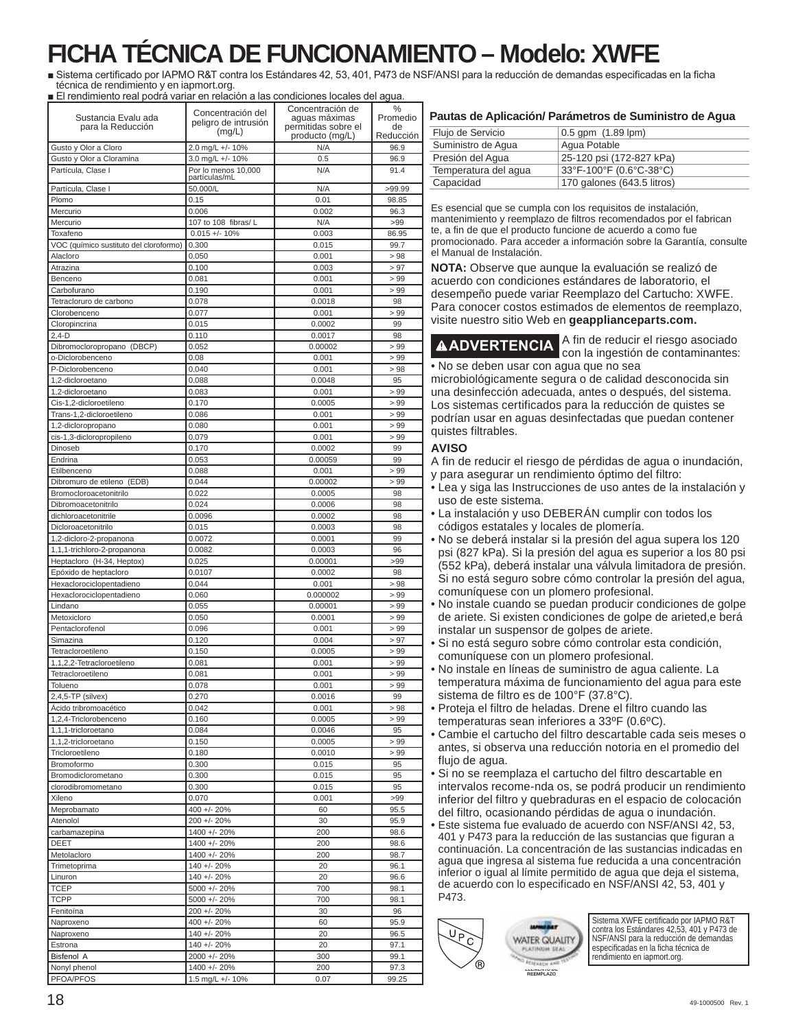# FICHA TÉCNICA DE FUNCIONAMIENTO – Modelo: XWFE

- Sistema certificado por IAPMO R&T contra los Estándares 42, 53, 401, P473 de NSF/ANSI para la reducción de demandas especificadas en la ficha técnica de rendimiento y en iapmort.org.
- El rendimiento real podrá variar en relación a las condiciones locales del agua.

| Sustancia Evalu ada para la Reducción | Concentración del peligro de intrusión (mg/L) | Concentración de aguas máximas permitidas sobre el producto (mg/L) | % Promedio de Reducción |
|---|---|---|---|
| Gusto y Olor a Cloro | 2.0 mg/L +/- 10% | N/A | 96.9 |
| Gusto y Olor a Cloramina | 3.0 mg/L +/- 10% | 0.5 | 96.9 |
| Partícula, Clase I | Por lo menos 10,000 partículas/mL | N/A | 91.4 |
| Partícula, Clase I | 50,000/L | N/A | >99.99 |
| Plomo | 0.15 | 0.01 | 98.85 |
| Mercurio | 0.006 | 0.002 | 96.3 |
| Mercurio | 107 to 108 fibras/ L | N/A | >99 |
| Toxafeno | 0.015 +/- 10% | 0.003 | 86.95 |
| VOC (químico sustituto del cloroformo) | 0.300 | 0.015 | 99.7 |
| Alacloro | 0.050 | 0.001 | > 98 |
| Atrazina | 0.100 | 0.003 | > 97 |
| Benceno | 0.081 | 0.001 | > 99 |
| Carbofurano | 0.190 | 0.001 | > 99 |
| Tetracloruro de carbono | 0.078 | 0.0018 | 98 |
| Clorobenceno | 0.077 | 0.001 | > 99 |
| Cloropincrina | 0.015 | 0.0002 | 99 |
| 2,4-D | 0.110 | 0.0017 | 98 |
| Dibromocloropropano (DBCP) | 0.052 | 0.00002 | > 99 |
| o-Diclorobenceno | 0.08 | 0.001 | > 99 |
| P-Diclorobenceno | 0.040 | 0.001 | > 98 |
| 1,2-dicloroetano | 0.088 | 0.0048 | 95 |
| 1,2-dicloroetano | 0.083 | 0.001 | > 99 |
| Cis-1,2-dicloroetileno | 0.170 | 0.0005 | > 99 |
| Trans-1,2-dicloroetileno | 0.086 | 0.001 | > 99 |
| 1,2-dicloropropano | 0.080 | 0.001 | > 99 |
| cis-1,3-dicloropropileno | 0.079 | 0.001 | > 99 |
| Dinoseb | 0.170 | 0.0002 | 99 |
| Endrina | 0.053 | 0.00059 | 99 |
| Etilbenceno | 0.088 | 0.001 | > 99 |
| Dibromuro de etileno (EDB) | 0.044 | 0.00002 | > 99 |
| Bromocloroacetonitrilo | 0.022 | 0.0005 | 98 |
| Dibromoacetonitrilo | 0.024 | 0.0006 | 98 |
| dichloroacetonitrile | 0.0096 | 0.0002 | 98 |
| Dicloroacetonitrilo | 0.015 | 0.0003 | 98 |
| 1,2-dicloro-2-propanona | 0.0072 | 0.0001 | 99 |
| 1,1,1-trichloro-2-propanona | 0.0082 | 0.0003 | 96 |
| Heptacloro (H-34, Heptox) | 0.025 | 0.00001 | >99 |
| Epóxido de heptacloro | 0.0107 | 0.0002 | 98 |
| Hexaclorociclopentadieno | 0.044 | 0.001 | > 98 |
| Hexaclorociclopentadieno | 0.060 | 0.000002 | > 99 |
| Lindano | 0.055 | 0.00001 | > 99 |
| Metoxicloro | 0.050 | 0.0001 | > 99 |
| Pentaclorofenol | 0.096 | 0.001 | > 99 |
| Simazina | 0.120 | 0.004 | > 97 |
| Tetracloroetileno | 0.150 | 0.0005 | > 99 |
| 1,1,2,2-Tetracloroetileno | 0.081 | 0.001 | > 99 |
| Tetracloroetileno | 0.081 | 0.001 | > 99 |
| Tolueno | 0.078 | 0.001 | > 99 |
| 2,4,5-TP (silvex) | 0.270 | 0.0016 | 99 |
| Ácido tribromoacético | 0.042 | 0.001 | > 98 |
| 1,2,4-Triclorobenceno | 0.160 | 0.0005 | > 99 |
| 1,1,1-tricloroetano | 0.084 | 0.0046 | 95 |
| 1,1,2-tricloroetano | 0.150 | 0.0005 | > 99 |
| Tricloroetileno | 0.180 | 0.0010 | > 99 |
| Bromoformo | 0.300 | 0.015 | 95 |
| Bromodiclorometano | 0.300 | 0.015 | 95 |
| clorodibromometano | 0.300 | 0.015 | 95 |
| Xileno | 0.070 | 0.001 | >99 |
| Meprobamato | 400 +/- 20% | 60 | 95.5 |
| Atenolol | 200 +/- 20% | 30 | 95.9 |
| carbamazepina | 1400 +/- 20% | 200 | 98.6 |
| DEET | 1400 +/- 20% | 200 | 98.6 |
| Metolacloro | 1400 +/- 20% | 200 | 98.7 |
| Trimetoprima | 140 +/- 20% | 20 | 96.1 |
| Linuron | 140 +/- 20% | 20 | 96.6 |
| TCEP | 5000 +/- 20% | 700 | 98.1 |
| TCPP | 5000 +/- 20% | 700 | 98.1 |
| Fenitoína | 200 +/- 20% | 30 | 96 |
| Naproxeno | 400 +/- 20% | 60 | 95.9 |
| Naproxeno | 140 +/- 20% | 20 | 96.5 |
| Estrona | 140 +/- 20% | 20 | 97.1 |
| Bisfenol A | 2000 +/- 20% | 300 | 99.1 |
| Nonyl phenol | 1400 +/- 20% | 200 | 97.3 |
| PFOA/PFOS | 1.5 mg/L +/- 10% | 0.07 | 99.25 |

### Pautas de Aplicación/ Parámetros de Suministro de Agua

| | |
|---|---|
| Flujo de Servicio | 0.5 gpm (1.89 lpm) |
| Suministro de Agua | Agua Potable |
| Presión del Agua | 25-120 psi (172-827 kPa) |
| Temperatura del agua | 33°F-100°F (0.6°C-38°C) |
| Capacidad | 170 galones (643.5 litros) |

Es esencial que se cumpla con los requisitos de instalación, mantenimiento y reemplazo de filtros recomendados por el fabrican te, a fin de que el producto funcione de acuerdo a como fue promocionado. Para acceder a información sobre la Garantía, consulte el Manual de Instalación.

**NOTA:** Observe que aunque la evaluación se realizó de acuerdo con condiciones estándares de laboratorio, el desempeño puede variar Reemplazo del Cartucho: XWFE. Para conocer costos estimados de elementos de reemplazo, visite nuestro sitio Web en **geapplianceparts.com.**

**⚠ADVERTENCIA** A fin de reducir el riesgo asociado con la ingestión de contaminantes:

- No se deben usar con agua que no sea microbiológicamente segura o de calidad desconocida sin una desinfección adecuada, antes o después, del sistema. Los sistemas certificados para la reducción de quistes se podrían usar en aguas desinfectadas que puedan contener quistes filtrables.

**AVISO**

A fin de reducir el riesgo de pérdidas de agua o inundación, y para asegurar un rendimiento óptimo del filtro:

- Lea y siga las Instrucciones de uso antes de la instalación y uso de este sistema.
- La instalación y uso DEBERÁN cumplir con todos los códigos estatales y locales de plomería.
- No se deberá instalar si la presión del agua supera los 120 psi (827 kPa). Si la presión del agua es superior a los 80 psi (552 kPa), deberá instalar una válvula limitadora de presión. Si no está seguro sobre cómo controlar la presión del agua, comuníquese con un plomero profesional.
- No instale cuando se puedan producir condiciones de golpe de ariete. Si existen condiciones de golpe de arieted,e berá instalar un suspensor de golpes de ariete.
- Si no está seguro sobre cómo controlar esta condición, comuníquese con un plomero profesional.
- No instale en líneas de suministro de agua caliente. La temperatura máxima de funcionamiento del agua para este sistema de filtro es de 100°F (37.8°C).
- Proteja el filtro de heladas. Drene el filtro cuando las temperaturas sean inferiores a 33ºF (0.6ºC).
- Cambie el cartucho del filtro descartable cada seis meses o antes, si observa una reducción notoria en el promedio del flujo de agua.
- Si no se reemplaza el cartucho del filtro descartable en intervalos recome-nda os, se podrá producir un rendimiento inferior del filtro y quebraduras en el espacio de colocación del filtro, ocasionando pérdidas de agua o inundación.
- Este sistema fue evaluado de acuerdo con NSF/ANSI 42, 53, 401 y P473 para la reducción de las sustancias que figuran a continuación. La concentración de las sustancias indicadas en agua que ingresa al sistema fue reducida a una concentración inferior o igual al límite permitido de agua que deja el sistema, de acuerdo con lo especificado en NSF/ANSI 42, 53, 401 y P473.

Sistema XWFE certificado por IAPMO R&T contra los Estándares 42,53, 401 y P473 de NSF/ANSI para la reducción de demandas especificadas en la ficha técnica de rendimiento en iapmort.org.

49-1000500 Rev. 1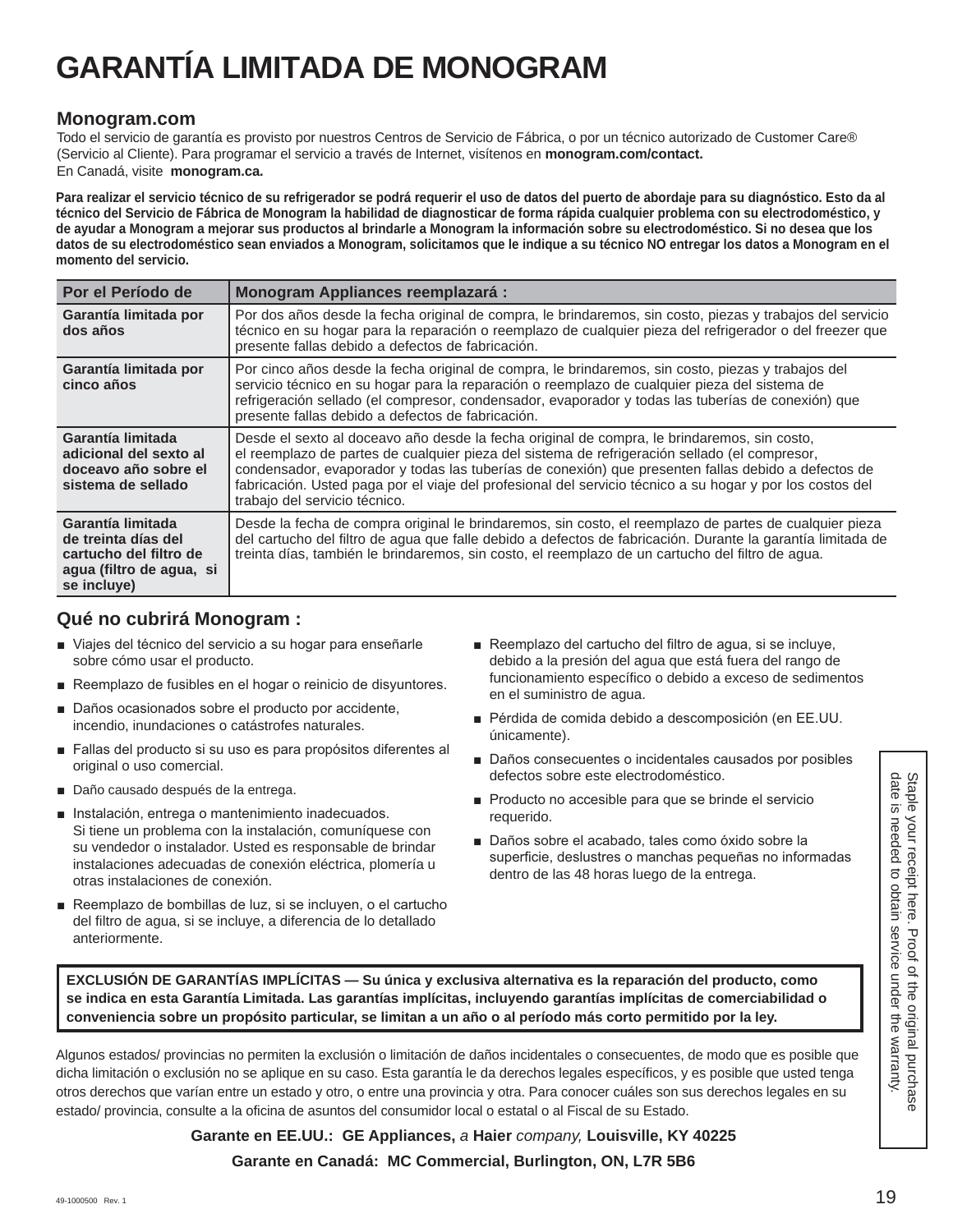# GARANTÍA LIMITADA DE MONOGRAM

**Monogram.com**

Todo el servicio de garantía es provisto por nuestros Centros de Servicio de Fábrica, o por un técnico autorizado de Customer Care® (Servicio al Cliente). Para programar el servicio a través de Internet, visítenos en **monogram.com/contact.**
En Canadá, visite **monogram.ca.**

**Para realizar el servicio técnico de su refrigerador se podrá requerir el uso de datos del puerto de abordaje para su diagnóstico. Esto da al técnico del Servicio de Fábrica de Monogram la habilidad de diagnosticar de forma rápida cualquier problema con su electrodoméstico, y de ayudar a Monogram a mejorar sus productos al brindarle a Monogram la información sobre su electrodoméstico. Si no desea que los datos de su electrodoméstico sean enviados a Monogram, solicitamos que le indique a su técnico NO entregar los datos a Monogram en el momento del servicio.**

| Por el Período de | Monogram Appliances reemplazará : |
|---|---|
| **Garantía limitada por dos años** | Por dos años desde la fecha original de compra, le brindaremos, sin costo, piezas y trabajos del servicio técnico en su hogar para la reparación o reemplazo de cualquier pieza del refrigerador o del freezer que presente fallas debido a defectos de fabricación. |
| **Garantía limitada por cinco años** | Por cinco años desde la fecha original de compra, le brindaremos, sin costo, piezas y trabajos del servicio técnico en su hogar para la reparación o reemplazo de cualquier pieza del sistema de refrigeración sellado (el compresor, condensador, evaporador y todas las tuberías de conexión) que presente fallas debido a defectos de fabricación. |
| **Garantía limitada adicional del sexto al doceavo año sobre el sistema de sellado** | Desde el sexto al doceavo año desde la fecha original de compra, le brindaremos, sin costo, el reemplazo de partes de cualquier pieza del sistema de refrigeración sellado (el compresor, condensador, evaporador y todas las tuberías de conexión) que presenten fallas debido a defectos de fabricación. Usted paga por el viaje del profesional del servicio técnico a su hogar y por los costos del trabajo del servicio técnico. |
| **Garantía limitada de treinta días del cartucho del filtro de agua (filtro de agua, si se incluye)** | Desde la fecha de compra original le brindaremos, sin costo, el reemplazo de partes de cualquier pieza del cartucho del filtro de agua que falle debido a defectos de fabricación. Durante la garantía limitada de treinta días, también le brindaremos, sin costo, el reemplazo de un cartucho del filtro de agua. |

## Qué no cubrirá Monogram :

- Viajes del técnico del servicio a su hogar para enseñarle sobre cómo usar el producto.
- Reemplazo de fusibles en el hogar o reinicio de disyuntores.
- Daños ocasionados sobre el producto por accidente, incendio, inundaciones o catástrofes naturales.
- Fallas del producto si su uso es para propósitos diferentes al original o uso comercial.
- Daño causado después de la entrega.
- Instalación, entrega o mantenimiento inadecuados. Si tiene un problema con la instalación, comuníquese con su vendedor o instalador. Usted es responsable de brindar instalaciones adecuadas de conexión eléctrica, plomería u otras instalaciones de conexión.
- Reemplazo de bombillas de luz, si se incluyen, o el cartucho del filtro de agua, si se incluye, a diferencia de lo detallado anteriormente.
- Reemplazo del cartucho del filtro de agua, si se incluye, debido a la presión del agua que está fuera del rango de funcionamiento específico o debido a exceso de sedimentos en el suministro de agua.
- Pérdida de comida debido a descomposición (en EE.UU. únicamente).
- Daños consecuentes o incidentales causados por posibles defectos sobre este electrodoméstico.
- Producto no accesible para que se brinde el servicio requerido.
- Daños sobre el acabado, tales como óxido sobre la superficie, deslustres o manchas pequeñas no informadas dentro de las 48 horas luego de la entrega.

Staple your receipt here. Proof of the original purchase date is needed to obtain service under the warranty.

**EXCLUSIÓN DE GARANTÍAS IMPLÍCITAS — Su única y exclusiva alternativa es la reparación del producto, como se indica en esta Garantía Limitada. Las garantías implícitas, incluyendo garantías implícitas de comerciabilidad o conveniencia sobre un propósito particular, se limitan a un año o al período más corto permitido por la ley.**

Algunos estados/ provincias no permiten la exclusión o limitación de daños incidentales o consecuentes, de modo que es posible que dicha limitación o exclusión no se aplique en su caso. Esta garantía le da derechos legales específicos, y es posible que usted tenga otros derechos que varían entre un estado y otro, o entre una provincia y otra. Para conocer cuáles son sus derechos legales en su estado/ provincia, consulte a la oficina de asuntos del consumidor local o estatal o al Fiscal de su Estado.

**Garante en EE.UU.: GE Appliances,** *a* **Haier** *company,* **Louisville, KY 40225**

**Garante en Canadá: MC Commercial, Burlington, ON, L7R 5B6**

49-1000500 Rev. 1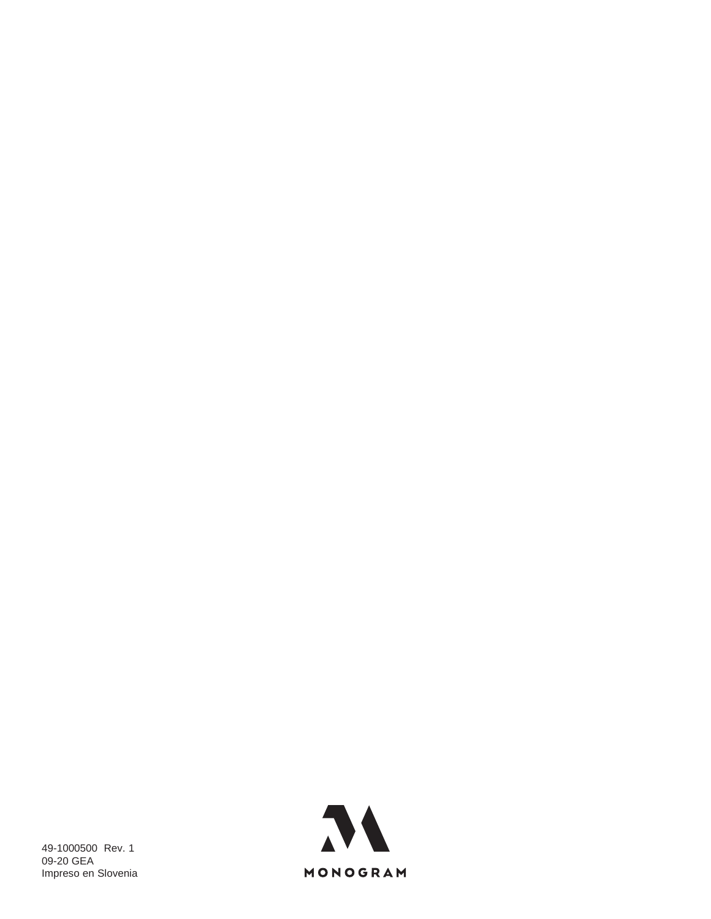49-1000500 Rev. 1
09-20 GEA
Impreso en Slovenia

MONOGRAM